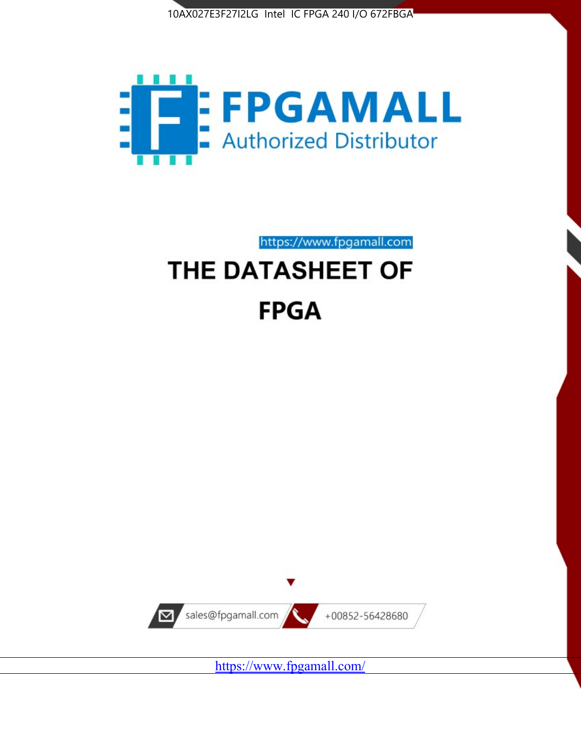10AX027E3F27I2LG Intel IC FPGA 240 I/O 672FBGA

FPGAMALL

Authorized Distributor

https://www.fpgamall.com

# THE DATASHEET OF

# FPGA

sales@fpgamall.com

+00852-56428680

https://www.fpgamall.com/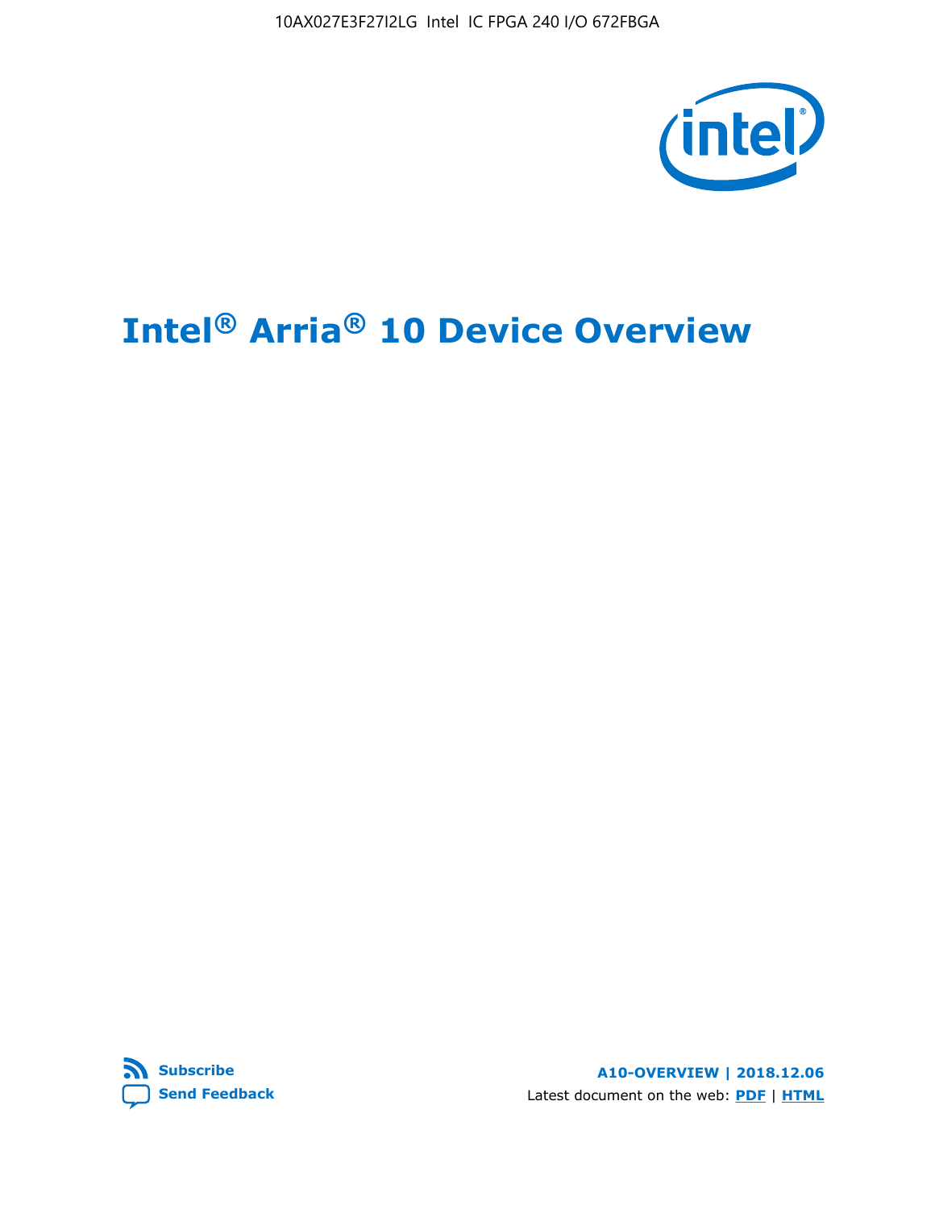# Intel® Arria® 10 Device Overview

**A10-OVERVIEW | 2018.12.06**

Latest document on the web: **PDF** | **HTML**

**Subscribe**

**Send Feedback**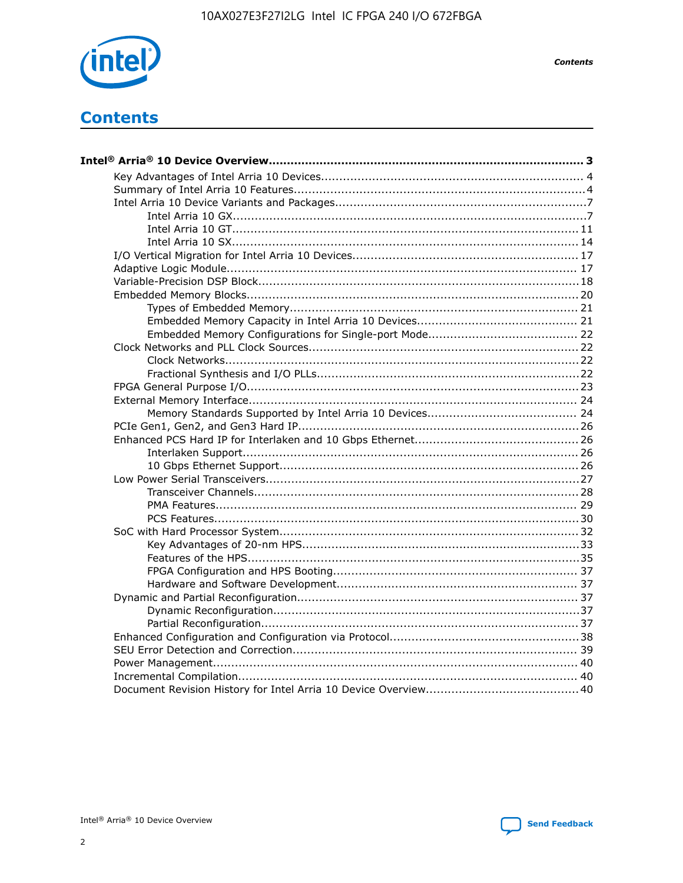# Contents

**Intel® Arria® 10 Device Overview....................................................................................... 3**

- Key Advantages of Intel Arria 10 Devices........................................................................ 4
- Summary of Intel Arria 10 Features................................................................................4
- Intel Arria 10 Device Variants and Packages.....................................................................7
  - Intel Arria 10 GX.................................................................................................7
  - Intel Arria 10 GT............................................................................................... 11
  - Intel Arria 10 SX............................................................................................... 14
- I/O Vertical Migration for Intel Arria 10 Devices.............................................................. 17
- Adaptive Logic Module................................................................................................ 17
- Variable-Precision DSP Block.........................................................................................18
- Embedded Memory Blocks........................................................................................... 20
  - Types of Embedded Memory............................................................................... 21
  - Embedded Memory Capacity in Intel Arria 10 Devices............................................ 21
  - Embedded Memory Configurations for Single-port Mode.......................................... 22
- Clock Networks and PLL Clock Sources.......................................................................... 22
  - Clock Networks.................................................................................................22
  - Fractional Synthesis and I/O PLLs........................................................................22
- FPGA General Purpose I/O.......................................................................................... 23
- External Memory Interface.......................................................................................... 24
  - Memory Standards Supported by Intel Arria 10 Devices.......................................... 24
- PCIe Gen1, Gen2, and Gen3 Hard IP.............................................................................26
- Enhanced PCS Hard IP for Interlaken and 10 Gbps Ethernet.............................................26
  - Interlaken Support............................................................................................ 26
  - 10 Gbps Ethernet Support.................................................................................. 26
- Low Power Serial Transceivers......................................................................................27
  - Transceiver Channels.........................................................................................28
  - PMA Features................................................................................................... 29
  - PCS Features....................................................................................................30
- SoC with Hard Processor System.................................................................................. 32
  - Key Advantages of 20-nm HPS............................................................................33
  - Features of the HPS...........................................................................................35
  - FPGA Configuration and HPS Booting................................................................... 37
  - Hardware and Software Development.................................................................. 37
- Dynamic and Partial Reconfiguration.............................................................................37
  - Dynamic Reconfiguration....................................................................................37
  - Partial Reconfiguration.......................................................................................37
- Enhanced Configuration and Configuration via Protocol....................................................38
- SEU Error Detection and Correction.............................................................................. 39
- Power Management.................................................................................................... 40
- Incremental Compilation............................................................................................. 40
- Document Revision History for Intel Arria 10 Device Overview.......................................... 40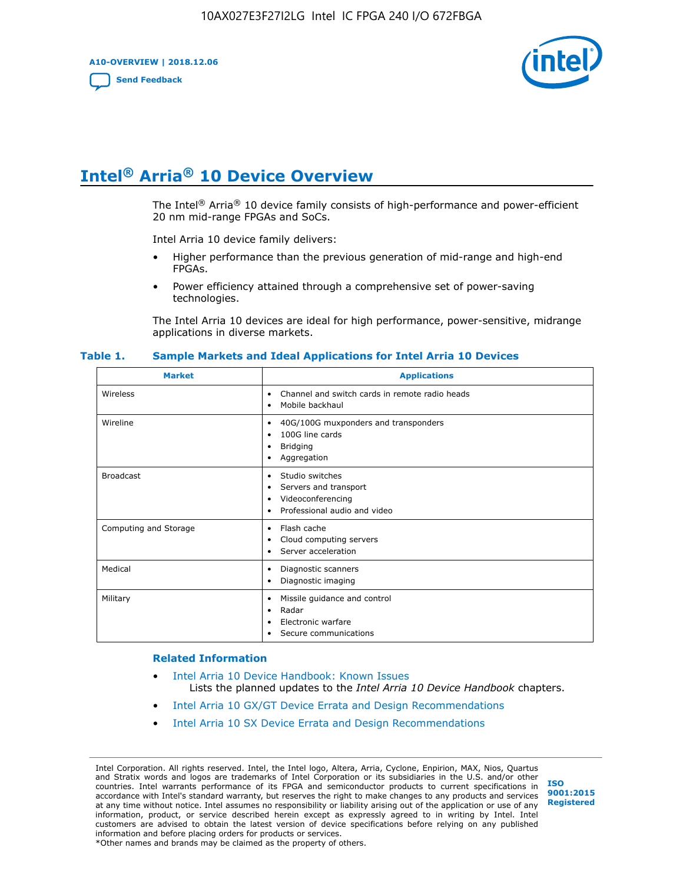# Intel® Arria® 10 Device Overview

The Intel® Arria® 10 device family consists of high-performance and power-efficient 20 nm mid-range FPGAs and SoCs.

Intel Arria 10 device family delivers:

- Higher performance than the previous generation of mid-range and high-end FPGAs.
- Power efficiency attained through a comprehensive set of power-saving technologies.

The Intel Arria 10 devices are ideal for high performance, power-sensitive, midrange applications in diverse markets.

**Table 1. Sample Markets and Ideal Applications for Intel Arria 10 Devices**

| Market | Applications |
|---|---|
| Wireless | • Channel and switch cards in remote radio heads<br>• Mobile backhaul |
| Wireline | • 40G/100G muxponders and transponders<br>• 100G line cards<br>• Bridging<br>• Aggregation |
| Broadcast | • Studio switches<br>• Servers and transport<br>• Videoconferencing<br>• Professional audio and video |
| Computing and Storage | • Flash cache<br>• Cloud computing servers<br>• Server acceleration |
| Medical | • Diagnostic scanners<br>• Diagnostic imaging |
| Military | • Missile guidance and control<br>• Radar<br>• Electronic warfare<br>• Secure communications |

### Related Information

- Intel Arria 10 Device Handbook: Known Issues
  Lists the planned updates to the *Intel Arria 10 Device Handbook* chapters.
- Intel Arria 10 GX/GT Device Errata and Design Recommendations
- Intel Arria 10 SX Device Errata and Design Recommendations

Intel Corporation. All rights reserved. Intel, the Intel logo, Altera, Arria, Cyclone, Enpirion, MAX, Nios, Quartus and Stratix words and logos are trademarks of Intel Corporation or its subsidiaries in the U.S. and/or other countries. Intel warrants performance of its FPGA and semiconductor products to current specifications in accordance with Intel's standard warranty, but reserves the right to make changes to any products and services at any time without notice. Intel assumes no responsibility or liability arising out of the application or use of any information, product, or service described herein except as expressly agreed to in writing by Intel. Intel customers are advised to obtain the latest version of device specifications before relying on any published information and before placing orders for products or services.
*Other names and brands may be claimed as the property of others.

ISO 9001:2015 Registered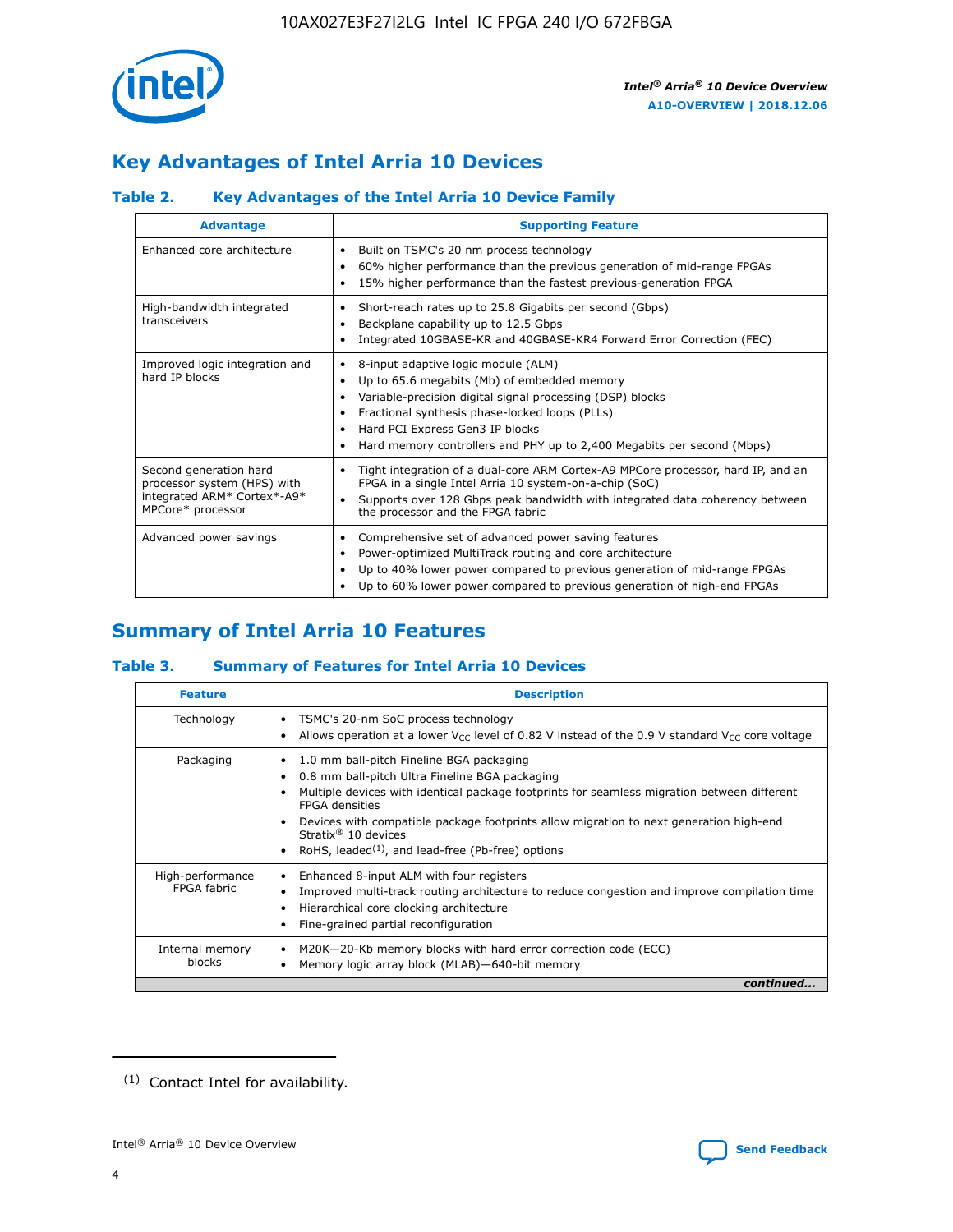## Key Advantages of Intel Arria 10 Devices

### Table 2. Key Advantages of the Intel Arria 10 Device Family

| Advantage | Supporting Feature |
| --- | --- |
| Enhanced core architecture | • Built on TSMC's 20 nm process technology<br>• 60% higher performance than the previous generation of mid-range FPGAs<br>• 15% higher performance than the fastest previous-generation FPGA |
| High-bandwidth integrated transceivers | • Short-reach rates up to 25.8 Gigabits per second (Gbps)<br>• Backplane capability up to 12.5 Gbps<br>• Integrated 10GBASE-KR and 40GBASE-KR4 Forward Error Correction (FEC) |
| Improved logic integration and hard IP blocks | • 8-input adaptive logic module (ALM)<br>• Up to 65.6 megabits (Mb) of embedded memory<br>• Variable-precision digital signal processing (DSP) blocks<br>• Fractional synthesis phase-locked loops (PLLs)<br>• Hard PCI Express Gen3 IP blocks<br>• Hard memory controllers and PHY up to 2,400 Megabits per second (Mbps) |
| Second generation hard processor system (HPS) with integrated ARM* Cortex*-A9* MPCore* processor | • Tight integration of a dual-core ARM Cortex-A9 MPCore processor, hard IP, and an FPGA in a single Intel Arria 10 system-on-a-chip (SoC)<br>• Supports over 128 Gbps peak bandwidth with integrated data coherency between the processor and the FPGA fabric |
| Advanced power savings | • Comprehensive set of advanced power saving features<br>• Power-optimized MultiTrack routing and core architecture<br>• Up to 40% lower power compared to previous generation of mid-range FPGAs<br>• Up to 60% lower power compared to previous generation of high-end FPGAs |

## Summary of Intel Arria 10 Features

### Table 3. Summary of Features for Intel Arria 10 Devices

| Feature | Description |
| --- | --- |
| Technology | • TSMC's 20-nm SoC process technology<br>• Allows operation at a lower $V_{CC}$ level of 0.82 V instead of the 0.9 V standard $V_{CC}$ core voltage |
| Packaging | • 1.0 mm ball-pitch Fineline BGA packaging<br>• 0.8 mm ball-pitch Ultra Fineline BGA packaging<br>• Multiple devices with identical package footprints for seamless migration between different FPGA densities<br>• Devices with compatible package footprints allow migration to next generation high-end Stratix® 10 devices<br>• RoHS, leaded[(1)], and lead-free (Pb-free) options |
| High-performance FPGA fabric | • Enhanced 8-input ALM with four registers<br>• Improved multi-track routing architecture to reduce congestion and improve compilation time<br>• Hierarchical core clocking architecture<br>• Fine-grained partial reconfiguration |
| Internal memory blocks | • M20K—20-Kb memory blocks with hard error correction code (ECC)<br>• Memory logic array block (MLAB)—640-bit memory |

*continued...*

(1) Contact Intel for availability.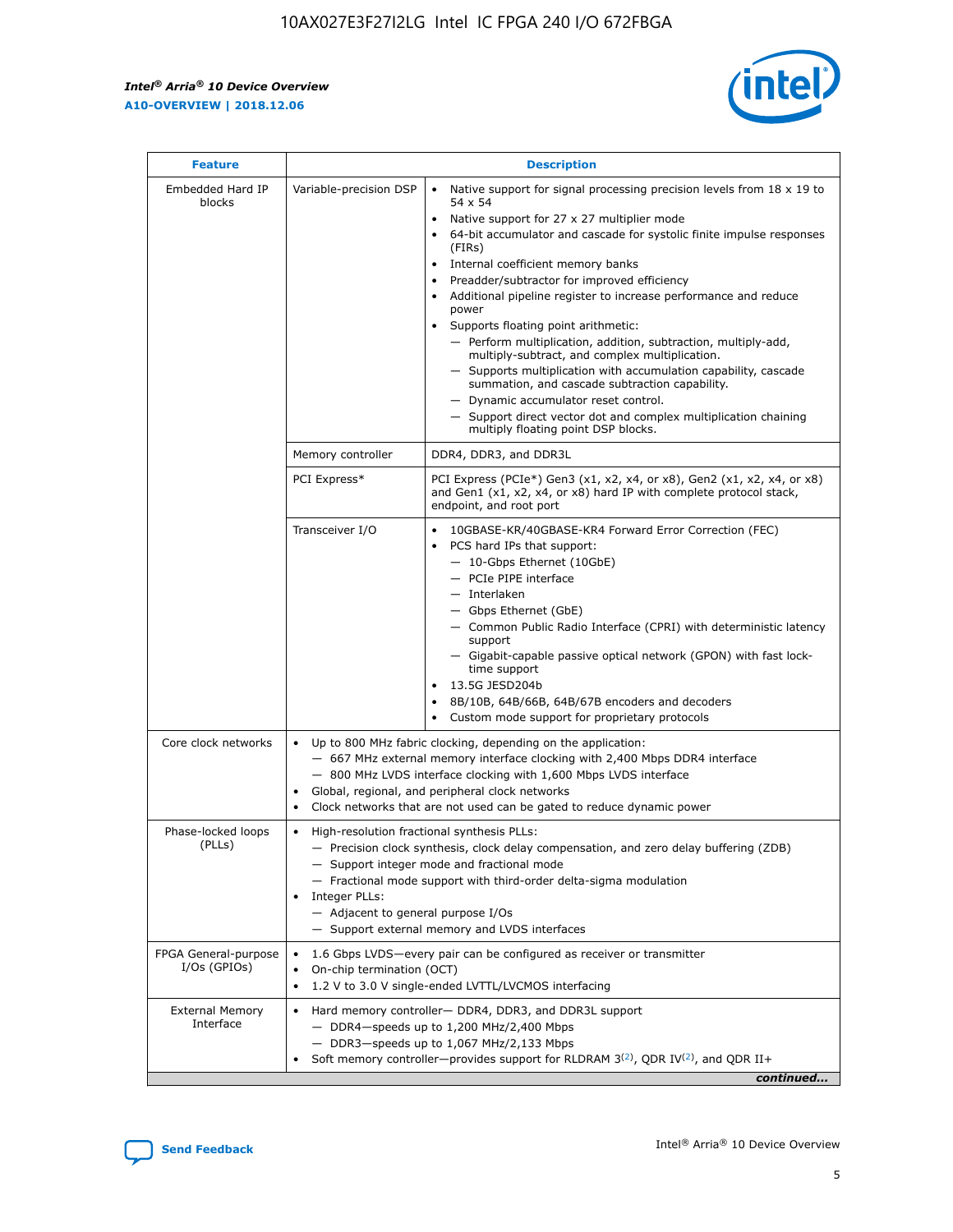| Feature | Description | |
|---|---|---|
| Embedded Hard IP blocks | Variable-precision DSP | • Native support for signal processing precision levels from 18 x 19 to 54 x 54<br>• Native support for 27 x 27 multiplier mode<br>• 64-bit accumulator and cascade for systolic finite impulse responses (FIRs)<br>• Internal coefficient memory banks<br>• Preadder/subtractor for improved efficiency<br>• Additional pipeline register to increase performance and reduce power<br>• Supports floating point arithmetic:<br>— Perform multiplication, addition, subtraction, multiply-add, multiply-subtract, and complex multiplication.<br>— Supports multiplication with accumulation capability, cascade summation, and cascade subtraction capability.<br>— Dynamic accumulator reset control.<br>— Support direct vector dot and complex multiplication chaining multiply floating point DSP blocks. |
| | Memory controller | DDR4, DDR3, and DDR3L |
| | PCI Express* | PCI Express (PCIe*) Gen3 (x1, x2, x4, or x8), Gen2 (x1, x2, x4, or x8) and Gen1 (x1, x2, x4, or x8) hard IP with complete protocol stack, endpoint, and root port |
| | Transceiver I/O | • 10GBASE-KR/40GBASE-KR4 Forward Error Correction (FEC)<br>• PCS hard IPs that support:<br>— 10-Gbps Ethernet (10GbE)<br>— PCIe PIPE interface<br>— Interlaken<br>— Gbps Ethernet (GbE)<br>— Common Public Radio Interface (CPRI) with deterministic latency support<br>— Gigabit-capable passive optical network (GPON) with fast lock-time support<br>• 13.5G JESD204b<br>• 8B/10B, 64B/66B, 64B/67B encoders and decoders<br>• Custom mode support for proprietary protocols |
| Core clock networks | • Up to 800 MHz fabric clocking, depending on the application:<br>— 667 MHz external memory interface clocking with 2,400 Mbps DDR4 interface<br>— 800 MHz LVDS interface clocking with 1,600 Mbps LVDS interface<br>• Global, regional, and peripheral clock networks<br>• Clock networks that are not used can be gated to reduce dynamic power | |
| Phase-locked loops (PLLs) | • High-resolution fractional synthesis PLLs:<br>— Precision clock synthesis, clock delay compensation, and zero delay buffering (ZDB)<br>— Support integer mode and fractional mode<br>— Fractional mode support with third-order delta-sigma modulation<br>• Integer PLLs:<br>— Adjacent to general purpose I/Os<br>— Support external memory and LVDS interfaces | |
| FPGA General-purpose I/Os (GPIOs) | • 1.6 Gbps LVDS—every pair can be configured as receiver or transmitter<br>• On-chip termination (OCT)<br>• 1.2 V to 3.0 V single-ended LVTTL/LVCMOS interfacing | |
| External Memory Interface | • Hard memory controller— DDR4, DDR3, and DDR3L support<br>— DDR4—speeds up to 1,200 MHz/2,400 Mbps<br>— DDR3—speeds up to 1,067 MHz/2,133 Mbps<br>• Soft memory controller—provides support for RLDRAM 3[(2)], QDR IV[(2)], and QDR II+ | |

*continued...*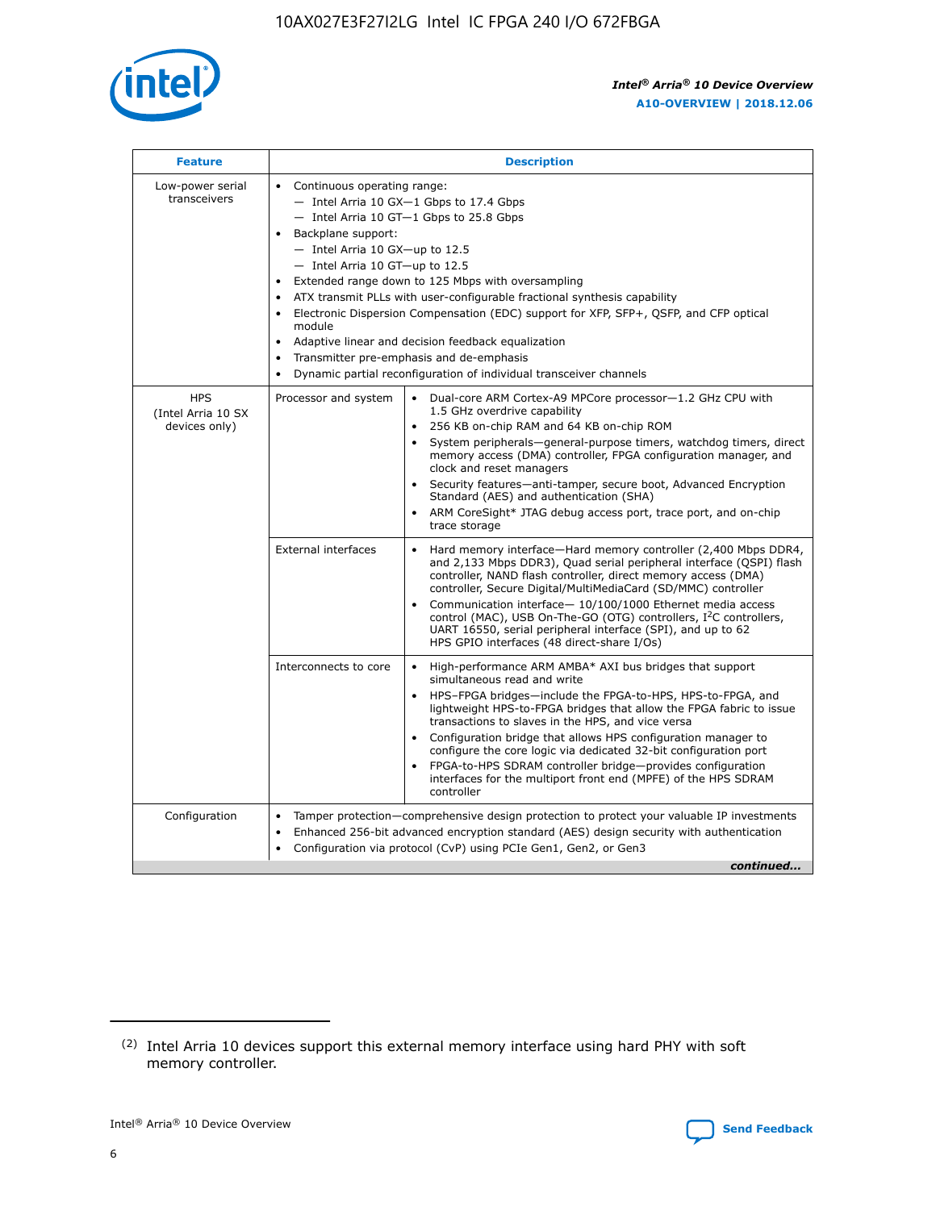| Feature | Description | |
|---|---|---|
| Low-power serial transceivers | • Continuous operating range:<br>— Intel Arria 10 GX—1 Gbps to 17.4 Gbps<br>— Intel Arria 10 GT—1 Gbps to 25.8 Gbps<br>• Backplane support:<br>— Intel Arria 10 GX—up to 12.5<br>— Intel Arria 10 GT—up to 12.5<br>• Extended range down to 125 Mbps with oversampling<br>• ATX transmit PLLs with user-configurable fractional synthesis capability<br>• Electronic Dispersion Compensation (EDC) support for XFP, SFP+, QSFP, and CFP optical module<br>• Adaptive linear and decision feedback equalization<br>• Transmitter pre-emphasis and de-emphasis<br>• Dynamic partial reconfiguration of individual transceiver channels | |
| HPS (Intel Arria 10 SX devices only) | Processor and system | • Dual-core ARM Cortex-A9 MPCore processor—1.2 GHz CPU with 1.5 GHz overdrive capability<br>• 256 KB on-chip RAM and 64 KB on-chip ROM<br>• System peripherals—general-purpose timers, watchdog timers, direct memory access (DMA) controller, FPGA configuration manager, and clock and reset managers<br>• Security features—anti-tamper, secure boot, Advanced Encryption Standard (AES) and authentication (SHA)<br>• ARM CoreSight* JTAG debug access port, trace port, and on-chip trace storage |
| | External interfaces | • Hard memory interface—Hard memory controller (2,400 Mbps DDR4, and 2,133 Mbps DDR3), Quad serial peripheral interface (QSPI) flash controller, NAND flash controller, direct memory access (DMA) controller, Secure Digital/MultiMediaCard (SD/MMC) controller<br>• Communication interface— 10/100/1000 Ethernet media access control (MAC), USB On-The-GO (OTG) controllers, $I^2C$ controllers, UART 16550, serial peripheral interface (SPI), and up to 62 HPS GPIO interfaces (48 direct-share I/Os) |
| | Interconnects to core | • High-performance ARM AMBA* AXI bus bridges that support simultaneous read and write<br>• HPS–FPGA bridges—include the FPGA-to-HPS, HPS-to-FPGA, and lightweight HPS-to-FPGA bridges that allow the FPGA fabric to issue transactions to slaves in the HPS, and vice versa<br>• Configuration bridge that allows HPS configuration manager to configure the core logic via dedicated 32-bit configuration port<br>• FPGA-to-HPS SDRAM controller bridge—provides configuration interfaces for the multiport front end (MPFE) of the HPS SDRAM controller |
| Configuration | • Tamper protection—comprehensive design protection to protect your valuable IP investments<br>• Enhanced 256-bit advanced encryption standard (AES) design security with authentication<br>• Configuration via protocol (CvP) using PCIe Gen1, Gen2, or Gen3 | |

*continued...*

(2) Intel Arria 10 devices support this external memory interface using hard PHY with soft memory controller.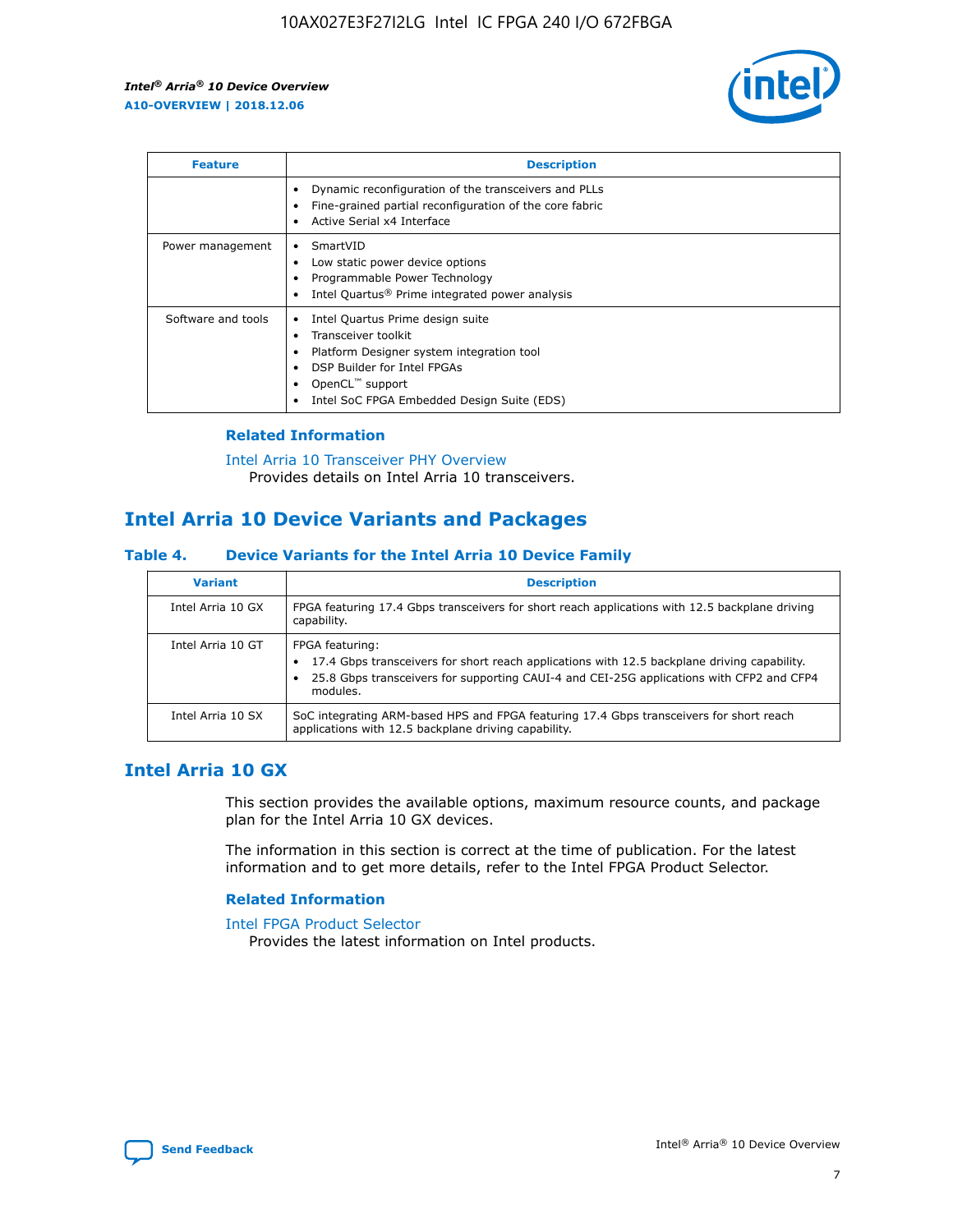| Feature | Description |
| --- | --- |
| | • Dynamic reconfiguration of the transceivers and PLLs<br>• Fine-grained partial reconfiguration of the core fabric<br>• Active Serial x4 Interface |
| Power management | • SmartVID<br>• Low static power device options<br>• Programmable Power Technology<br>• Intel Quartus® Prime integrated power analysis |
| Software and tools | • Intel Quartus Prime design suite<br>• Transceiver toolkit<br>• Platform Designer system integration tool<br>• DSP Builder for Intel FPGAs<br>• OpenCL™ support<br>• Intel SoC FPGA Embedded Design Suite (EDS) |

### Related Information

Intel Arria 10 Transceiver PHY Overview
Provides details on Intel Arria 10 transceivers.

## Intel Arria 10 Device Variants and Packages

### Table 4. Device Variants for the Intel Arria 10 Device Family

| Variant | Description |
| --- | --- |
| Intel Arria 10 GX | FPGA featuring 17.4 Gbps transceivers for short reach applications with 12.5 backplane driving capability. |
| Intel Arria 10 GT | FPGA featuring:<br>• 17.4 Gbps transceivers for short reach applications with 12.5 backplane driving capability.<br>• 25.8 Gbps transceivers for supporting CAUI-4 and CEI-25G applications with CFP2 and CFP4 modules. |
| Intel Arria 10 SX | SoC integrating ARM-based HPS and FPGA featuring 17.4 Gbps transceivers for short reach applications with 12.5 backplane driving capability. |

## Intel Arria 10 GX

This section provides the available options, maximum resource counts, and package plan for the Intel Arria 10 GX devices.

The information in this section is correct at the time of publication. For the latest information and to get more details, refer to the Intel FPGA Product Selector.

### Related Information

Intel FPGA Product Selector
Provides the latest information on Intel products.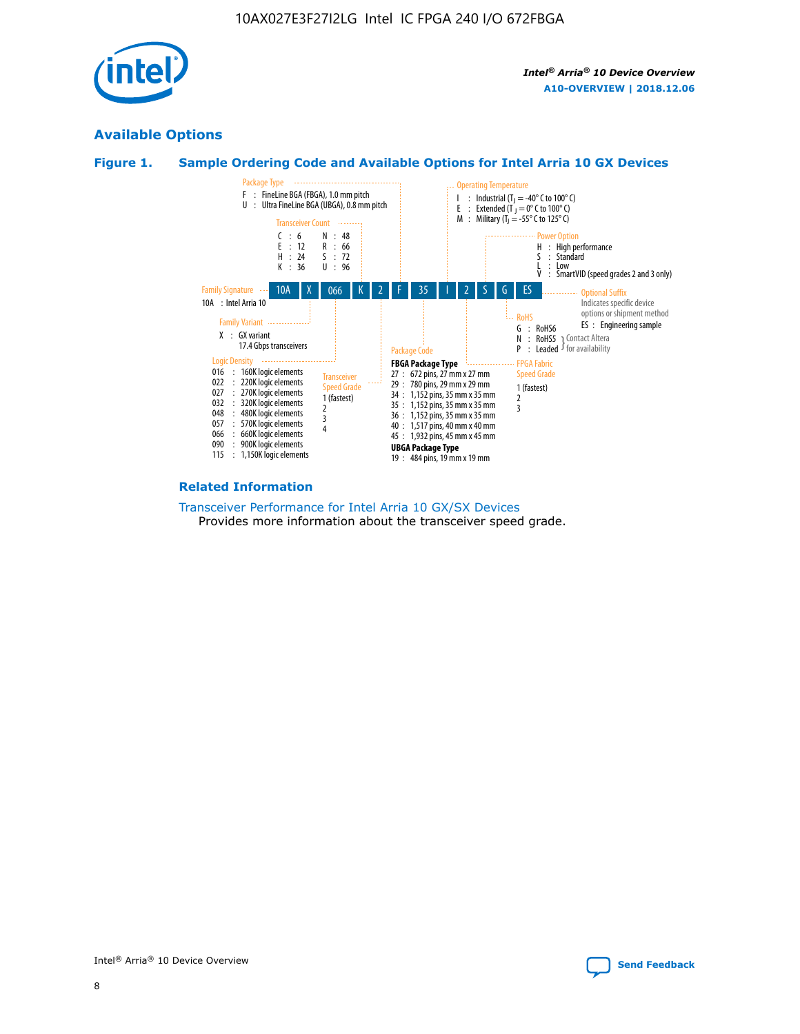## Available Options

### Figure 1. Sample Ordering Code and Available Options for Intel Arria 10 GX Devices

| 10A | X | 066 | K | 2 | F | 35 | I | 2 | S | G | ES |
|---|---|---|---|---|---|---|---|---|---|---|---|

**Family Signature**
10A : Intel Arria 10

**Family Variant**
X : GX variant
17.4 Gbps transceivers

**Logic Density**
016 : 160K logic elements
022 : 220K logic elements
027 : 270K logic elements
032 : 320K logic elements
048 : 480K logic elements
057 : 570K logic elements
066 : 660K logic elements
090 : 900K logic elements
115 : 1,150K logic elements

**Transceiver Count**
C : 6
E : 12
H : 24
K : 36
N : 48
R : 66
S : 72
U : 96

**Transceiver Speed Grade**
1 (fastest)
2
3
4

**Package Type**
F : FineLine BGA (FBGA), 1.0 mm pitch
U : Ultra FineLine BGA (UBGA), 0.8 mm pitch

**Package Code**

**FBGA Package Type**
27 : 672 pins, 27 mm x 27 mm
29 : 780 pins, 29 mm x 29 mm
34 : 1,152 pins, 35 mm x 35 mm
35 : 1,152 pins, 35 mm x 35 mm
36 : 1,152 pins, 35 mm x 35 mm
40 : 1,517 pins, 40 mm x 40 mm
45 : 1,932 pins, 45 mm x 45 mm

**UBGA Package Type**
19 : 484 pins, 19 mm x 19 mm

**Operating Temperature**
I : Industrial ($T_J$ = -40° C to 100° C)
E : Extended ($T_J$ = 0° C to 100° C)
M : Military ($T_J$ = -55° C to 125° C)

**FPGA Fabric Speed Grade**
1 (fastest)
2
3

**Power Option**
H : High performance
S : Standard
L : Low
V : SmartVID (speed grades 2 and 3 only)

**RoHS**
G : RoHS6
N : RoHS5 (Contact Altera for availability)
P : Leaded (Contact Altera for availability)

**Optional Suffix**
Indicates specific device options or shipment method
ES : Engineering sample

### Related Information

Transceiver Performance for Intel Arria 10 GX/SX Devices
Provides more information about the transceiver speed grade.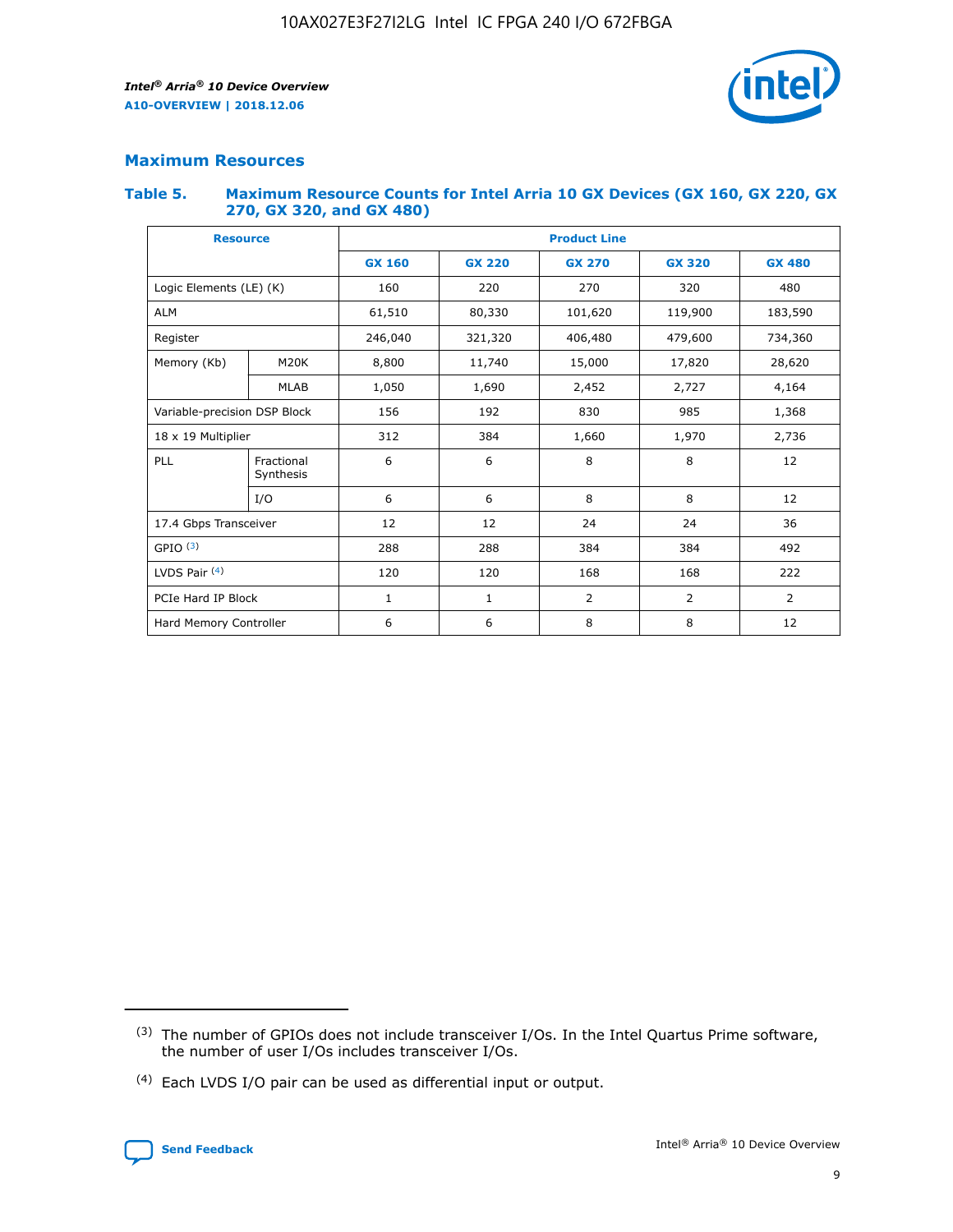## Maximum Resources

### Table 5. Maximum Resource Counts for Intel Arria 10 GX Devices (GX 160, GX 220, GX 270, GX 320, and GX 480)

| Resource | | Product Line | | | | |
|---|---|---|---|---|---|---|
| | | GX 160 | GX 220 | GX 270 | GX 320 | GX 480 |
| Logic Elements (LE) (K) | | 160 | 220 | 270 | 320 | 480 |
| ALM | | 61,510 | 80,330 | 101,620 | 119,900 | 183,590 |
| Register | | 246,040 | 321,320 | 406,480 | 479,600 | 734,360 |
| Memory (Kb) | M20K | 8,800 | 11,740 | 15,000 | 17,820 | 28,620 |
| | MLAB | 1,050 | 1,690 | 2,452 | 2,727 | 4,164 |
| Variable-precision DSP Block | | 156 | 192 | 830 | 985 | 1,368 |
| 18 x 19 Multiplier | | 312 | 384 | 1,660 | 1,970 | 2,736 |
| PLL | Fractional Synthesis | 6 | 6 | 8 | 8 | 12 |
| | I/O | 6 | 6 | 8 | 8 | 12 |
| 17.4 Gbps Transceiver | | 12 | 12 | 24 | 24 | 36 |
| GPIO [3] | | 288 | 288 | 384 | 384 | 492 |
| LVDS Pair [4] | | 120 | 120 | 168 | 168 | 222 |
| PCIe Hard IP Block | | 1 | 1 | 2 | 2 | 2 |
| Hard Memory Controller | | 6 | 6 | 8 | 8 | 12 |

[3] The number of GPIOs does not include transceiver I/Os. In the Intel Quartus Prime software, the number of user I/Os includes transceiver I/Os.

[4] Each LVDS I/O pair can be used as differential input or output.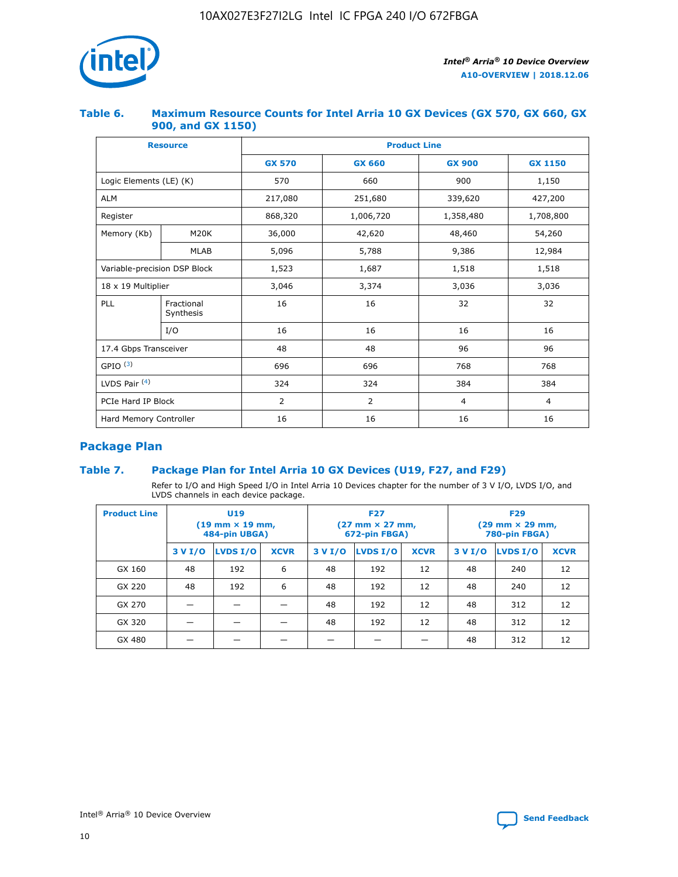### Table 6. Maximum Resource Counts for Intel Arria 10 GX Devices (GX 570, GX 660, GX 900, and GX 1150)

| Resource | | Product Line | | | |
|---|---|---|---|---|---|
| | | GX 570 | GX 660 | GX 900 | GX 1150 |
| Logic Elements (LE) (K) | | 570 | 660 | 900 | 1,150 |
| ALM | | 217,080 | 251,680 | 339,620 | 427,200 |
| Register | | 868,320 | 1,006,720 | 1,358,480 | 1,708,800 |
| Memory (Kb) | M20K | 36,000 | 42,620 | 48,460 | 54,260 |
| | MLAB | 5,096 | 5,788 | 9,386 | 12,984 |
| Variable-precision DSP Block | | 1,523 | 1,687 | 1,518 | 1,518 |
| 18 x 19 Multiplier | | 3,046 | 3,374 | 3,036 | 3,036 |
| PLL | Fractional Synthesis | 16 | 16 | 32 | 32 |
| | I/O | 16 | 16 | 16 | 16 |
| 17.4 Gbps Transceiver | | 48 | 48 | 96 | 96 |
| GPIO [(3)] | | 696 | 696 | 768 | 768 |
| LVDS Pair [(4)] | | 324 | 324 | 384 | 384 |
| PCIe Hard IP Block | | 2 | 2 | 4 | 4 |
| Hard Memory Controller | | 16 | 16 | 16 | 16 |

## Package Plan

### Table 7. Package Plan for Intel Arria 10 GX Devices (U19, F27, and F29)

Refer to I/O and High Speed I/O in Intel Arria 10 Devices chapter for the number of 3 V I/O, LVDS I/O, and LVDS channels in each device package.

| Product Line | U19 (19 mm × 19 mm, 484-pin UBGA) | | | F27 (27 mm × 27 mm, 672-pin FBGA) | | | F29 (29 mm × 29 mm, 780-pin FBGA) | | |
|---|---|---|---|---|---|---|---|---|---|
| | 3 V I/O | LVDS I/O | XCVR | 3 V I/O | LVDS I/O | XCVR | 3 V I/O | LVDS I/O | XCVR |
| GX 160 | 48 | 192 | 6 | 48 | 192 | 12 | 48 | 240 | 12 |
| GX 220 | 48 | 192 | 6 | 48 | 192 | 12 | 48 | 240 | 12 |
| GX 270 | — | — | — | 48 | 192 | 12 | 48 | 312 | 12 |
| GX 320 | — | — | — | 48 | 192 | 12 | 48 | 312 | 12 |
| GX 480 | — | — | — | — | — | — | 48 | 312 | 12 |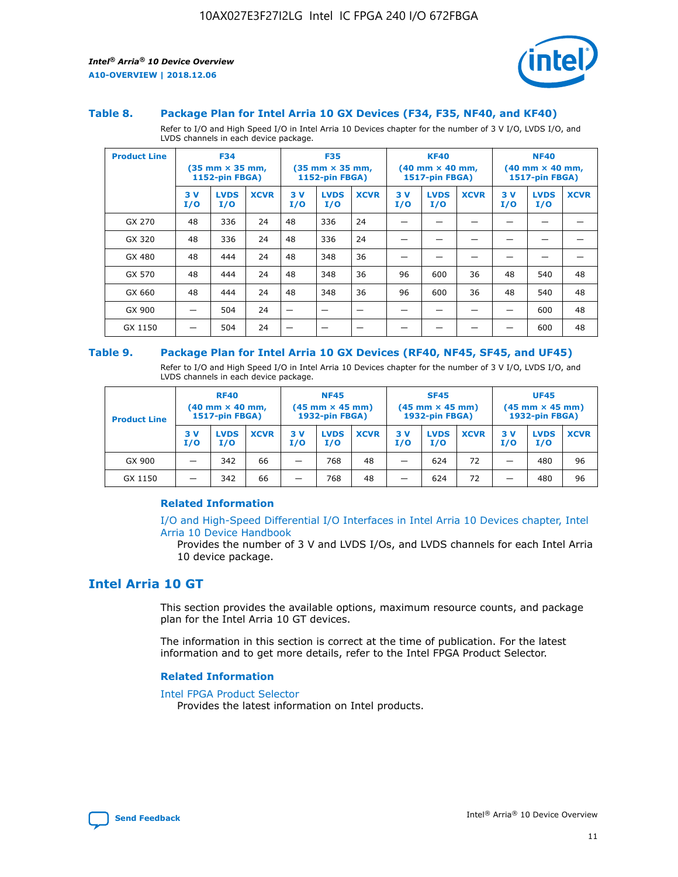#### Table 8. Package Plan for Intel Arria 10 GX Devices (F34, F35, NF40, and KF40)

Refer to I/O and High Speed I/O in Intel Arria 10 Devices chapter for the number of 3 V I/O, LVDS I/O, and LVDS channels in each device package.

| Product Line | F34 (35 mm × 35 mm, 1152-pin FBGA) | | | F35 (35 mm × 35 mm, 1152-pin FBGA) | | | KF40 (40 mm × 40 mm, 1517-pin FBGA) | | | NF40 (40 mm × 40 mm, 1517-pin FBGA) | | |
|---|---|---|---|---|---|---|---|---|---|---|---|---|
| | 3 V I/O | LVDS I/O | XCVR | 3 V I/O | LVDS I/O | XCVR | 3 V I/O | LVDS I/O | XCVR | 3 V I/O | LVDS I/O | XCVR |
| GX 270 | 48 | 336 | 24 | 48 | 336 | 24 | — | — | — | — | — | — |
| GX 320 | 48 | 336 | 24 | 48 | 336 | 24 | — | — | — | — | — | — |
| GX 480 | 48 | 444 | 24 | 48 | 348 | 36 | — | — | — | — | — | — |
| GX 570 | 48 | 444 | 24 | 48 | 348 | 36 | 96 | 600 | 36 | 48 | 540 | 48 |
| GX 660 | 48 | 444 | 24 | 48 | 348 | 36 | 96 | 600 | 36 | 48 | 540 | 48 |
| GX 900 | — | 504 | 24 | — | — | — | — | — | — | — | 600 | 48 |
| GX 1150 | — | 504 | 24 | — | — | — | — | — | — | — | 600 | 48 |

#### Table 9. Package Plan for Intel Arria 10 GX Devices (RF40, NF45, SF45, and UF45)

Refer to I/O and High Speed I/O in Intel Arria 10 Devices chapter for the number of 3 V I/O, LVDS I/O, and LVDS channels in each device package.

| Product Line | RF40 (40 mm × 40 mm, 1517-pin FBGA) | | | NF45 (45 mm × 45 mm) 1932-pin FBGA) | | | SF45 (45 mm × 45 mm) 1932-pin FBGA) | | | UF45 (45 mm × 45 mm) 1932-pin FBGA) | | |
|---|---|---|---|---|---|---|---|---|---|---|---|---|
| | 3 V I/O | LVDS I/O | XCVR | 3 V I/O | LVDS I/O | XCVR | 3 V I/O | LVDS I/O | XCVR | 3 V I/O | LVDS I/O | XCVR |
| GX 900 | — | 342 | 66 | — | 768 | 48 | — | 624 | 72 | — | 480 | 96 |
| GX 1150 | — | 342 | 66 | — | 768 | 48 | — | 624 | 72 | — | 480 | 96 |

### Related Information

I/O and High-Speed Differential I/O Interfaces in Intel Arria 10 Devices chapter, Intel Arria 10 Device Handbook

Provides the number of 3 V and LVDS I/Os, and LVDS channels for each Intel Arria 10 device package.

## Intel Arria 10 GT

This section provides the available options, maximum resource counts, and package plan for the Intel Arria 10 GT devices.

The information in this section is correct at the time of publication. For the latest information and to get more details, refer to the Intel FPGA Product Selector.

### Related Information

Intel FPGA Product Selector

Provides the latest information on Intel products.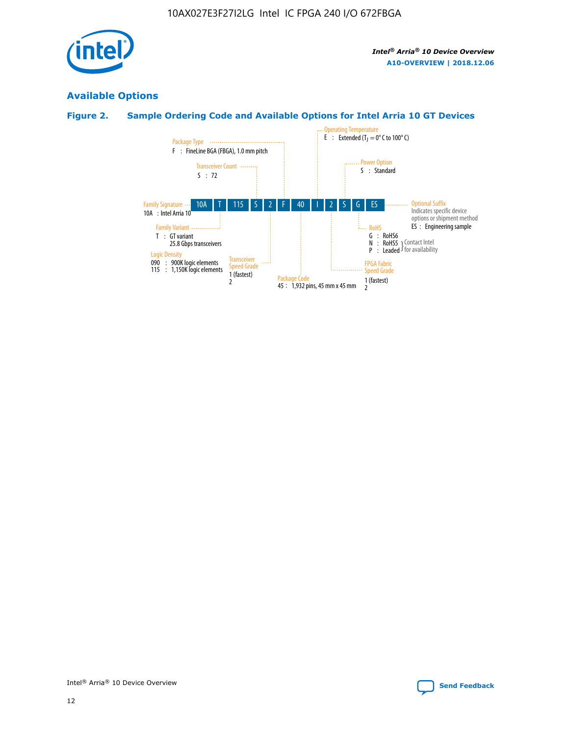## Available Options

### Figure 2. Sample Ordering Code and Available Options for Intel Arria 10 GT Devices

| 10A | T | 115 | S | 2 | F | 40 | I | 2 | S | G | ES |
|---|---|---|---|---|---|---|---|---|---|---|---|

**Family Signature**
10A : Intel Arria 10

**Family Variant**
T : GT variant
25.8 Gbps transceivers

**Logic Density**
090 : 900K logic elements
115 : 1,150K logic elements

**Transceiver Count**
S : 72

**Transceiver Speed Grade**
1 (fastest)
2

**Package Type**
F : FineLine BGA (FBGA), 1.0 mm pitch

**Package Code**
45 : 1,932 pins, 45 mm x 45 mm

**Operating Temperature**
E : Extended ($T_J$ = 0° C to 100° C)

**FPGA Fabric Speed Grade**
1 (fastest)
2

**Power Option**
S : Standard

**RoHS**
G : RoHS6
N : RoHS5 } Contact Intel for availability
P : Leaded } Contact Intel for availability

**Optional Suffix**
Indicates specific device options or shipment method
ES : Engineering sample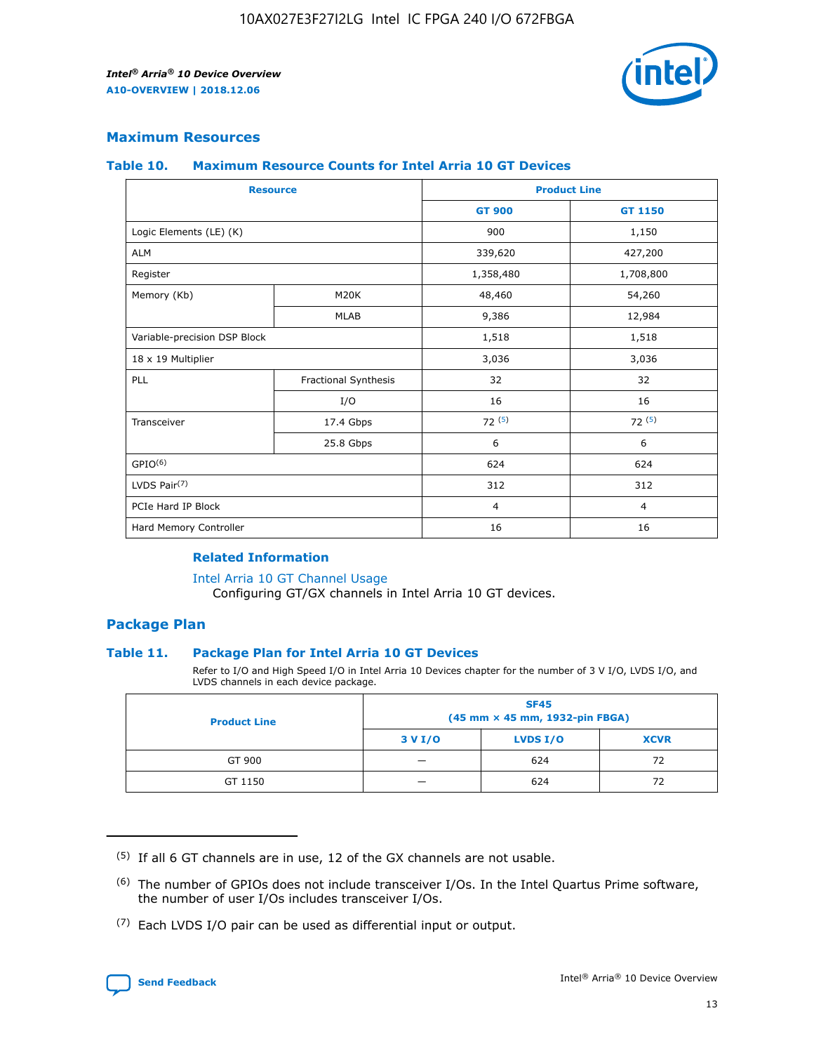## Maximum Resources

### Table 10. Maximum Resource Counts for Intel Arria 10 GT Devices

| Resource | | Product Line | |
|---|---|---|---|
| | | GT 900 | GT 1150 |
| Logic Elements (LE) (K) | | 900 | 1,150 |
| ALM | | 339,620 | 427,200 |
| Register | | 1,358,480 | 1,708,800 |
| Memory (Kb) | M20K | 48,460 | 54,260 |
| | MLAB | 9,386 | 12,984 |
| Variable-precision DSP Block | | 1,518 | 1,518 |
| 18 x 19 Multiplier | | 3,036 | 3,036 |
| PLL | Fractional Synthesis | 32 | 32 |
| | I/O | 16 | 16 |
| Transceiver | 17.4 Gbps | 72 (5) | 72 (5) |
| | 25.8 Gbps | 6 | 6 |
| GPIO(6) | | 624 | 624 |
| LVDS Pair(7) | | 312 | 312 |
| PCIe Hard IP Block | | 4 | 4 |
| Hard Memory Controller | | 16 | 16 |

#### Related Information

Intel Arria 10 GT Channel Usage
Configuring GT/GX channels in Intel Arria 10 GT devices.

## Package Plan

### Table 11. Package Plan for Intel Arria 10 GT Devices

Refer to I/O and High Speed I/O in Intel Arria 10 Devices chapter for the number of 3 V I/O, LVDS I/O, and LVDS channels in each device package.

| Product Line | SF45 (45 mm × 45 mm, 1932-pin FBGA) | | |
|---|---|---|---|
| | 3 V I/O | LVDS I/O | XCVR |
| GT 900 | — | 624 | 72 |
| GT 1150 | — | 624 | 72 |

(5) If all 6 GT channels are in use, 12 of the GX channels are not usable.

(6) The number of GPIOs does not include transceiver I/Os. In the Intel Quartus Prime software, the number of user I/Os includes transceiver I/Os.

(7) Each LVDS I/O pair can be used as differential input or output.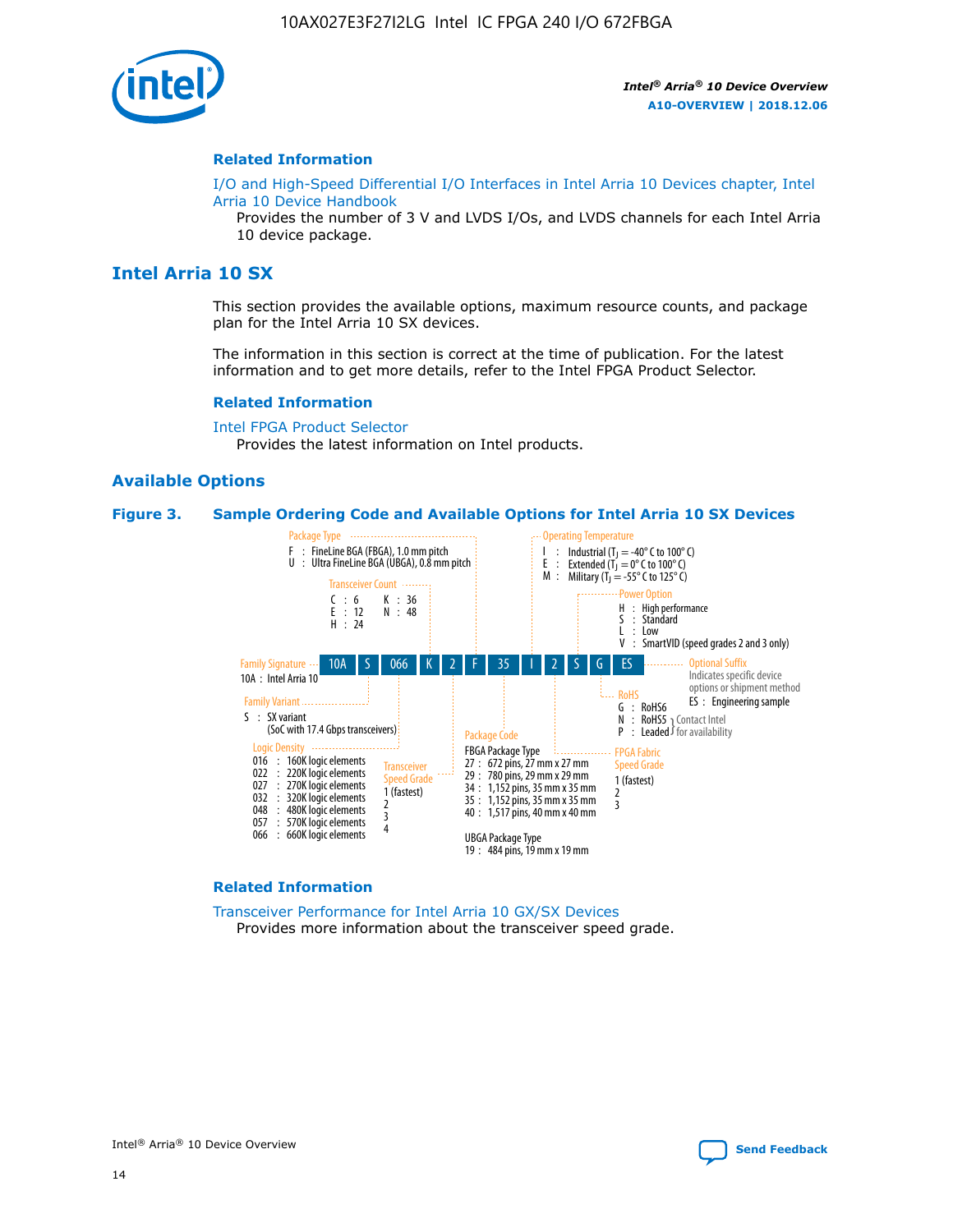## Related Information

I/O and High-Speed Differential I/O Interfaces in Intel Arria 10 Devices chapter, Intel Arria 10 Device Handbook

Provides the number of 3 V and LVDS I/Os, and LVDS channels for each Intel Arria 10 device package.

# Intel Arria 10 SX

This section provides the available options, maximum resource counts, and package plan for the Intel Arria 10 SX devices.

The information in this section is correct at the time of publication. For the latest information and to get more details, refer to the Intel FPGA Product Selector.

## Related Information

Intel FPGA Product Selector

Provides the latest information on Intel products.

## Available Options

**Figure 3. Sample Ordering Code and Available Options for Intel Arria 10 SX Devices**

Sample ordering code: 10A S 066 K 2 F 35 I 2 S G ES

**Family Signature**
- 10A : Intel Arria 10

**Family Variant**
- S : SX variant (SoC with 17.4 Gbps transceivers)

**Logic Density**
- 016 : 160K logic elements
- 022 : 220K logic elements
- 027 : 270K logic elements
- 032 : 320K logic elements
- 048 : 480K logic elements
- 057 : 570K logic elements
- 066 : 660K logic elements

**Transceiver Count**
- C : 6
- E : 12
- H : 24
- K : 36
- N : 48

**Transceiver Speed Grade**
- 1 (fastest)
- 2
- 3
- 4

**Package Type**
- F : FineLine BGA (FBGA), 1.0 mm pitch
- U : Ultra FineLine BGA (UBGA), 0.8 mm pitch

**Package Code**

FBGA Package Type
- 27 : 672 pins, 27 mm x 27 mm
- 29 : 780 pins, 29 mm x 29 mm
- 34 : 1,152 pins, 35 mm x 35 mm
- 35 : 1,152 pins, 35 mm x 35 mm
- 40 : 1,517 pins, 40 mm x 40 mm

UBGA Package Type
- 19 : 484 pins, 19 mm x 19 mm

**Operating Temperature**
- I : Industrial ($T_J$ = -40° C to 100° C)
- E : Extended ($T_J$ = 0° C to 100° C)
- M : Military ($T_J$ = -55° C to 125° C)

**FPGA Fabric Speed Grade**
- 1 (fastest)
- 2
- 3

**Power Option**
- H : High performance
- S : Standard
- L : Low
- V : SmartVID (speed grades 2 and 3 only)

**RoHS**
- G : RoHS6
- N : RoHS5 (Contact Intel for availability)
- P : Leaded (Contact Intel for availability)

**Optional Suffix**

Indicates specific device options or shipment method
- ES : Engineering sample

## Related Information

Transceiver Performance for Intel Arria 10 GX/SX Devices

Provides more information about the transceiver speed grade.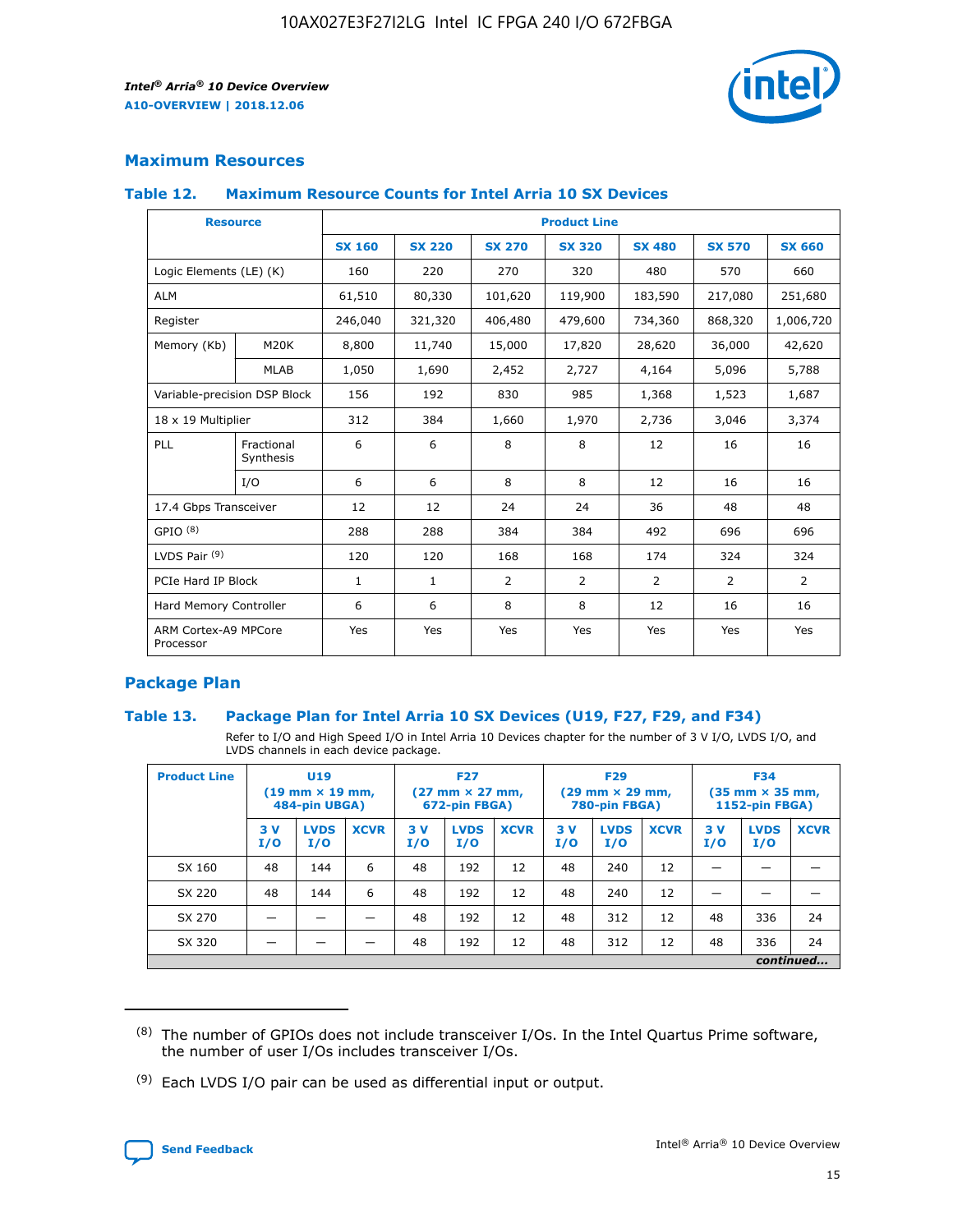## Maximum Resources

### Table 12. Maximum Resource Counts for Intel Arria 10 SX Devices

| Resource | | Product Line | | | | | | |
|---|---|---|---|---|---|---|---|---|
| | | SX 160 | SX 220 | SX 270 | SX 320 | SX 480 | SX 570 | SX 660 |
| Logic Elements (LE) (K) | | 160 | 220 | 270 | 320 | 480 | 570 | 660 |
| ALM | | 61,510 | 80,330 | 101,620 | 119,900 | 183,590 | 217,080 | 251,680 |
| Register | | 246,040 | 321,320 | 406,480 | 479,600 | 734,360 | 868,320 | 1,006,720 |
| Memory (Kb) | M20K | 8,800 | 11,740 | 15,000 | 17,820 | 28,620 | 36,000 | 42,620 |
| | MLAB | 1,050 | 1,690 | 2,452 | 2,727 | 4,164 | 5,096 | 5,788 |
| Variable-precision DSP Block | | 156 | 192 | 830 | 985 | 1,368 | 1,523 | 1,687 |
| 18 x 19 Multiplier | | 312 | 384 | 1,660 | 1,970 | 2,736 | 3,046 | 3,374 |
| PLL | Fractional Synthesis | 6 | 6 | 8 | 8 | 12 | 16 | 16 |
| | I/O | 6 | 6 | 8 | 8 | 12 | 16 | 16 |
| 17.4 Gbps Transceiver | | 12 | 12 | 24 | 24 | 36 | 48 | 48 |
| GPIO [8] | | 288 | 288 | 384 | 384 | 492 | 696 | 696 |
| LVDS Pair [9] | | 120 | 120 | 168 | 168 | 174 | 324 | 324 |
| PCIe Hard IP Block | | 1 | 1 | 2 | 2 | 2 | 2 | 2 |
| Hard Memory Controller | | 6 | 6 | 8 | 8 | 12 | 16 | 16 |
| ARM Cortex-A9 MPCore Processor | | Yes | Yes | Yes | Yes | Yes | Yes | Yes |

## Package Plan

### Table 13. Package Plan for Intel Arria 10 SX Devices (U19, F27, F29, and F34)

Refer to I/O and High Speed I/O in Intel Arria 10 Devices chapter for the number of 3 V I/O, LVDS I/O, and LVDS channels in each device package.

| Product Line | U19 (19 mm × 19 mm, 484-pin UBGA) | | | F27 (27 mm × 27 mm, 672-pin FBGA) | | | F29 (29 mm × 29 mm, 780-pin FBGA) | | | F34 (35 mm × 35 mm, 1152-pin FBGA) | | |
|---|---|---|---|---|---|---|---|---|---|---|---|---|
| | 3 V I/O | LVDS I/O | XCVR | 3 V I/O | LVDS I/O | XCVR | 3 V I/O | LVDS I/O | XCVR | 3 V I/O | LVDS I/O | XCVR |
| SX 160 | 48 | 144 | 6 | 48 | 192 | 12 | 48 | 240 | 12 | — | — | — |
| SX 220 | 48 | 144 | 6 | 48 | 192 | 12 | 48 | 240 | 12 | — | — | — |
| SX 270 | — | — | — | 48 | 192 | 12 | 48 | 312 | 12 | 48 | 336 | 24 |
| SX 320 | — | — | — | 48 | 192 | 12 | 48 | 312 | 12 | 48 | 336 | 24 |

*continued...*

(8) The number of GPIOs does not include transceiver I/Os. In the Intel Quartus Prime software, the number of user I/Os includes transceiver I/Os.

(9) Each LVDS I/O pair can be used as differential input or output.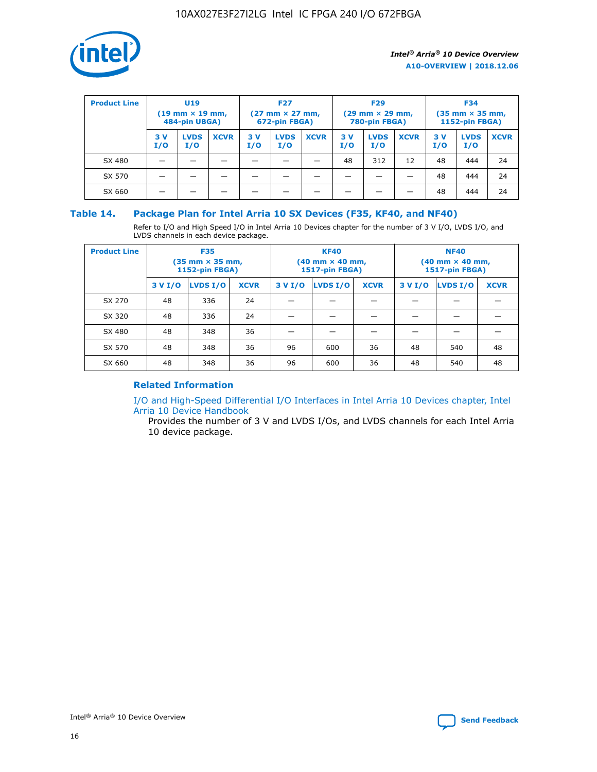| Product Line | U19 (19 mm × 19 mm, 484-pin UBGA) | | | F27 (27 mm × 27 mm, 672-pin FBGA) | | | F29 (29 mm × 29 mm, 780-pin FBGA) | | | F34 (35 mm × 35 mm, 1152-pin FBGA) | | |
|---|---|---|---|---|---|---|---|---|---|---|---|---|
| | 3 V I/O | LVDS I/O | XCVR | 3 V I/O | LVDS I/O | XCVR | 3 V I/O | LVDS I/O | XCVR | 3 V I/O | LVDS I/O | XCVR |
| SX 480 | — | — | — | — | — | — | 48 | 312 | 12 | 48 | 444 | 24 |
| SX 570 | — | — | — | — | — | — | — | — | — | 48 | 444 | 24 |
| SX 660 | — | — | — | — | — | — | — | — | — | 48 | 444 | 24 |

## Table 14. Package Plan for Intel Arria 10 SX Devices (F35, KF40, and NF40)

Refer to I/O and High Speed I/O in Intel Arria 10 Devices chapter for the number of 3 V I/O, LVDS I/O, and LVDS channels in each device package.

| Product Line | F35 (35 mm × 35 mm, 1152-pin FBGA) | | | KF40 (40 mm × 40 mm, 1517-pin FBGA) | | | NF40 (40 mm × 40 mm, 1517-pin FBGA) | | |
|---|---|---|---|---|---|---|---|---|---|
| | 3 V I/O | LVDS I/O | XCVR | 3 V I/O | LVDS I/O | XCVR | 3 V I/O | LVDS I/O | XCVR |
| SX 270 | 48 | 336 | 24 | — | — | — | — | — | — |
| SX 320 | 48 | 336 | 24 | — | — | — | — | — | — |
| SX 480 | 48 | 348 | 36 | — | — | — | — | — | — |
| SX 570 | 48 | 348 | 36 | 96 | 600 | 36 | 48 | 540 | 48 |
| SX 660 | 48 | 348 | 36 | 96 | 600 | 36 | 48 | 540 | 48 |

### Related Information

I/O and High-Speed Differential I/O Interfaces in Intel Arria 10 Devices chapter, Intel Arria 10 Device Handbook

Provides the number of 3 V and LVDS I/Os, and LVDS channels for each Intel Arria 10 device package.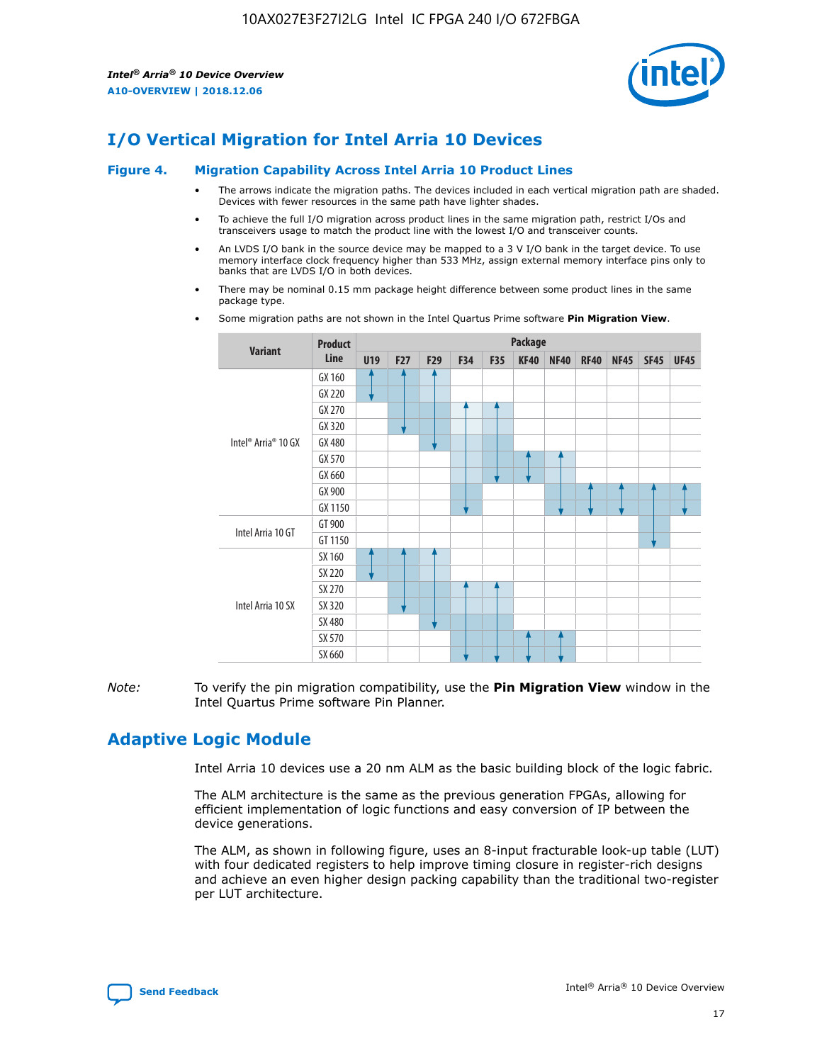# I/O Vertical Migration for Intel Arria 10 Devices

**Figure 4. Migration Capability Across Intel Arria 10 Product Lines**

- The arrows indicate the migration paths. The devices included in each vertical migration path are shaded. Devices with fewer resources in the same path have lighter shades.
- To achieve the full I/O migration across product lines in the same migration path, restrict I/Os and transceivers usage to match the product line with the lowest I/O and transceiver counts.
- An LVDS I/O bank in the source device may be mapped to a 3 V I/O bank in the target device. To use memory interface clock frequency higher than 533 MHz, assign external memory interface pins only to banks that are LVDS I/O in both devices.
- There may be nominal 0.15 mm package height difference between some product lines in the same package type.
- Some migration paths are not shown in the Intel Quartus Prime software **Pin Migration View**.

| Variant | Product Line | U19 | F27 | F29 | F34 | F35 | KF40 | NF40 | RF40 | NF45 | SF45 | UF45 |
|---|---|---|---|---|---|---|---|---|---|---|---|---|
| Intel® Arria® 10 GX | GX 160 | | | | | | | | | | | |
| | GX 220 | | | | | | | | | | | |
| | GX 270 | | | | | | | | | | | |
| | GX 320 | | | | | | | | | | | |
| | GX 480 | | | | | | | | | | | |
| | GX 570 | | | | | | | | | | | |
| | GX 660 | | | | | | | | | | | |
| | GX 900 | | | | | | | | | | | |
| | GX 1150 | | | | | | | | | | | |
| Intel Arria 10 GT | GT 900 | | | | | | | | | | | |
| | GT 1150 | | | | | | | | | | | |
| Intel Arria 10 SX | SX 160 | | | | | | | | | | | |
| | SX 220 | | | | | | | | | | | |
| | SX 270 | | | | | | | | | | | |
| | SX 320 | | | | | | | | | | | |
| | SX 480 | | | | | | | | | | | |
| | SX 570 | | | | | | | | | | | |
| | SX 660 | | | | | | | | | | | |

*Note:* To verify the pin migration compatibility, use the **Pin Migration View** window in the Intel Quartus Prime software Pin Planner.

# Adaptive Logic Module

Intel Arria 10 devices use a 20 nm ALM as the basic building block of the logic fabric.

The ALM architecture is the same as the previous generation FPGAs, allowing for efficient implementation of logic functions and easy conversion of IP between the device generations.

The ALM, as shown in following figure, uses an 8-input fracturable look-up table (LUT) with four dedicated registers to help improve timing closure in register-rich designs and achieve an even higher design packing capability than the traditional two-register per LUT architecture.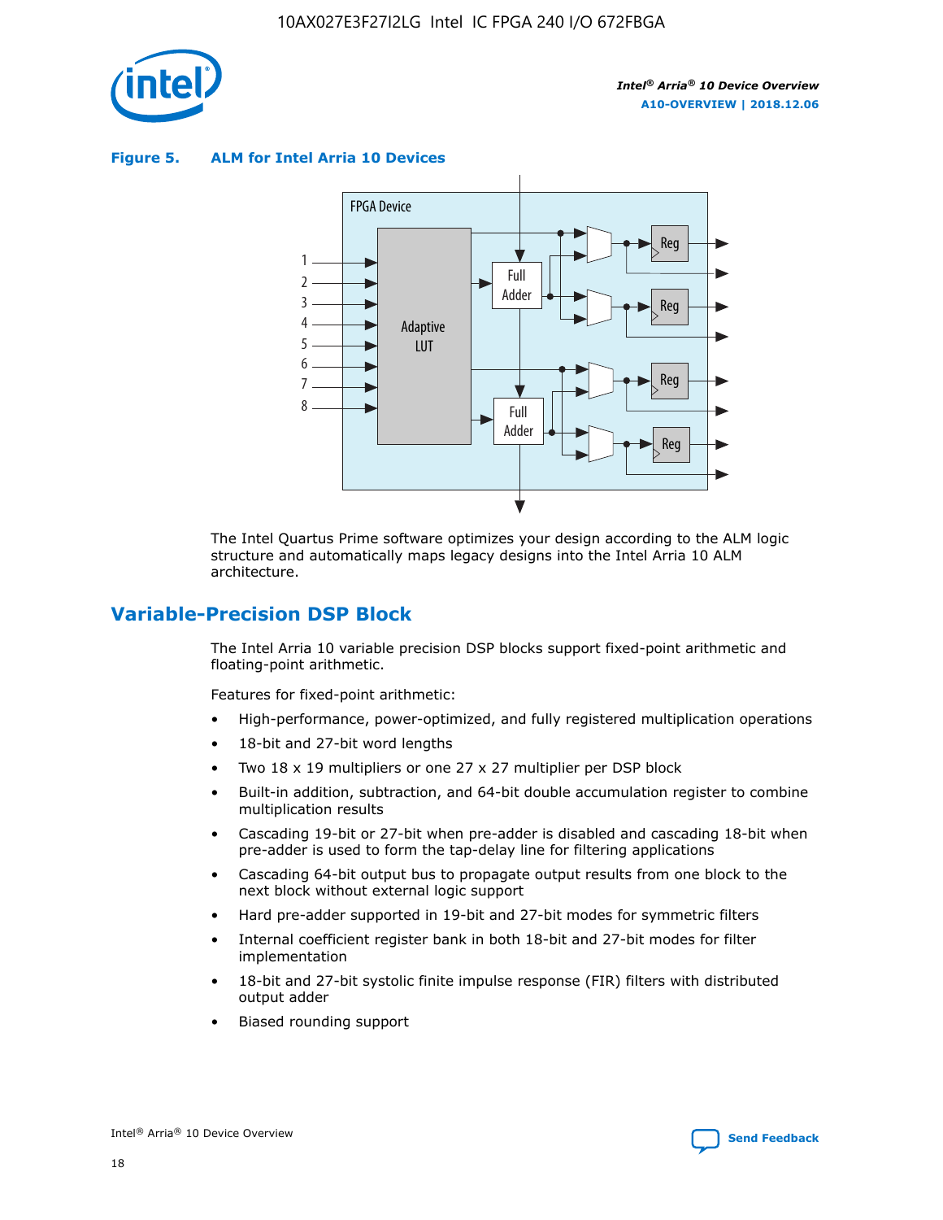**Figure 5. ALM for Intel Arria 10 Devices**

The Intel Quartus Prime software optimizes your design according to the ALM logic structure and automatically maps legacy designs into the Intel Arria 10 ALM architecture.

## Variable-Precision DSP Block

The Intel Arria 10 variable precision DSP blocks support fixed-point arithmetic and floating-point arithmetic.

Features for fixed-point arithmetic:

- High-performance, power-optimized, and fully registered multiplication operations
- 18-bit and 27-bit word lengths
- Two 18 x 19 multipliers or one 27 x 27 multiplier per DSP block
- Built-in addition, subtraction, and 64-bit double accumulation register to combine multiplication results
- Cascading 19-bit or 27-bit when pre-adder is disabled and cascading 18-bit when pre-adder is used to form the tap-delay line for filtering applications
- Cascading 64-bit output bus to propagate output results from one block to the next block without external logic support
- Hard pre-adder supported in 19-bit and 27-bit modes for symmetric filters
- Internal coefficient register bank in both 18-bit and 27-bit modes for filter implementation
- 18-bit and 27-bit systolic finite impulse response (FIR) filters with distributed output adder
- Biased rounding support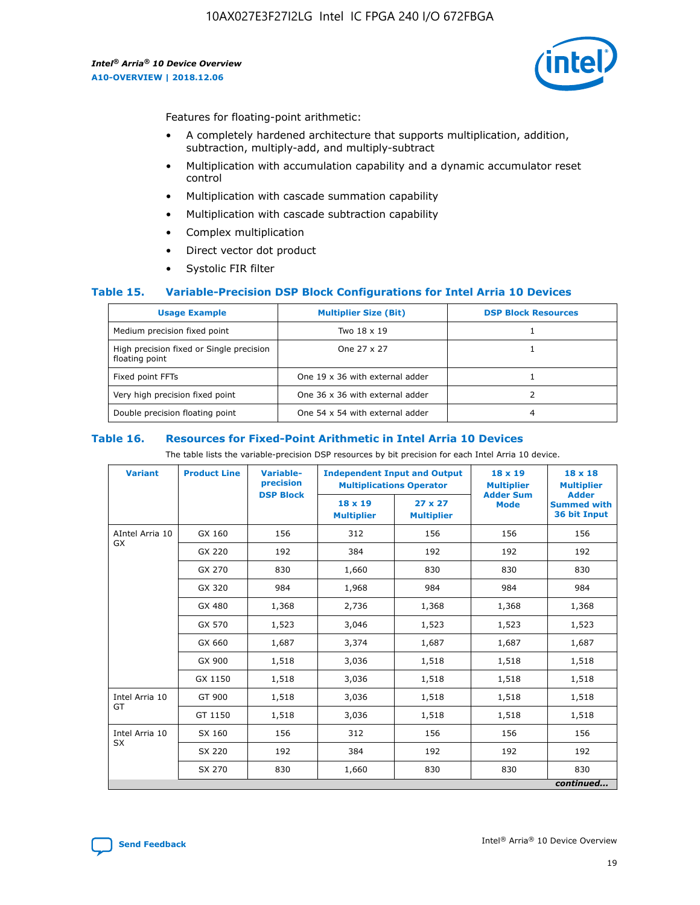Features for floating-point arithmetic:

- A completely hardened architecture that supports multiplication, addition, subtraction, multiply-add, and multiply-subtract
- Multiplication with accumulation capability and a dynamic accumulator reset control
- Multiplication with cascade summation capability
- Multiplication with cascade subtraction capability
- Complex multiplication
- Direct vector dot product
- Systolic FIR filter

### Table 15. Variable-Precision DSP Block Configurations for Intel Arria 10 Devices

| Usage Example | Multiplier Size (Bit) | DSP Block Resources |
| --- | --- | --- |
| Medium precision fixed point | Two 18 x 19 | 1 |
| High precision fixed or Single precision floating point | One 27 x 27 | 1 |
| Fixed point FFTs | One 19 x 36 with external adder | 1 |
| Very high precision fixed point | One 36 x 36 with external adder | 2 |
| Double precision floating point | One 54 x 54 with external adder | 4 |

### Table 16. Resources for Fixed-Point Arithmetic in Intel Arria 10 Devices

The table lists the variable-precision DSP resources by bit precision for each Intel Arria 10 device.

| Variant | Product Line | Variable-precision DSP Block | Independent Input and Output Multiplications Operator | | 18 x 19 Multiplier Adder Sum Mode | 18 x 18 Multiplier Adder Summed with 36 bit Input |
| --- | --- | --- | --- | --- | --- | --- |
| | | | 18 x 19 Multiplier | 27 x 27 Multiplier | | |
| AIntel Arria 10 GX | GX 160 | 156 | 312 | 156 | 156 | 156 |
| | GX 220 | 192 | 384 | 192 | 192 | 192 |
| | GX 270 | 830 | 1,660 | 830 | 830 | 830 |
| | GX 320 | 984 | 1,968 | 984 | 984 | 984 |
| | GX 480 | 1,368 | 2,736 | 1,368 | 1,368 | 1,368 |
| | GX 570 | 1,523 | 3,046 | 1,523 | 1,523 | 1,523 |
| | GX 660 | 1,687 | 3,374 | 1,687 | 1,687 | 1,687 |
| | GX 900 | 1,518 | 3,036 | 1,518 | 1,518 | 1,518 |
| | GX 1150 | 1,518 | 3,036 | 1,518 | 1,518 | 1,518 |
| Intel Arria 10 GT | GT 900 | 1,518 | 3,036 | 1,518 | 1,518 | 1,518 |
| | GT 1150 | 1,518 | 3,036 | 1,518 | 1,518 | 1,518 |
| Intel Arria 10 SX | SX 160 | 156 | 312 | 156 | 156 | 156 |
| | SX 220 | 192 | 384 | 192 | 192 | 192 |
| | SX 270 | 830 | 1,660 | 830 | 830 | 830 |

*continued...*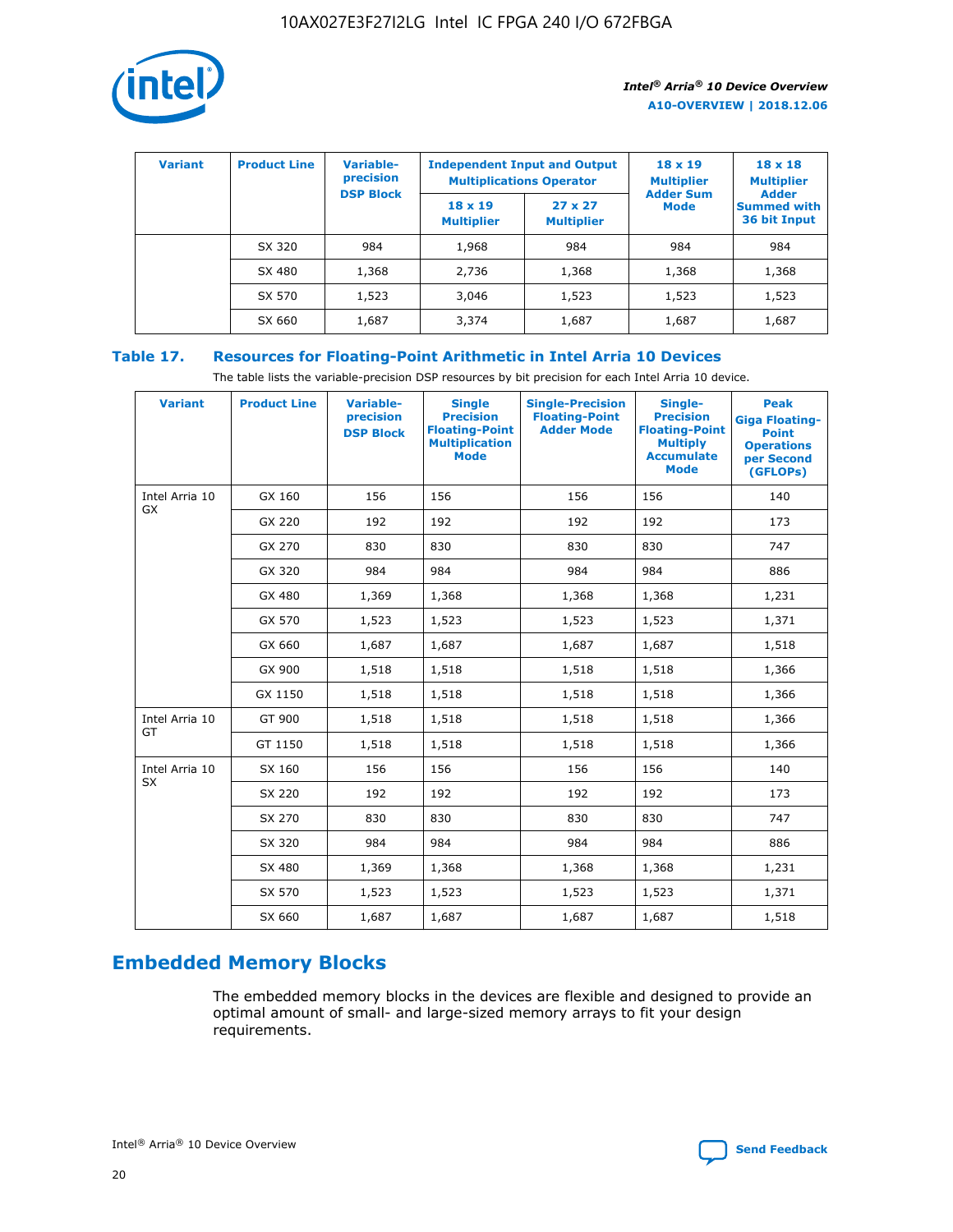| Variant | Product Line | Variable-precision DSP Block | Independent Input and Output Multiplications Operator | | 18 x 19 Multiplier Adder Sum Mode | 18 x 18 Multiplier Adder Summed with 36 bit Input |
|---|---|---|---|---|---|---|
| | | | 18 x 19 Multiplier | 27 x 27 Multiplier | | |
| | SX 320 | 984 | 1,968 | 984 | 984 | 984 |
| | SX 480 | 1,368 | 2,736 | 1,368 | 1,368 | 1,368 |
| | SX 570 | 1,523 | 3,046 | 1,523 | 1,523 | 1,523 |
| | SX 660 | 1,687 | 3,374 | 1,687 | 1,687 | 1,687 |

## Table 17. Resources for Floating-Point Arithmetic in Intel Arria 10 Devices

The table lists the variable-precision DSP resources by bit precision for each Intel Arria 10 device.

| Variant | Product Line | Variable-precision DSP Block | Single Precision Floating-Point Multiplication Mode | Single-Precision Floating-Point Adder Mode | Single-Precision Floating-Point Multiply Accumulate Mode | Peak Giga Floating-Point Operations per Second (GFLOPs) |
|---|---|---|---|---|---|---|
| Intel Arria 10 GX | GX 160 | 156 | 156 | 156 | 156 | 140 |
| | GX 220 | 192 | 192 | 192 | 192 | 173 |
| | GX 270 | 830 | 830 | 830 | 830 | 747 |
| | GX 320 | 984 | 984 | 984 | 984 | 886 |
| | GX 480 | 1,369 | 1,368 | 1,368 | 1,368 | 1,231 |
| | GX 570 | 1,523 | 1,523 | 1,523 | 1,523 | 1,371 |
| | GX 660 | 1,687 | 1,687 | 1,687 | 1,687 | 1,518 |
| | GX 900 | 1,518 | 1,518 | 1,518 | 1,518 | 1,366 |
| | GX 1150 | 1,518 | 1,518 | 1,518 | 1,518 | 1,366 |
| Intel Arria 10 GT | GT 900 | 1,518 | 1,518 | 1,518 | 1,518 | 1,366 |
| | GT 1150 | 1,518 | 1,518 | 1,518 | 1,518 | 1,366 |
| Intel Arria 10 SX | SX 160 | 156 | 156 | 156 | 156 | 140 |
| | SX 220 | 192 | 192 | 192 | 192 | 173 |
| | SX 270 | 830 | 830 | 830 | 830 | 747 |
| | SX 320 | 984 | 984 | 984 | 984 | 886 |
| | SX 480 | 1,369 | 1,368 | 1,368 | 1,368 | 1,231 |
| | SX 570 | 1,523 | 1,523 | 1,523 | 1,523 | 1,371 |
| | SX 660 | 1,687 | 1,687 | 1,687 | 1,687 | 1,518 |

## Embedded Memory Blocks

The embedded memory blocks in the devices are flexible and designed to provide an optimal amount of small- and large-sized memory arrays to fit your design requirements.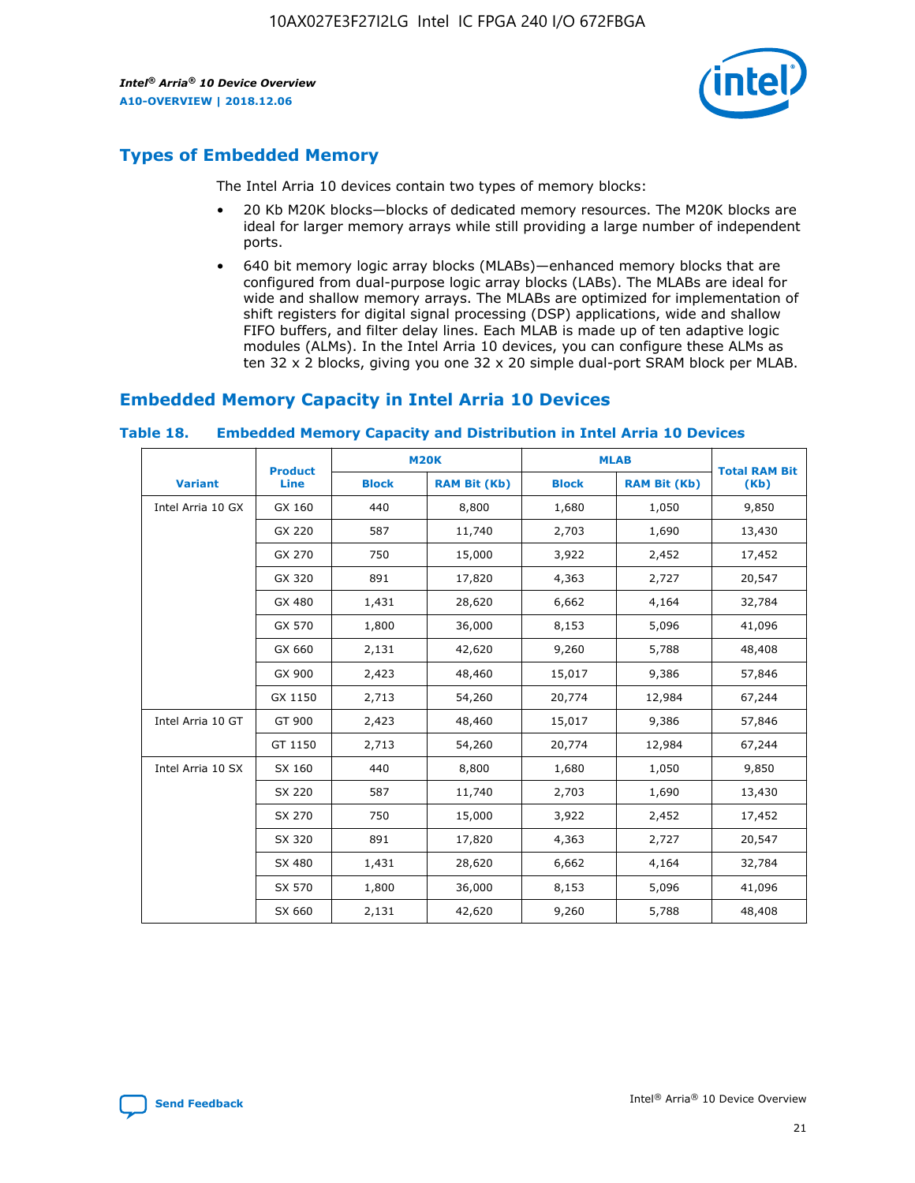## Types of Embedded Memory

The Intel Arria 10 devices contain two types of memory blocks:

- 20 Kb M20K blocks—blocks of dedicated memory resources. The M20K blocks are ideal for larger memory arrays while still providing a large number of independent ports.
- 640 bit memory logic array blocks (MLABs)—enhanced memory blocks that are configured from dual-purpose logic array blocks (LABs). The MLABs are ideal for wide and shallow memory arrays. The MLABs are optimized for implementation of shift registers for digital signal processing (DSP) applications, wide and shallow FIFO buffers, and filter delay lines. Each MLAB is made up of ten adaptive logic modules (ALMs). In the Intel Arria 10 devices, you can configure these ALMs as ten 32 x 2 blocks, giving you one 32 x 20 simple dual-port SRAM block per MLAB.

## Embedded Memory Capacity in Intel Arria 10 Devices

### Table 18. Embedded Memory Capacity and Distribution in Intel Arria 10 Devices

| Variant | Product Line | M20K | | MLAB | | Total RAM Bit (Kb) |
|---|---|---|---|---|---|---|
| | | Block | RAM Bit (Kb) | Block | RAM Bit (Kb) | |
| Intel Arria 10 GX | GX 160 | 440 | 8,800 | 1,680 | 1,050 | 9,850 |
| | GX 220 | 587 | 11,740 | 2,703 | 1,690 | 13,430 |
| | GX 270 | 750 | 15,000 | 3,922 | 2,452 | 17,452 |
| | GX 320 | 891 | 17,820 | 4,363 | 2,727 | 20,547 |
| | GX 480 | 1,431 | 28,620 | 6,662 | 4,164 | 32,784 |
| | GX 570 | 1,800 | 36,000 | 8,153 | 5,096 | 41,096 |
| | GX 660 | 2,131 | 42,620 | 9,260 | 5,788 | 48,408 |
| | GX 900 | 2,423 | 48,460 | 15,017 | 9,386 | 57,846 |
| | GX 1150 | 2,713 | 54,260 | 20,774 | 12,984 | 67,244 |
| Intel Arria 10 GT | GT 900 | 2,423 | 48,460 | 15,017 | 9,386 | 57,846 |
| | GT 1150 | 2,713 | 54,260 | 20,774 | 12,984 | 67,244 |
| Intel Arria 10 SX | SX 160 | 440 | 8,800 | 1,680 | 1,050 | 9,850 |
| | SX 220 | 587 | 11,740 | 2,703 | 1,690 | 13,430 |
| | SX 270 | 750 | 15,000 | 3,922 | 2,452 | 17,452 |
| | SX 320 | 891 | 17,820 | 4,363 | 2,727 | 20,547 |
| | SX 480 | 1,431 | 28,620 | 6,662 | 4,164 | 32,784 |
| | SX 570 | 1,800 | 36,000 | 8,153 | 5,096 | 41,096 |
| | SX 660 | 2,131 | 42,620 | 9,260 | 5,788 | 48,408 |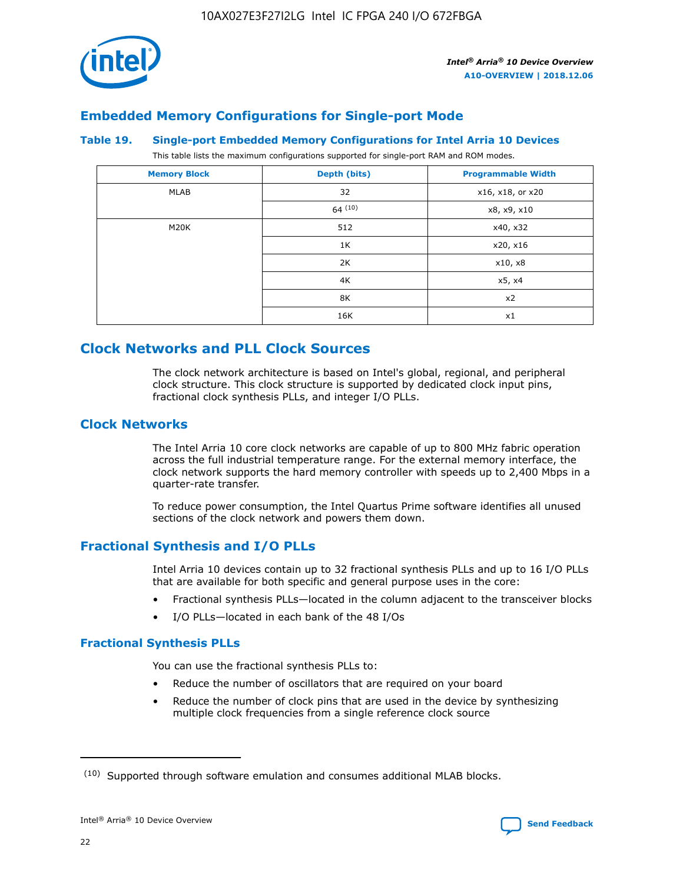## Embedded Memory Configurations for Single-port Mode

**Table 19. Single-port Embedded Memory Configurations for Intel Arria 10 Devices**

This table lists the maximum configurations supported for single-port RAM and ROM modes.

| Memory Block | Depth (bits) | Programmable Width |
|---|---|---|
| MLAB | 32 | x16, x18, or x20 |
| | 64 [(10)] | x8, x9, x10 |
| M20K | 512 | x40, x32 |
| | 1K | x20, x16 |
| | 2K | x10, x8 |
| | 4K | x5, x4 |
| | 8K | x2 |
| | 16K | x1 |

# Clock Networks and PLL Clock Sources

The clock network architecture is based on Intel's global, regional, and peripheral clock structure. This clock structure is supported by dedicated clock input pins, fractional clock synthesis PLLs, and integer I/O PLLs.

## Clock Networks

The Intel Arria 10 core clock networks are capable of up to 800 MHz fabric operation across the full industrial temperature range. For the external memory interface, the clock network supports the hard memory controller with speeds up to 2,400 Mbps in a quarter-rate transfer.

To reduce power consumption, the Intel Quartus Prime software identifies all unused sections of the clock network and powers them down.

## Fractional Synthesis and I/O PLLs

Intel Arria 10 devices contain up to 32 fractional synthesis PLLs and up to 16 I/O PLLs that are available for both specific and general purpose uses in the core:

- Fractional synthesis PLLs—located in the column adjacent to the transceiver blocks
- I/O PLLs—located in each bank of the 48 I/Os

### Fractional Synthesis PLLs

You can use the fractional synthesis PLLs to:

- Reduce the number of oscillators that are required on your board
- Reduce the number of clock pins that are used in the device by synthesizing multiple clock frequencies from a single reference clock source

(10) Supported through software emulation and consumes additional MLAB blocks.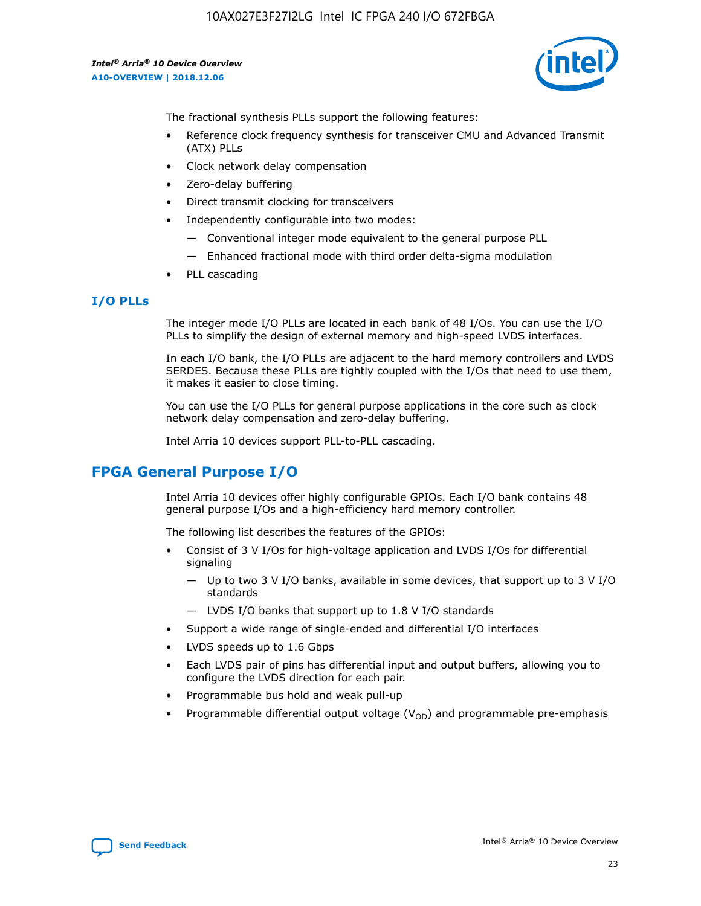The fractional synthesis PLLs support the following features:

- Reference clock frequency synthesis for transceiver CMU and Advanced Transmit (ATX) PLLs
- Clock network delay compensation
- Zero-delay buffering
- Direct transmit clocking for transceivers
- Independently configurable into two modes:
  - Conventional integer mode equivalent to the general purpose PLL
  - Enhanced fractional mode with third order delta-sigma modulation
- PLL cascading

### I/O PLLs

The integer mode I/O PLLs are located in each bank of 48 I/Os. You can use the I/O PLLs to simplify the design of external memory and high-speed LVDS interfaces.

In each I/O bank, the I/O PLLs are adjacent to the hard memory controllers and LVDS SERDES. Because these PLLs are tightly coupled with the I/Os that need to use them, it makes it easier to close timing.

You can use the I/O PLLs for general purpose applications in the core such as clock network delay compensation and zero-delay buffering.

Intel Arria 10 devices support PLL-to-PLL cascading.

## FPGA General Purpose I/O

Intel Arria 10 devices offer highly configurable GPIOs. Each I/O bank contains 48 general purpose I/Os and a high-efficiency hard memory controller.

The following list describes the features of the GPIOs:

- Consist of 3 V I/Os for high-voltage application and LVDS I/Os for differential signaling
  - Up to two 3 V I/O banks, available in some devices, that support up to 3 V I/O standards
  - LVDS I/O banks that support up to 1.8 V I/O standards
- Support a wide range of single-ended and differential I/O interfaces
- LVDS speeds up to 1.6 Gbps
- Each LVDS pair of pins has differential input and output buffers, allowing you to configure the LVDS direction for each pair.
- Programmable bus hold and weak pull-up
- Programmable differential output voltage ($V_{OD}$) and programmable pre-emphasis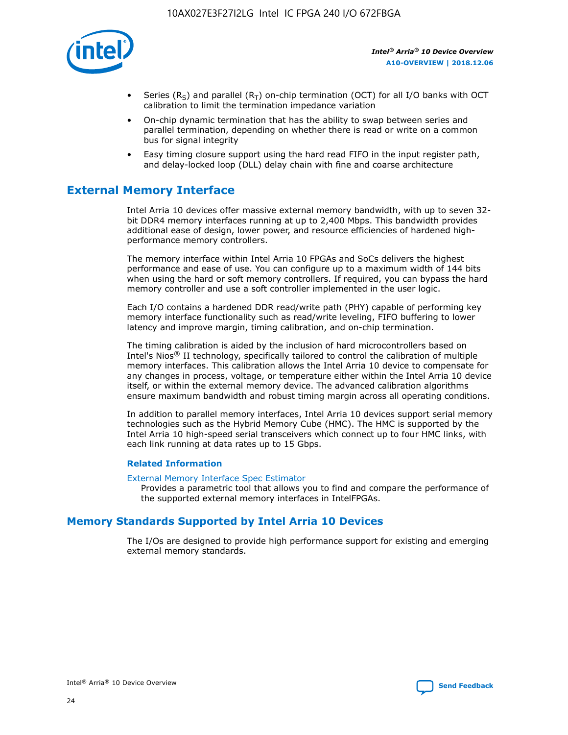- Series ($R_S$) and parallel ($R_T$) on-chip termination (OCT) for all I/O banks with OCT calibration to limit the termination impedance variation
- On-chip dynamic termination that has the ability to swap between series and parallel termination, depending on whether there is read or write on a common bus for signal integrity
- Easy timing closure support using the hard read FIFO in the input register path, and delay-locked loop (DLL) delay chain with fine and coarse architecture

## External Memory Interface

Intel Arria 10 devices offer massive external memory bandwidth, with up to seven 32-bit DDR4 memory interfaces running at up to 2,400 Mbps. This bandwidth provides additional ease of design, lower power, and resource efficiencies of hardened high-performance memory controllers.

The memory interface within Intel Arria 10 FPGAs and SoCs delivers the highest performance and ease of use. You can configure up to a maximum width of 144 bits when using the hard or soft memory controllers. If required, you can bypass the hard memory controller and use a soft controller implemented in the user logic.

Each I/O contains a hardened DDR read/write path (PHY) capable of performing key memory interface functionality such as read/write leveling, FIFO buffering to lower latency and improve margin, timing calibration, and on-chip termination.

The timing calibration is aided by the inclusion of hard microcontrollers based on Intel's Nios® II technology, specifically tailored to control the calibration of multiple memory interfaces. This calibration allows the Intel Arria 10 device to compensate for any changes in process, voltage, or temperature either within the Intel Arria 10 device itself, or within the external memory device. The advanced calibration algorithms ensure maximum bandwidth and robust timing margin across all operating conditions.

In addition to parallel memory interfaces, Intel Arria 10 devices support serial memory technologies such as the Hybrid Memory Cube (HMC). The HMC is supported by the Intel Arria 10 high-speed serial transceivers which connect up to four HMC links, with each link running at data rates up to 15 Gbps.

### Related Information

External Memory Interface Spec Estimator
Provides a parametric tool that allows you to find and compare the performance of the supported external memory interfaces in IntelFPGAs.

## Memory Standards Supported by Intel Arria 10 Devices

The I/Os are designed to provide high performance support for existing and emerging external memory standards.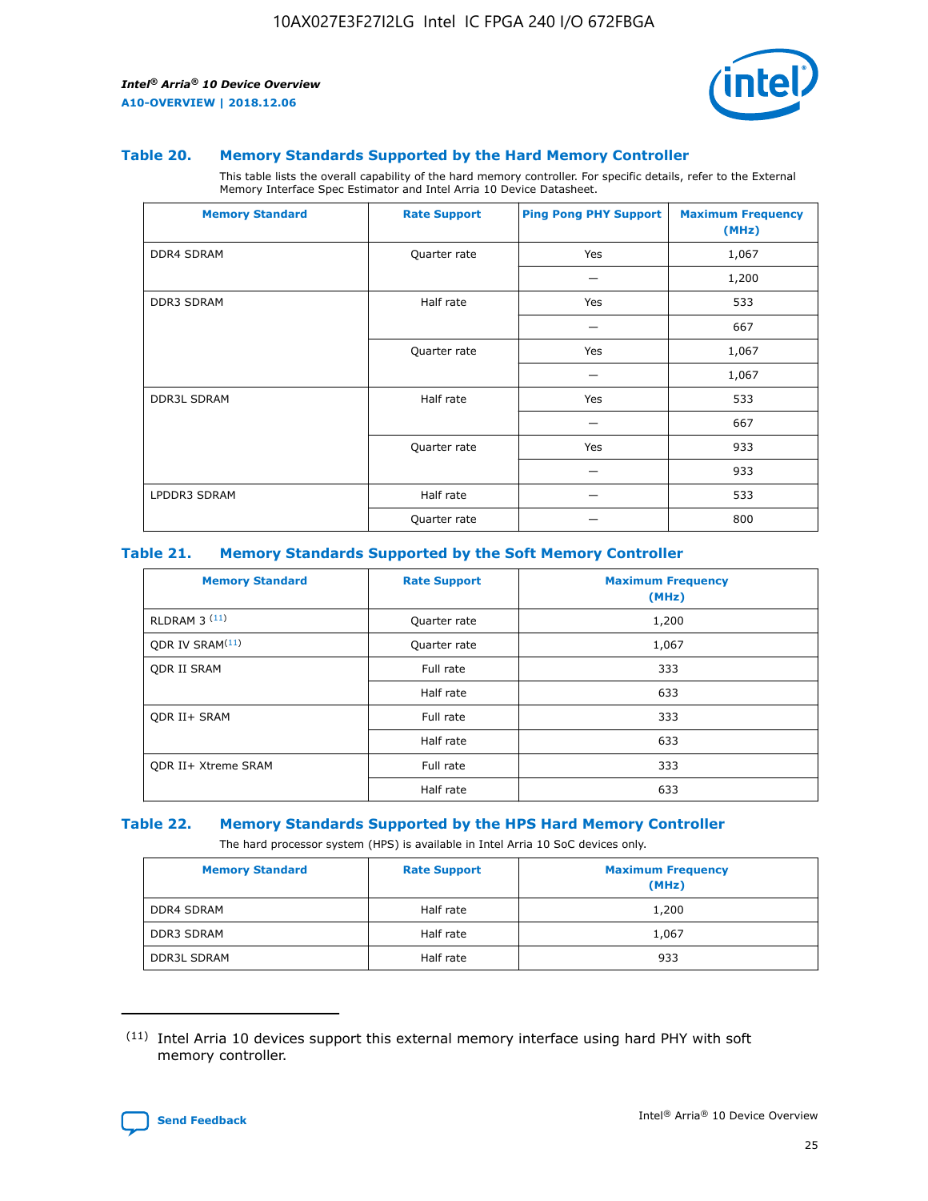### Table 20. Memory Standards Supported by the Hard Memory Controller

This table lists the overall capability of the hard memory controller. For specific details, refer to the External Memory Interface Spec Estimator and Intel Arria 10 Device Datasheet.

| Memory Standard | Rate Support | Ping Pong PHY Support | Maximum Frequency (MHz) |
|---|---|---|---|
| DDR4 SDRAM | Quarter rate | Yes | 1,067 |
| | | — | 1,200 |
| DDR3 SDRAM | Half rate | Yes | 533 |
| | | — | 667 |
| | Quarter rate | Yes | 1,067 |
| | | — | 1,067 |
| DDR3L SDRAM | Half rate | Yes | 533 |
| | | — | 667 |
| | Quarter rate | Yes | 933 |
| | | — | 933 |
| LPDDR3 SDRAM | Half rate | — | 533 |
| | Quarter rate | — | 800 |

### Table 21. Memory Standards Supported by the Soft Memory Controller

| Memory Standard | Rate Support | Maximum Frequency (MHz) |
|---|---|---|
| RLDRAM 3 [(11)] | Quarter rate | 1,200 |
| QDR IV SRAM[(11)] | Quarter rate | 1,067 |
| QDR II SRAM | Full rate | 333 |
| | Half rate | 633 |
| QDR II+ SRAM | Full rate | 333 |
| | Half rate | 633 |
| QDR II+ Xtreme SRAM | Full rate | 333 |
| | Half rate | 633 |

### Table 22. Memory Standards Supported by the HPS Hard Memory Controller

The hard processor system (HPS) is available in Intel Arria 10 SoC devices only.

| Memory Standard | Rate Support | Maximum Frequency (MHz) |
|---|---|---|
| DDR4 SDRAM | Half rate | 1,200 |
| DDR3 SDRAM | Half rate | 1,067 |
| DDR3L SDRAM | Half rate | 933 |

(11) Intel Arria 10 devices support this external memory interface using hard PHY with soft memory controller.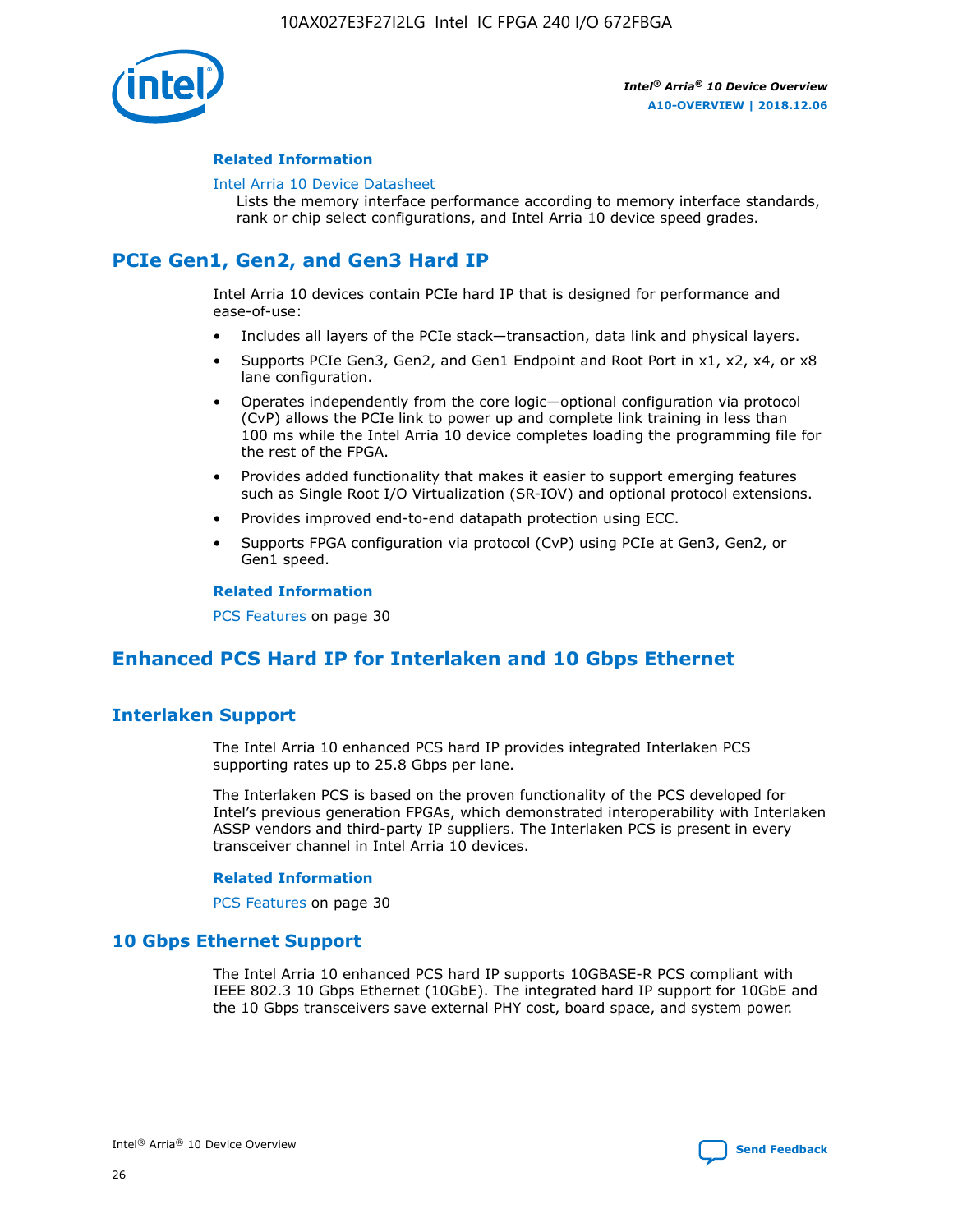#### Related Information

Intel Arria 10 Device Datasheet
Lists the memory interface performance according to memory interface standards, rank or chip select configurations, and Intel Arria 10 device speed grades.

## PCIe Gen1, Gen2, and Gen3 Hard IP

Intel Arria 10 devices contain PCIe hard IP that is designed for performance and ease-of-use:

- Includes all layers of the PCIe stack—transaction, data link and physical layers.
- Supports PCIe Gen3, Gen2, and Gen1 Endpoint and Root Port in x1, x2, x4, or x8 lane configuration.
- Operates independently from the core logic—optional configuration via protocol (CvP) allows the PCIe link to power up and complete link training in less than 100 ms while the Intel Arria 10 device completes loading the programming file for the rest of the FPGA.
- Provides added functionality that makes it easier to support emerging features such as Single Root I/O Virtualization (SR-IOV) and optional protocol extensions.
- Provides improved end-to-end datapath protection using ECC.
- Supports FPGA configuration via protocol (CvP) using PCIe at Gen3, Gen2, or Gen1 speed.

#### Related Information

PCS Features on page 30

## Enhanced PCS Hard IP for Interlaken and 10 Gbps Ethernet

### Interlaken Support

The Intel Arria 10 enhanced PCS hard IP provides integrated Interlaken PCS supporting rates up to 25.8 Gbps per lane.

The Interlaken PCS is based on the proven functionality of the PCS developed for Intel's previous generation FPGAs, which demonstrated interoperability with Interlaken ASSP vendors and third-party IP suppliers. The Interlaken PCS is present in every transceiver channel in Intel Arria 10 devices.

#### Related Information

PCS Features on page 30

### 10 Gbps Ethernet Support

The Intel Arria 10 enhanced PCS hard IP supports 10GBASE-R PCS compliant with IEEE 802.3 10 Gbps Ethernet (10GbE). The integrated hard IP support for 10GbE and the 10 Gbps transceivers save external PHY cost, board space, and system power.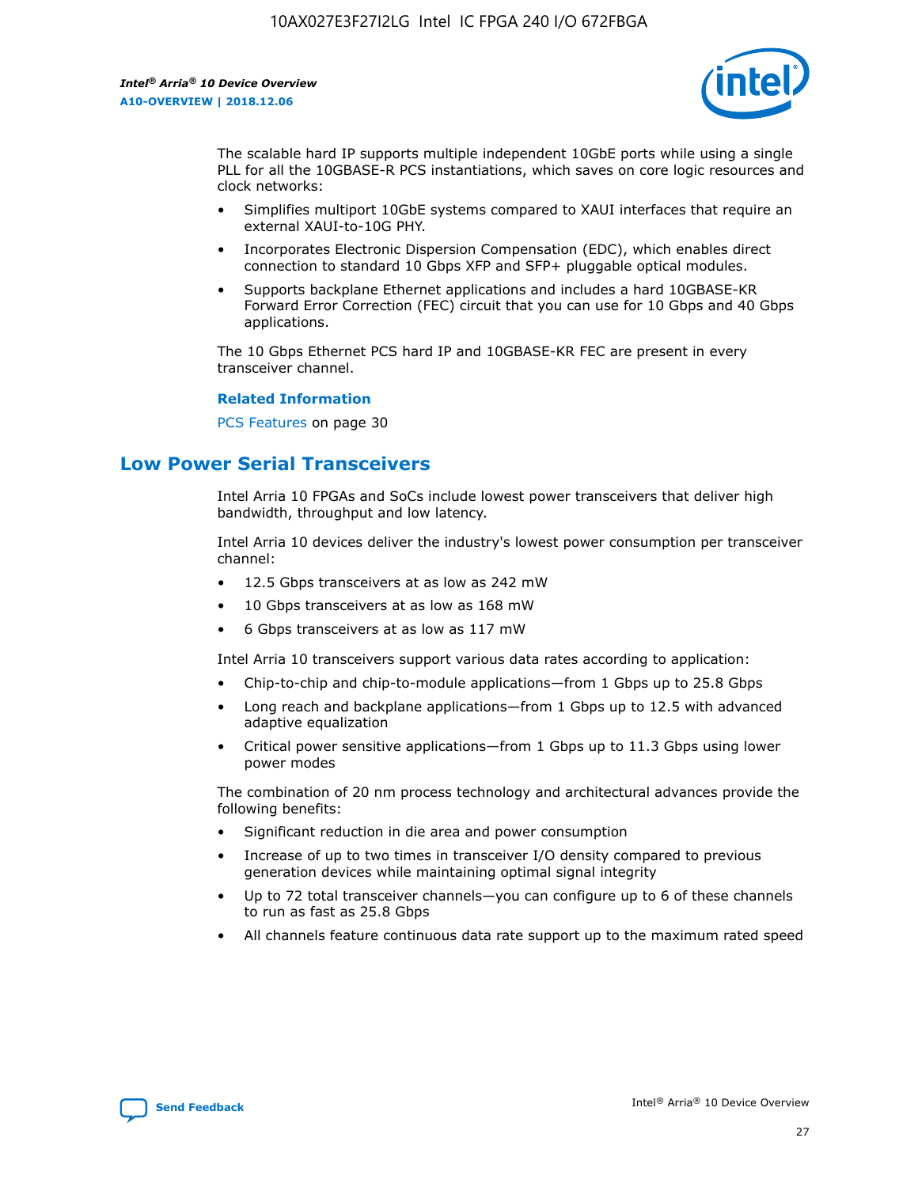The scalable hard IP supports multiple independent 10GbE ports while using a single PLL for all the 10GBASE-R PCS instantiations, which saves on core logic resources and clock networks:

- Simplifies multiport 10GbE systems compared to XAUI interfaces that require an external XAUI-to-10G PHY.
- Incorporates Electronic Dispersion Compensation (EDC), which enables direct connection to standard 10 Gbps XFP and SFP+ pluggable optical modules.
- Supports backplane Ethernet applications and includes a hard 10GBASE-KR Forward Error Correction (FEC) circuit that you can use for 10 Gbps and 40 Gbps applications.

The 10 Gbps Ethernet PCS hard IP and 10GBASE-KR FEC are present in every transceiver channel.

**Related Information**

PCS Features on page 30

## Low Power Serial Transceivers

Intel Arria 10 FPGAs and SoCs include lowest power transceivers that deliver high bandwidth, throughput and low latency.

Intel Arria 10 devices deliver the industry's lowest power consumption per transceiver channel:

- 12.5 Gbps transceivers at as low as 242 mW
- 10 Gbps transceivers at as low as 168 mW
- 6 Gbps transceivers at as low as 117 mW

Intel Arria 10 transceivers support various data rates according to application:

- Chip-to-chip and chip-to-module applications—from 1 Gbps up to 25.8 Gbps
- Long reach and backplane applications—from 1 Gbps up to 12.5 with advanced adaptive equalization
- Critical power sensitive applications—from 1 Gbps up to 11.3 Gbps using lower power modes

The combination of 20 nm process technology and architectural advances provide the following benefits:

- Significant reduction in die area and power consumption
- Increase of up to two times in transceiver I/O density compared to previous generation devices while maintaining optimal signal integrity
- Up to 72 total transceiver channels—you can configure up to 6 of these channels to run as fast as 25.8 Gbps
- All channels feature continuous data rate support up to the maximum rated speed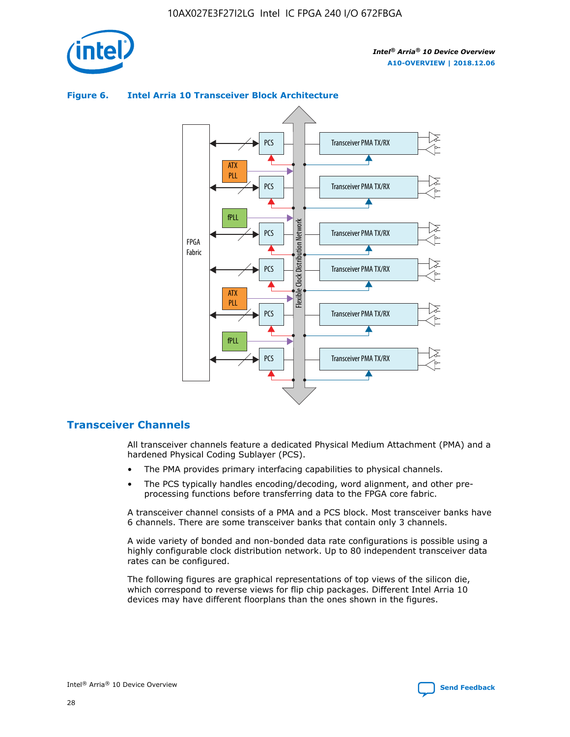**Figure 6. Intel Arria 10 Transceiver Block Architecture**

## Transceiver Channels

All transceiver channels feature a dedicated Physical Medium Attachment (PMA) and a hardened Physical Coding Sublayer (PCS).

- The PMA provides primary interfacing capabilities to physical channels.
- The PCS typically handles encoding/decoding, word alignment, and other pre-processing functions before transferring data to the FPGA core fabric.

A transceiver channel consists of a PMA and a PCS block. Most transceiver banks have 6 channels. There are some transceiver banks that contain only 3 channels.

A wide variety of bonded and non-bonded data rate configurations is possible using a highly configurable clock distribution network. Up to 80 independent transceiver data rates can be configured.

The following figures are graphical representations of top views of the silicon die, which correspond to reverse views for flip chip packages. Different Intel Arria 10 devices may have different floorplans than the ones shown in the figures.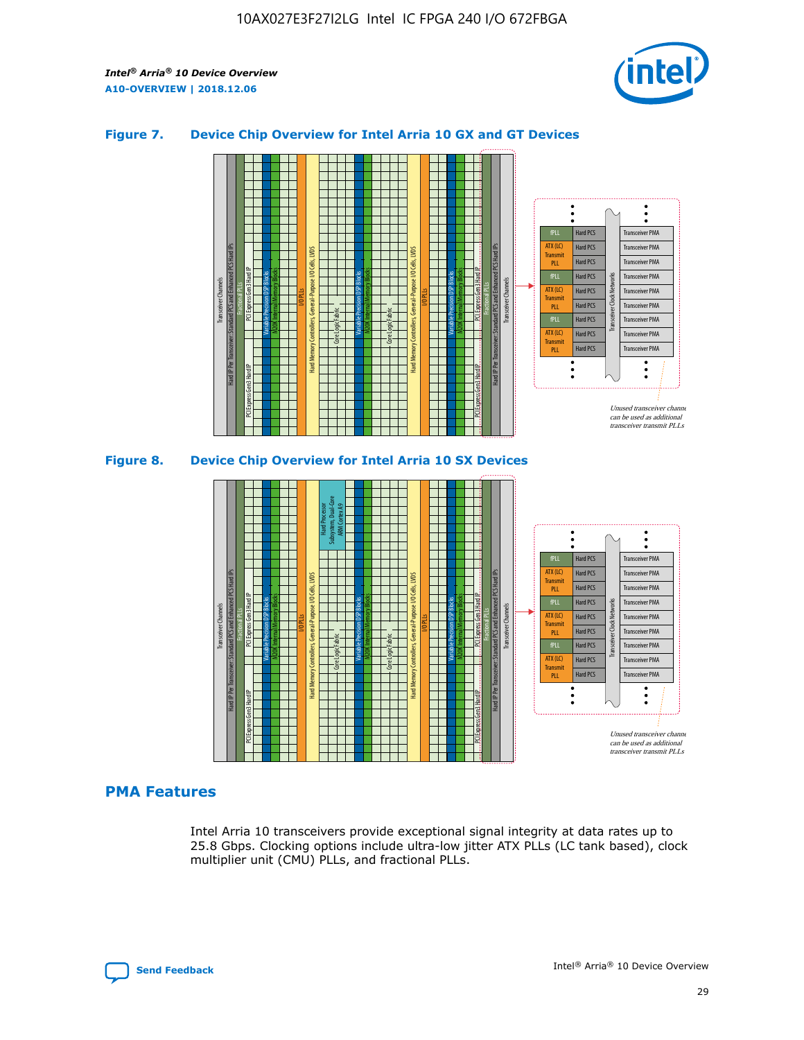### Figure 7. Device Chip Overview for Intel Arria 10 GX and GT Devices

### Figure 8. Device Chip Overview for Intel Arria 10 SX Devices

## PMA Features

Intel Arria 10 transceivers provide exceptional signal integrity at data rates up to 25.8 Gbps. Clocking options include ultra-low jitter ATX PLLs (LC tank based), clock multiplier unit (CMU) PLLs, and fractional PLLs.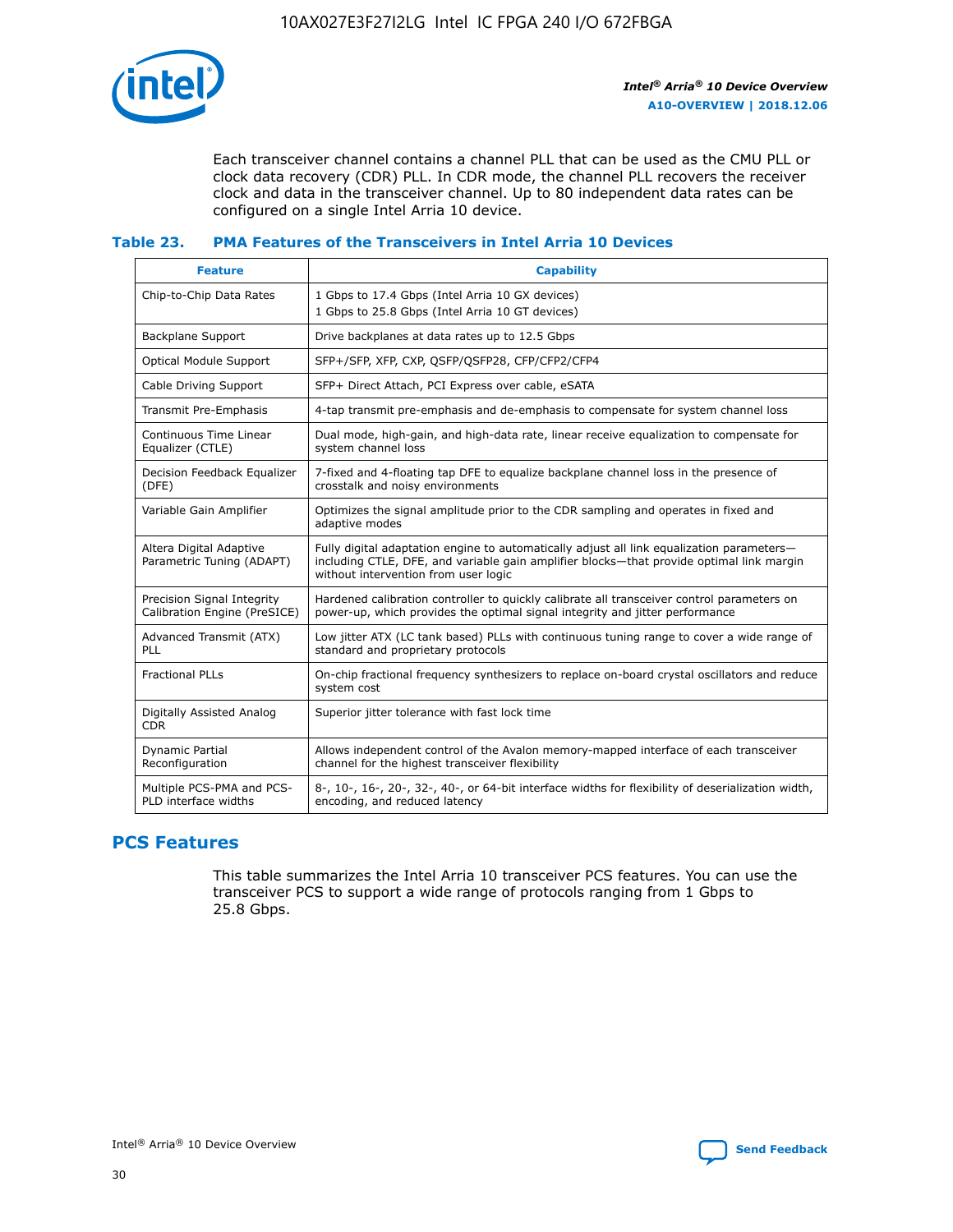Each transceiver channel contains a channel PLL that can be used as the CMU PLL or clock data recovery (CDR) PLL. In CDR mode, the channel PLL recovers the receiver clock and data in the transceiver channel. Up to 80 independent data rates can be configured on a single Intel Arria 10 device.

### Table 23. PMA Features of the Transceivers in Intel Arria 10 Devices

| Feature | Capability |
| --- | --- |
| Chip-to-Chip Data Rates | 1 Gbps to 17.4 Gbps (Intel Arria 10 GX devices)<br>1 Gbps to 25.8 Gbps (Intel Arria 10 GT devices) |
| Backplane Support | Drive backplanes at data rates up to 12.5 Gbps |
| Optical Module Support | SFP+/SFP, XFP, CXP, QSFP/QSFP28, CFP/CFP2/CFP4 |
| Cable Driving Support | SFP+ Direct Attach, PCI Express over cable, eSATA |
| Transmit Pre-Emphasis | 4-tap transmit pre-emphasis and de-emphasis to compensate for system channel loss |
| Continuous Time Linear Equalizer (CTLE) | Dual mode, high-gain, and high-data rate, linear receive equalization to compensate for system channel loss |
| Decision Feedback Equalizer (DFE) | 7-fixed and 4-floating tap DFE to equalize backplane channel loss in the presence of crosstalk and noisy environments |
| Variable Gain Amplifier | Optimizes the signal amplitude prior to the CDR sampling and operates in fixed and adaptive modes |
| Altera Digital Adaptive Parametric Tuning (ADAPT) | Fully digital adaptation engine to automatically adjust all link equalization parameters—including CTLE, DFE, and variable gain amplifier blocks—that provide optimal link margin without intervention from user logic |
| Precision Signal Integrity Calibration Engine (PreSICE) | Hardened calibration controller to quickly calibrate all transceiver control parameters on power-up, which provides the optimal signal integrity and jitter performance |
| Advanced Transmit (ATX) PLL | Low jitter ATX (LC tank based) PLLs with continuous tuning range to cover a wide range of standard and proprietary protocols |
| Fractional PLLs | On-chip fractional frequency synthesizers to replace on-board crystal oscillators and reduce system cost |
| Digitally Assisted Analog CDR | Superior jitter tolerance with fast lock time |
| Dynamic Partial Reconfiguration | Allows independent control of the Avalon memory-mapped interface of each transceiver channel for the highest transceiver flexibility |
| Multiple PCS-PMA and PCS-PLD interface widths | 8-, 10-, 16-, 20-, 32-, 40-, or 64-bit interface widths for flexibility of deserialization width, encoding, and reduced latency |

## PCS Features

This table summarizes the Intel Arria 10 transceiver PCS features. You can use the transceiver PCS to support a wide range of protocols ranging from 1 Gbps to 25.8 Gbps.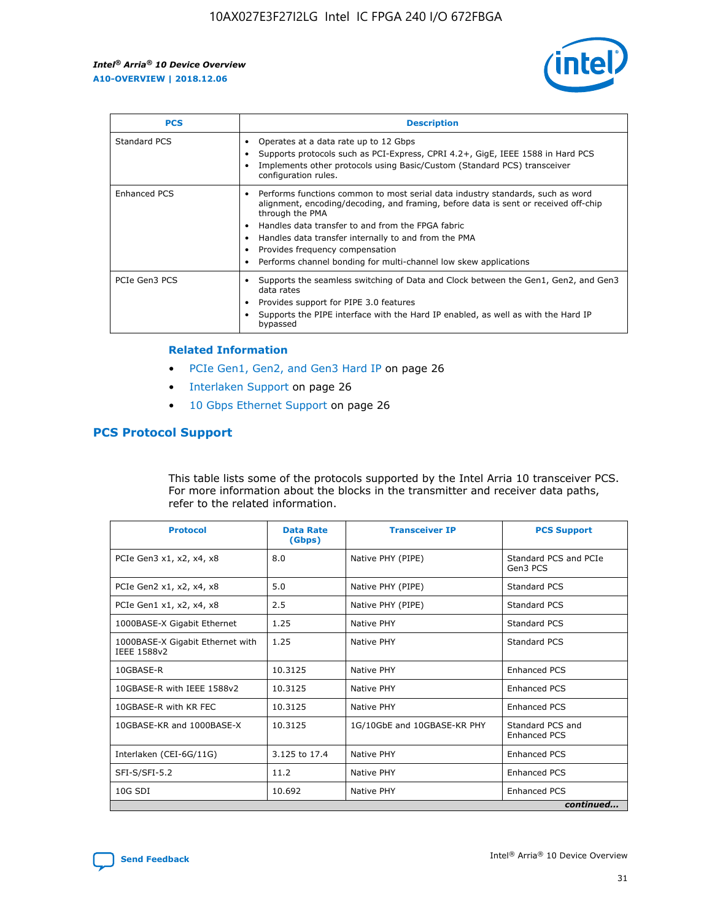| PCS | Description |
| --- | --- |
| Standard PCS | • Operates at a data rate up to 12 Gbps<br>• Supports protocols such as PCI-Express, CPRI 4.2+, GigE, IEEE 1588 in Hard PCS<br>• Implements other protocols using Basic/Custom (Standard PCS) transceiver configuration rules. |
| Enhanced PCS | • Performs functions common to most serial data industry standards, such as word alignment, encoding/decoding, and framing, before data is sent or received off-chip through the PMA<br>• Handles data transfer to and from the FPGA fabric<br>• Handles data transfer internally to and from the PMA<br>• Provides frequency compensation<br>• Performs channel bonding for multi-channel low skew applications |
| PCIe Gen3 PCS | • Supports the seamless switching of Data and Clock between the Gen1, Gen2, and Gen3 data rates<br>• Provides support for PIPE 3.0 features<br>• Supports the PIPE interface with the Hard IP enabled, as well as with the Hard IP bypassed |

**Related Information**

- PCIe Gen1, Gen2, and Gen3 Hard IP on page 26
- Interlaken Support on page 26
- 10 Gbps Ethernet Support on page 26

## PCS Protocol Support

This table lists some of the protocols supported by the Intel Arria 10 transceiver PCS. For more information about the blocks in the transmitter and receiver data paths, refer to the related information.

| Protocol | Data Rate (Gbps) | Transceiver IP | PCS Support |
| --- | --- | --- | --- |
| PCIe Gen3 x1, x2, x4, x8 | 8.0 | Native PHY (PIPE) | Standard PCS and PCIe Gen3 PCS |
| PCIe Gen2 x1, x2, x4, x8 | 5.0 | Native PHY (PIPE) | Standard PCS |
| PCIe Gen1 x1, x2, x4, x8 | 2.5 | Native PHY (PIPE) | Standard PCS |
| 1000BASE-X Gigabit Ethernet | 1.25 | Native PHY | Standard PCS |
| 1000BASE-X Gigabit Ethernet with IEEE 1588v2 | 1.25 | Native PHY | Standard PCS |
| 10GBASE-R | 10.3125 | Native PHY | Enhanced PCS |
| 10GBASE-R with IEEE 1588v2 | 10.3125 | Native PHY | Enhanced PCS |
| 10GBASE-R with KR FEC | 10.3125 | Native PHY | Enhanced PCS |
| 10GBASE-KR and 1000BASE-X | 10.3125 | 1G/10GbE and 10GBASE-KR PHY | Standard PCS and Enhanced PCS |
| Interlaken (CEI-6G/11G) | 3.125 to 17.4 | Native PHY | Enhanced PCS |
| SFI-S/SFI-5.2 | 11.2 | Native PHY | Enhanced PCS |
| 10G SDI | 10.692 | Native PHY | Enhanced PCS |

*continued...*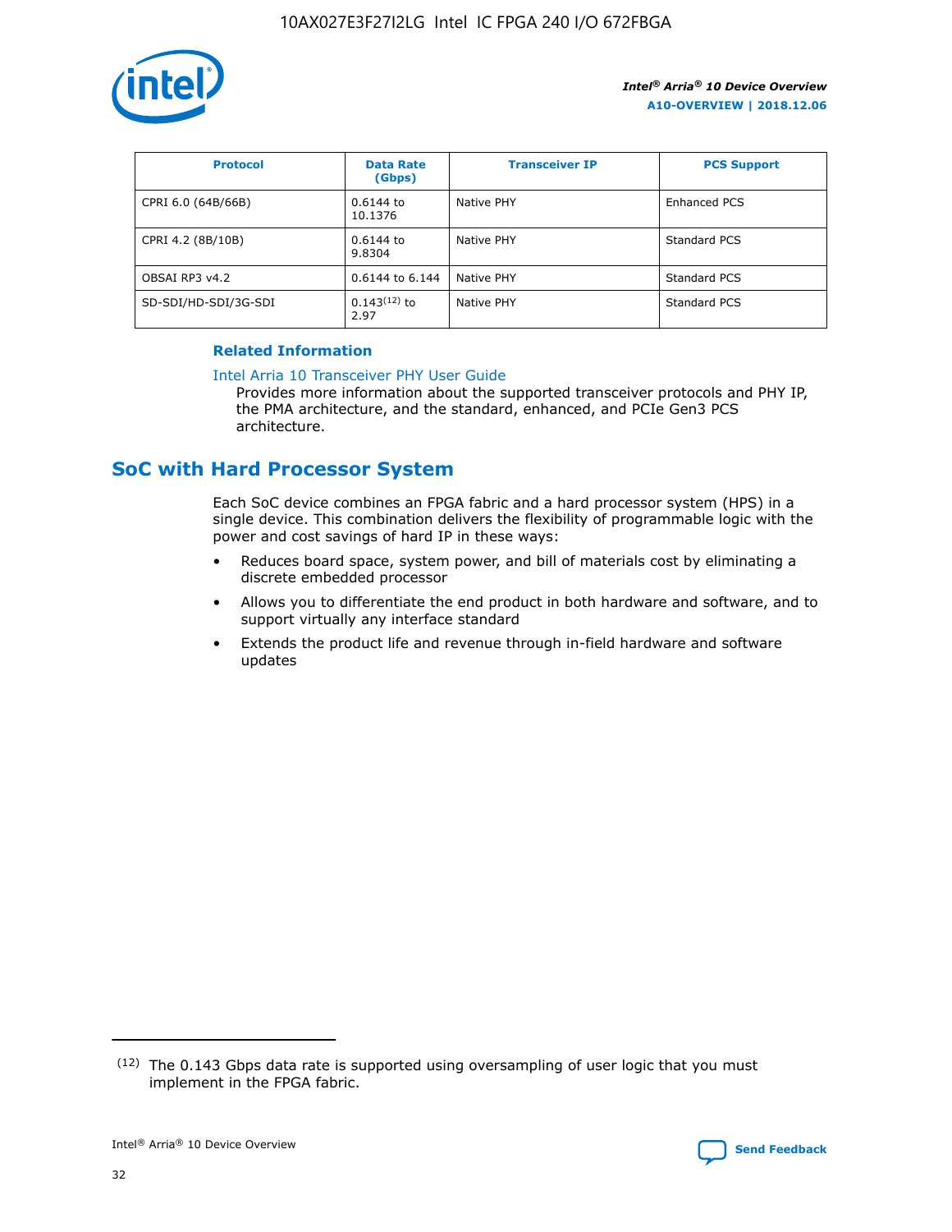| Protocol | Data Rate (Gbps) | Transceiver IP | PCS Support |
| --- | --- | --- | --- |
| CPRI 6.0 (64B/66B) | 0.6144 to 10.1376 | Native PHY | Enhanced PCS |
| CPRI 4.2 (8B/10B) | 0.6144 to 9.8304 | Native PHY | Standard PCS |
| OBSAI RP3 v4.2 | 0.6144 to 6.144 | Native PHY | Standard PCS |
| SD-SDI/HD-SDI/3G-SDI | 0.143[12] to 2.97 | Native PHY | Standard PCS |

**Related Information**

Intel Arria 10 Transceiver PHY User Guide

Provides more information about the supported transceiver protocols and PHY IP, the PMA architecture, and the standard, enhanced, and PCIe Gen3 PCS architecture.

## SoC with Hard Processor System

Each SoC device combines an FPGA fabric and a hard processor system (HPS) in a single device. This combination delivers the flexibility of programmable logic with the power and cost savings of hard IP in these ways:

- Reduces board space, system power, and bill of materials cost by eliminating a discrete embedded processor
- Allows you to differentiate the end product in both hardware and software, and to support virtually any interface standard
- Extends the product life and revenue through in-field hardware and software updates

[12] The 0.143 Gbps data rate is supported using oversampling of user logic that you must implement in the FPGA fabric.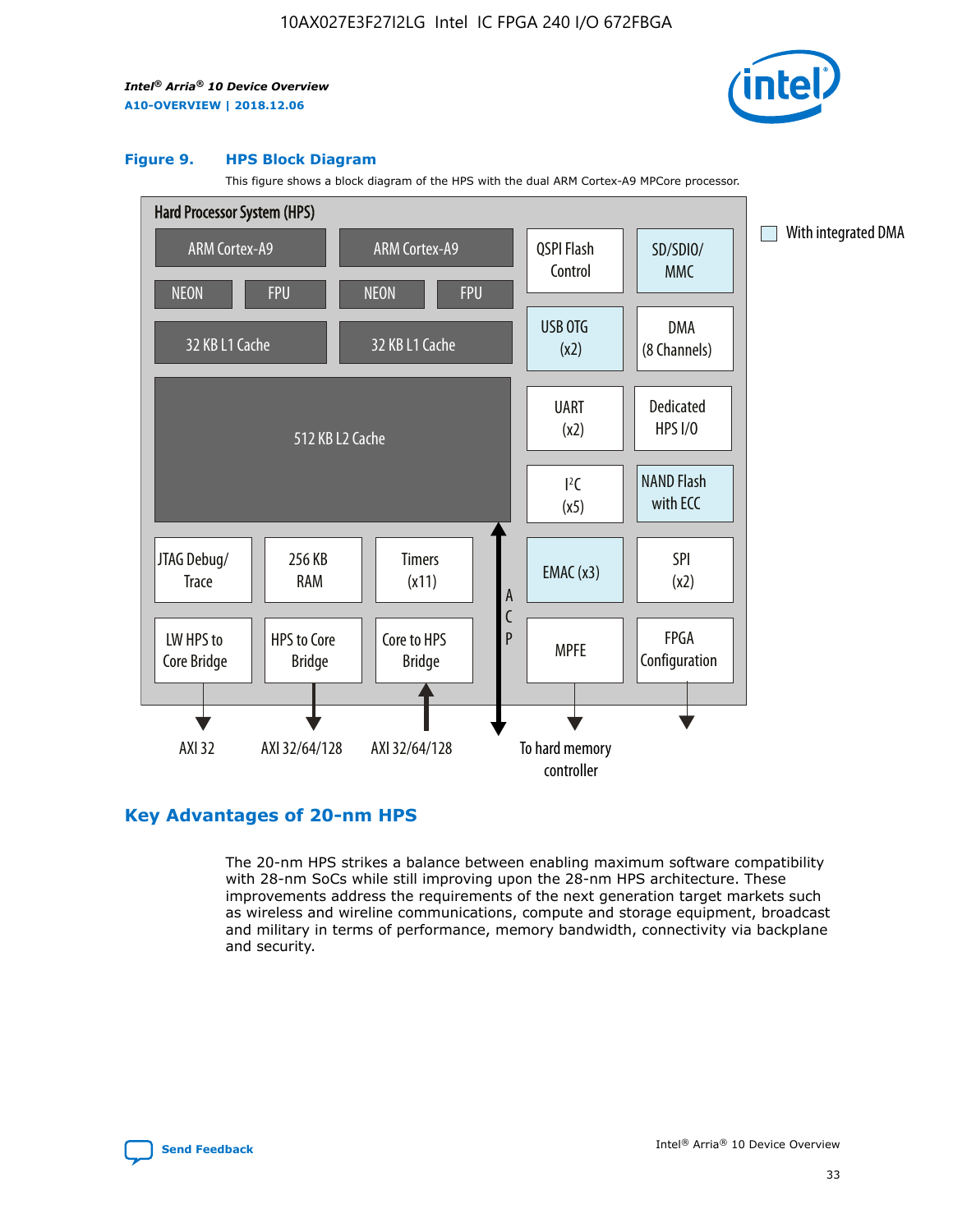**Figure 9. HPS Block Diagram**

This figure shows a block diagram of the HPS with the dual ARM Cortex-A9 MPCore processor.

Hard Processor System (HPS)

- ARM Cortex-A9 (NEON, FPU, 32 KB L1 Cache)
- ARM Cortex-A9 (NEON, FPU, 32 KB L1 Cache)
- 512 KB L2 Cache
- JTAG Debug/Trace
- 256 KB RAM
- Timers (x11)
- LW HPS to Core Bridge — AXI 32
- HPS to Core Bridge — AXI 32/64/128
- Core to HPS Bridge — AXI 32/64/128
- ACP
- QSPI Flash Control
- SD/SDIO/MMC
- USB OTG (x2)
- DMA (8 Channels)
- UART (x2)
- Dedicated HPS I/O
- I²C (x5)
- NAND Flash with ECC
- EMAC (x3)
- SPI (x2)
- MPFE — To hard memory controller
- FPGA Configuration

With integrated DMA: SD/SDIO/MMC, USB OTG (x2), NAND Flash with ECC, EMAC (x3)

## Key Advantages of 20-nm HPS

The 20-nm HPS strikes a balance between enabling maximum software compatibility with 28-nm SoCs while still improving upon the 28-nm HPS architecture. These improvements address the requirements of the next generation target markets such as wireless and wireline communications, compute and storage equipment, broadcast and military in terms of performance, memory bandwidth, connectivity via backplane and security.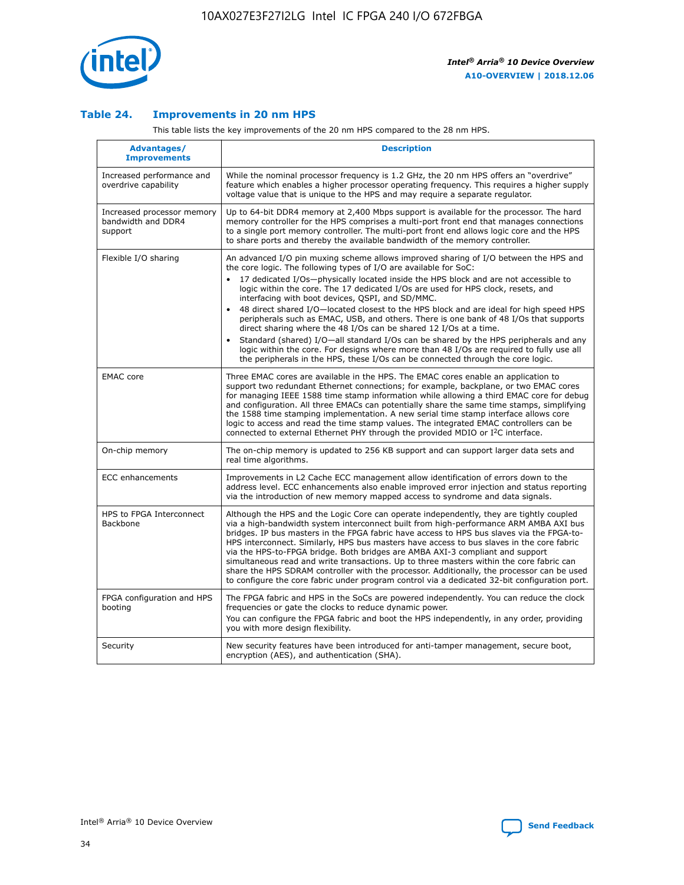### Table 24. Improvements in 20 nm HPS

This table lists the key improvements of the 20 nm HPS compared to the 28 nm HPS.

| Advantages/ Improvements | Description |
| --- | --- |
| Increased performance and overdrive capability | While the nominal processor frequency is 1.2 GHz, the 20 nm HPS offers an "overdrive" feature which enables a higher processor operating frequency. This requires a higher supply voltage value that is unique to the HPS and may require a separate regulator. |
| Increased processor memory bandwidth and DDR4 support | Up to 64-bit DDR4 memory at 2,400 Mbps support is available for the processor. The hard memory controller for the HPS comprises a multi-port front end that manages connections to a single port memory controller. The multi-port front end allows logic core and the HPS to share ports and thereby the available bandwidth of the memory controller. |
| Flexible I/O sharing | An advanced I/O pin muxing scheme allows improved sharing of I/O between the HPS and the core logic. The following types of I/O are available for SoC: <br>• 17 dedicated I/Os—physically located inside the HPS block and are not accessible to logic within the core. The 17 dedicated I/Os are used for HPS clock, resets, and interfacing with boot devices, QSPI, and SD/MMC. <br>• 48 direct shared I/O—located closest to the HPS block and are ideal for high speed HPS peripherals such as EMAC, USB, and others. There is one bank of 48 I/Os that supports direct sharing where the 48 I/Os can be shared 12 I/Os at a time. <br>• Standard (shared) I/O—all standard I/Os can be shared by the HPS peripherals and any logic within the core. For designs where more than 48 I/Os are required to fully use all the peripherals in the HPS, these I/Os can be connected through the core logic. |
| EMAC core | Three EMAC cores are available in the HPS. The EMAC cores enable an application to support two redundant Ethernet connections; for example, backplane, or two EMAC cores for managing IEEE 1588 time stamp information while allowing a third EMAC core for debug and configuration. All three EMACs can potentially share the same time stamps, simplifying the 1588 time stamping implementation. A new serial time stamp interface allows core logic to access and read the time stamp values. The integrated EMAC controllers can be connected to external Ethernet PHY through the provided MDIO or I²C interface. |
| On-chip memory | The on-chip memory is updated to 256 KB support and can support larger data sets and real time algorithms. |
| ECC enhancements | Improvements in L2 Cache ECC management allow identification of errors down to the address level. ECC enhancements also enable improved error injection and status reporting via the introduction of new memory mapped access to syndrome and data signals. |
| HPS to FPGA Interconnect Backbone | Although the HPS and the Logic Core can operate independently, they are tightly coupled via a high-bandwidth system interconnect built from high-performance ARM AMBA AXI bus bridges. IP bus masters in the FPGA fabric have access to HPS bus slaves via the FPGA-to-HPS interconnect. Similarly, HPS bus masters have access to bus slaves in the core fabric via the HPS-to-FPGA bridge. Both bridges are AMBA AXI-3 compliant and support simultaneous read and write transactions. Up to three masters within the core fabric can share the HPS SDRAM controller with the processor. Additionally, the processor can be used to configure the core fabric under program control via a dedicated 32-bit configuration port. |
| FPGA configuration and HPS booting | The FPGA fabric and HPS in the SoCs are powered independently. You can reduce the clock frequencies or gate the clocks to reduce dynamic power. <br>You can configure the FPGA fabric and boot the HPS independently, in any order, providing you with more design flexibility. |
| Security | New security features have been introduced for anti-tamper management, secure boot, encryption (AES), and authentication (SHA). |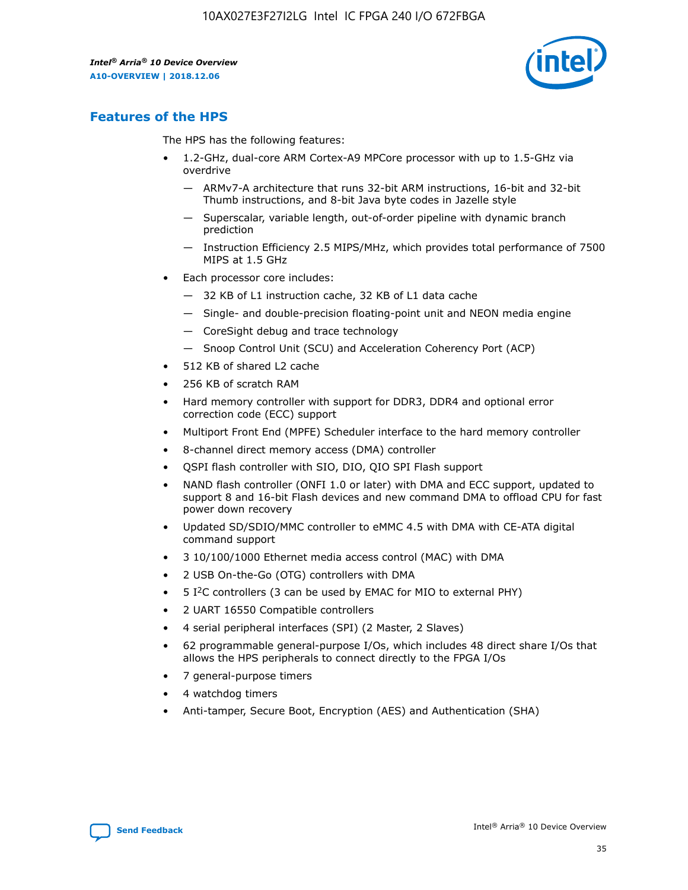## Features of the HPS

The HPS has the following features:

- 1.2-GHz, dual-core ARM Cortex-A9 MPCore processor with up to 1.5-GHz via overdrive
  - — ARMv7-A architecture that runs 32-bit ARM instructions, 16-bit and 32-bit Thumb instructions, and 8-bit Java byte codes in Jazelle style
  - — Superscalar, variable length, out-of-order pipeline with dynamic branch prediction
  - — Instruction Efficiency 2.5 MIPS/MHz, which provides total performance of 7500 MIPS at 1.5 GHz
- Each processor core includes:
  - — 32 KB of L1 instruction cache, 32 KB of L1 data cache
  - — Single- and double-precision floating-point unit and NEON media engine
  - — CoreSight debug and trace technology
  - — Snoop Control Unit (SCU) and Acceleration Coherency Port (ACP)
- 512 KB of shared L2 cache
- 256 KB of scratch RAM
- Hard memory controller with support for DDR3, DDR4 and optional error correction code (ECC) support
- Multiport Front End (MPFE) Scheduler interface to the hard memory controller
- 8-channel direct memory access (DMA) controller
- QSPI flash controller with SIO, DIO, QIO SPI Flash support
- NAND flash controller (ONFI 1.0 or later) with DMA and ECC support, updated to support 8 and 16-bit Flash devices and new command DMA to offload CPU for fast power down recovery
- Updated SD/SDIO/MMC controller to eMMC 4.5 with DMA with CE-ATA digital command support
- 3 10/100/1000 Ethernet media access control (MAC) with DMA
- 2 USB On-the-Go (OTG) controllers with DMA
- 5 I²C controllers (3 can be used by EMAC for MIO to external PHY)
- 2 UART 16550 Compatible controllers
- 4 serial peripheral interfaces (SPI) (2 Master, 2 Slaves)
- 62 programmable general-purpose I/Os, which includes 48 direct share I/Os that allows the HPS peripherals to connect directly to the FPGA I/Os
- 7 general-purpose timers
- 4 watchdog timers
- Anti-tamper, Secure Boot, Encryption (AES) and Authentication (SHA)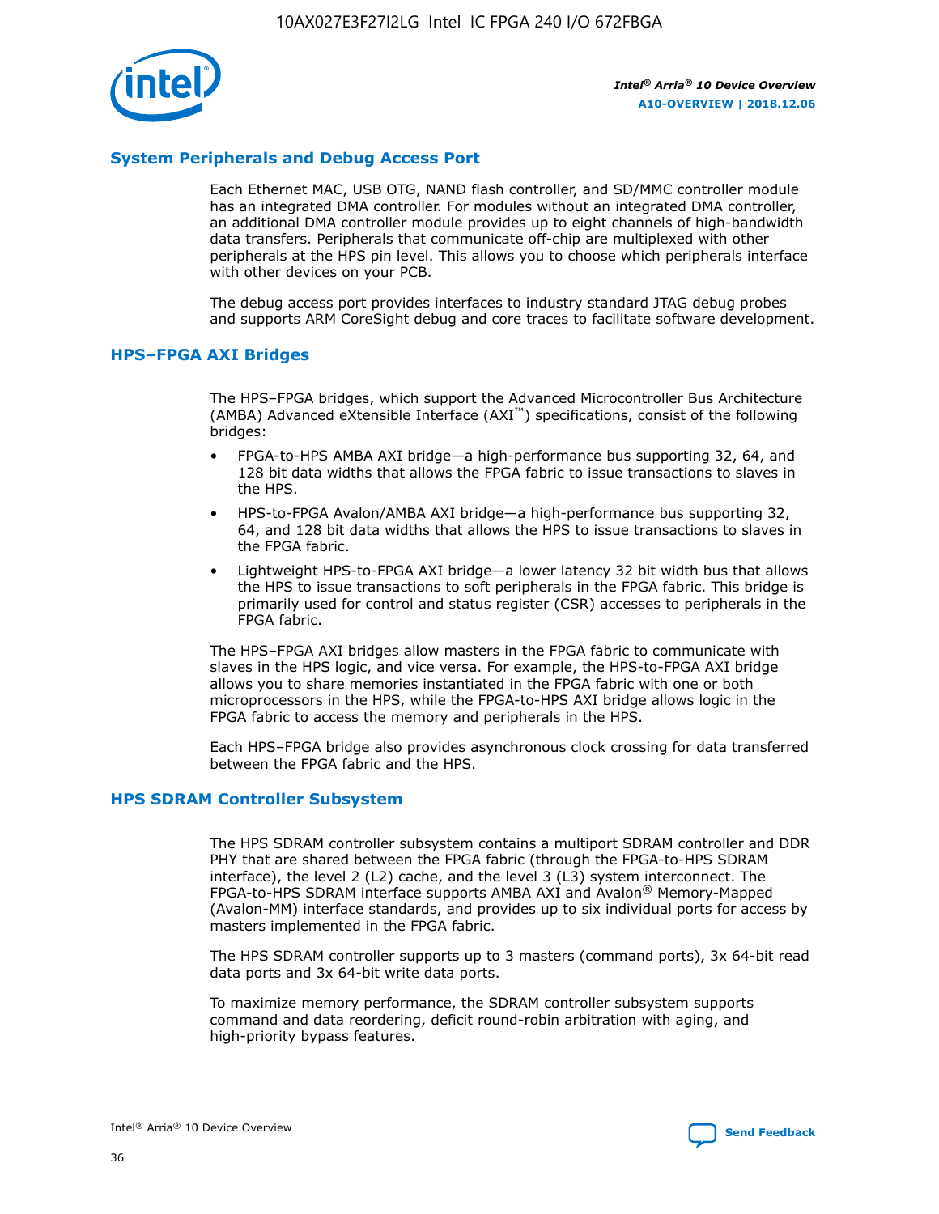## System Peripherals and Debug Access Port

Each Ethernet MAC, USB OTG, NAND flash controller, and SD/MMC controller module has an integrated DMA controller. For modules without an integrated DMA controller, an additional DMA controller module provides up to eight channels of high-bandwidth data transfers. Peripherals that communicate off-chip are multiplexed with other peripherals at the HPS pin level. This allows you to choose which peripherals interface with other devices on your PCB.

The debug access port provides interfaces to industry standard JTAG debug probes and supports ARM CoreSight debug and core traces to facilitate software development.

## HPS–FPGA AXI Bridges

The HPS–FPGA bridges, which support the Advanced Microcontroller Bus Architecture (AMBA) Advanced eXtensible Interface (AXI™) specifications, consist of the following bridges:

- FPGA-to-HPS AMBA AXI bridge—a high-performance bus supporting 32, 64, and 128 bit data widths that allows the FPGA fabric to issue transactions to slaves in the HPS.
- HPS-to-FPGA Avalon/AMBA AXI bridge—a high-performance bus supporting 32, 64, and 128 bit data widths that allows the HPS to issue transactions to slaves in the FPGA fabric.
- Lightweight HPS-to-FPGA AXI bridge—a lower latency 32 bit width bus that allows the HPS to issue transactions to soft peripherals in the FPGA fabric. This bridge is primarily used for control and status register (CSR) accesses to peripherals in the FPGA fabric.

The HPS–FPGA AXI bridges allow masters in the FPGA fabric to communicate with slaves in the HPS logic, and vice versa. For example, the HPS-to-FPGA AXI bridge allows you to share memories instantiated in the FPGA fabric with one or both microprocessors in the HPS, while the FPGA-to-HPS AXI bridge allows logic in the FPGA fabric to access the memory and peripherals in the HPS.

Each HPS–FPGA bridge also provides asynchronous clock crossing for data transferred between the FPGA fabric and the HPS.

## HPS SDRAM Controller Subsystem

The HPS SDRAM controller subsystem contains a multiport SDRAM controller and DDR PHY that are shared between the FPGA fabric (through the FPGA-to-HPS SDRAM interface), the level 2 (L2) cache, and the level 3 (L3) system interconnect. The FPGA-to-HPS SDRAM interface supports AMBA AXI and Avalon® Memory-Mapped (Avalon-MM) interface standards, and provides up to six individual ports for access by masters implemented in the FPGA fabric.

The HPS SDRAM controller supports up to 3 masters (command ports), 3x 64-bit read data ports and 3x 64-bit write data ports.

To maximize memory performance, the SDRAM controller subsystem supports command and data reordering, deficit round-robin arbitration with aging, and high-priority bypass features.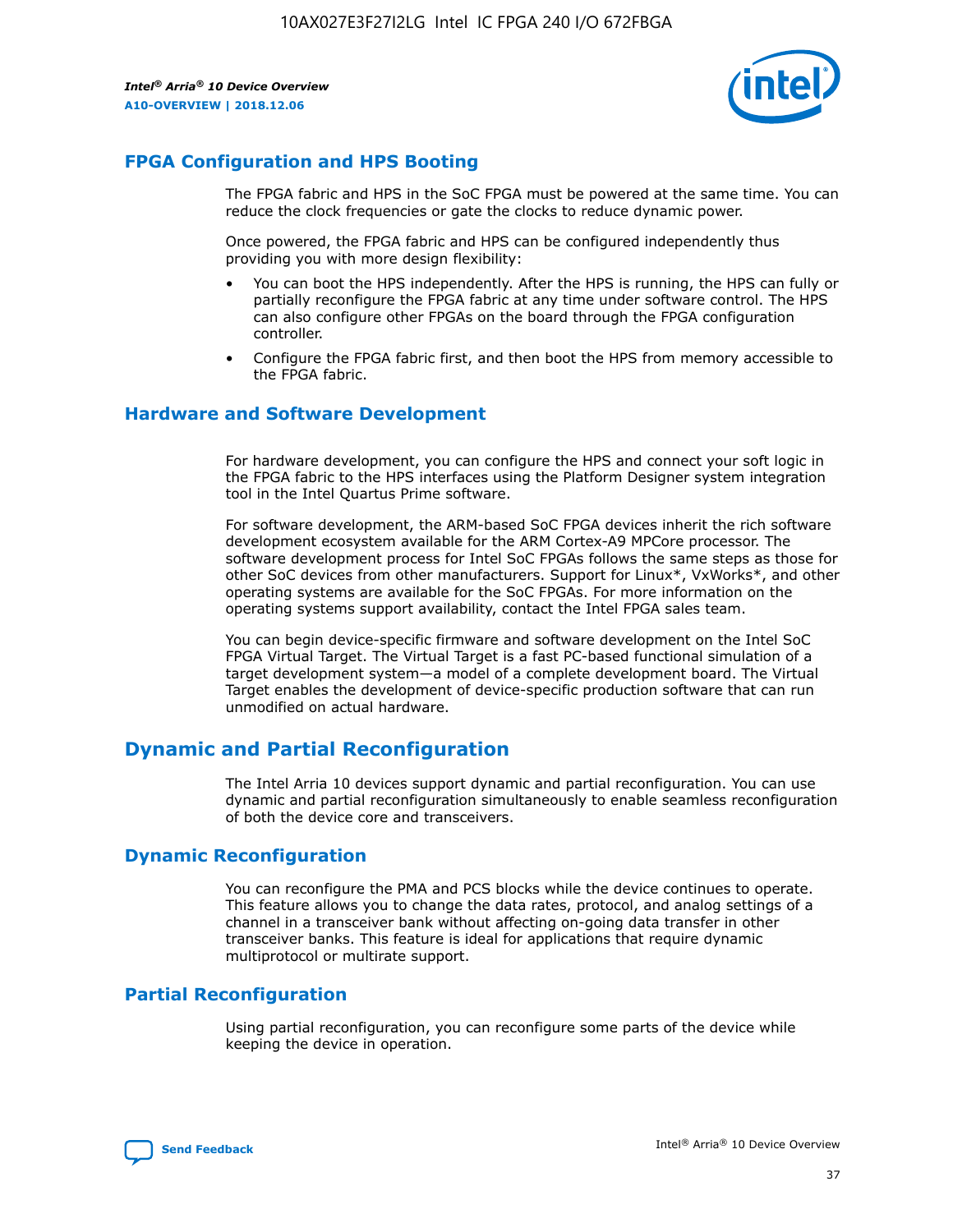## FPGA Configuration and HPS Booting

The FPGA fabric and HPS in the SoC FPGA must be powered at the same time. You can reduce the clock frequencies or gate the clocks to reduce dynamic power.

Once powered, the FPGA fabric and HPS can be configured independently thus providing you with more design flexibility:

- You can boot the HPS independently. After the HPS is running, the HPS can fully or partially reconfigure the FPGA fabric at any time under software control. The HPS can also configure other FPGAs on the board through the FPGA configuration controller.
- Configure the FPGA fabric first, and then boot the HPS from memory accessible to the FPGA fabric.

## Hardware and Software Development

For hardware development, you can configure the HPS and connect your soft logic in the FPGA fabric to the HPS interfaces using the Platform Designer system integration tool in the Intel Quartus Prime software.

For software development, the ARM-based SoC FPGA devices inherit the rich software development ecosystem available for the ARM Cortex-A9 MPCore processor. The software development process for Intel SoC FPGAs follows the same steps as those for other SoC devices from other manufacturers. Support for Linux*, VxWorks*, and other operating systems are available for the SoC FPGAs. For more information on the operating systems support availability, contact the Intel FPGA sales team.

You can begin device-specific firmware and software development on the Intel SoC FPGA Virtual Target. The Virtual Target is a fast PC-based functional simulation of a target development system—a model of a complete development board. The Virtual Target enables the development of device-specific production software that can run unmodified on actual hardware.

# Dynamic and Partial Reconfiguration

The Intel Arria 10 devices support dynamic and partial reconfiguration. You can use dynamic and partial reconfiguration simultaneously to enable seamless reconfiguration of both the device core and transceivers.

## Dynamic Reconfiguration

You can reconfigure the PMA and PCS blocks while the device continues to operate. This feature allows you to change the data rates, protocol, and analog settings of a channel in a transceiver bank without affecting on-going data transfer in other transceiver banks. This feature is ideal for applications that require dynamic multiprotocol or multirate support.

## Partial Reconfiguration

Using partial reconfiguration, you can reconfigure some parts of the device while keeping the device in operation.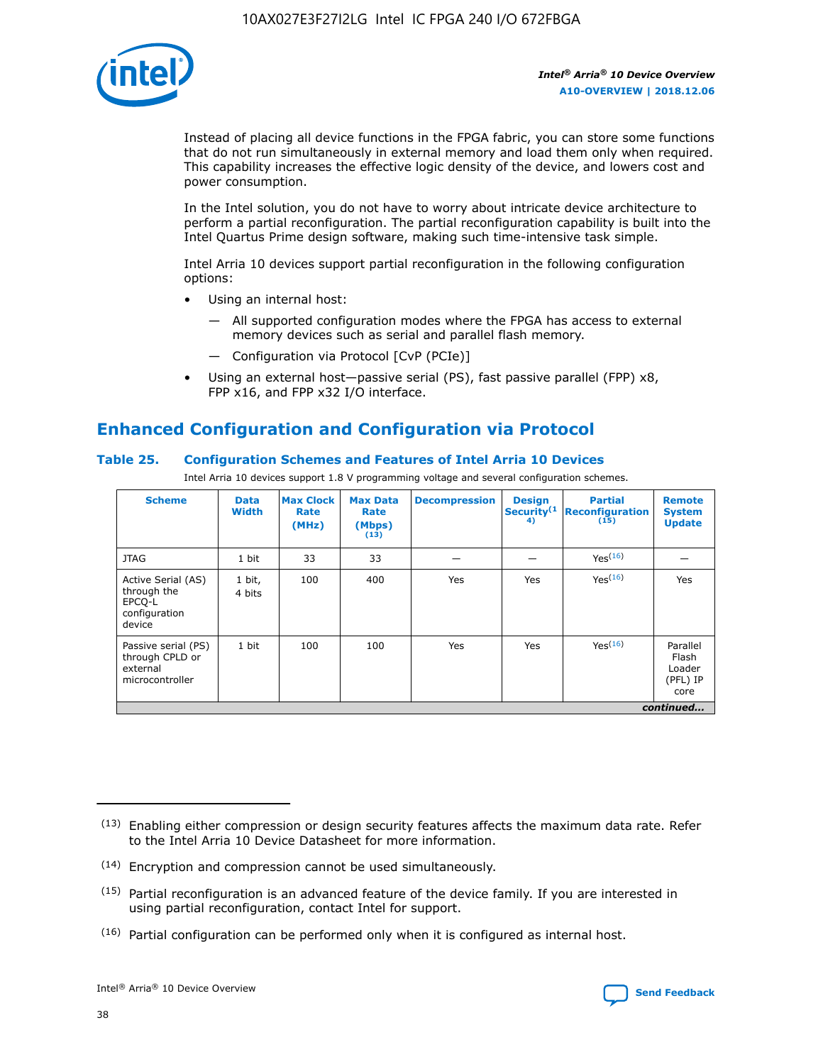Instead of placing all device functions in the FPGA fabric, you can store some functions that do not run simultaneously in external memory and load them only when required. This capability increases the effective logic density of the device, and lowers cost and power consumption.

In the Intel solution, you do not have to worry about intricate device architecture to perform a partial reconfiguration. The partial reconfiguration capability is built into the Intel Quartus Prime design software, making such time-intensive task simple.

Intel Arria 10 devices support partial reconfiguration in the following configuration options:

- Using an internal host:
  - — All supported configuration modes where the FPGA has access to external memory devices such as serial and parallel flash memory.
  - — Configuration via Protocol [CvP (PCIe)]
- Using an external host—passive serial (PS), fast passive parallel (FPP) x8, FPP x16, and FPP x32 I/O interface.

## Enhanced Configuration and Configuration via Protocol

### Table 25. Configuration Schemes and Features of Intel Arria 10 Devices

Intel Arria 10 devices support 1.8 V programming voltage and several configuration schemes.

| Scheme | Data Width | Max Clock Rate (MHz) | Max Data Rate (Mbps) (13) | Decompression | Design Security (14) | Partial Reconfiguration (15) | Remote System Update |
|---|---|---|---|---|---|---|---|
| JTAG | 1 bit | 33 | 33 | — | — | Yes(16) | — |
| Active Serial (AS) through the EPCQ-L configuration device | 1 bit, 4 bits | 100 | 400 | Yes | Yes | Yes(16) | Yes |
| Passive serial (PS) through CPLD or external microcontroller | 1 bit | 100 | 100 | Yes | Yes | Yes(16) | Parallel Flash Loader (PFL) IP core |

*continued...*

(13) Enabling either compression or design security features affects the maximum data rate. Refer to the Intel Arria 10 Device Datasheet for more information.

(14) Encryption and compression cannot be used simultaneously.

(15) Partial reconfiguration is an advanced feature of the device family. If you are interested in using partial reconfiguration, contact Intel for support.

(16) Partial configuration can be performed only when it is configured as internal host.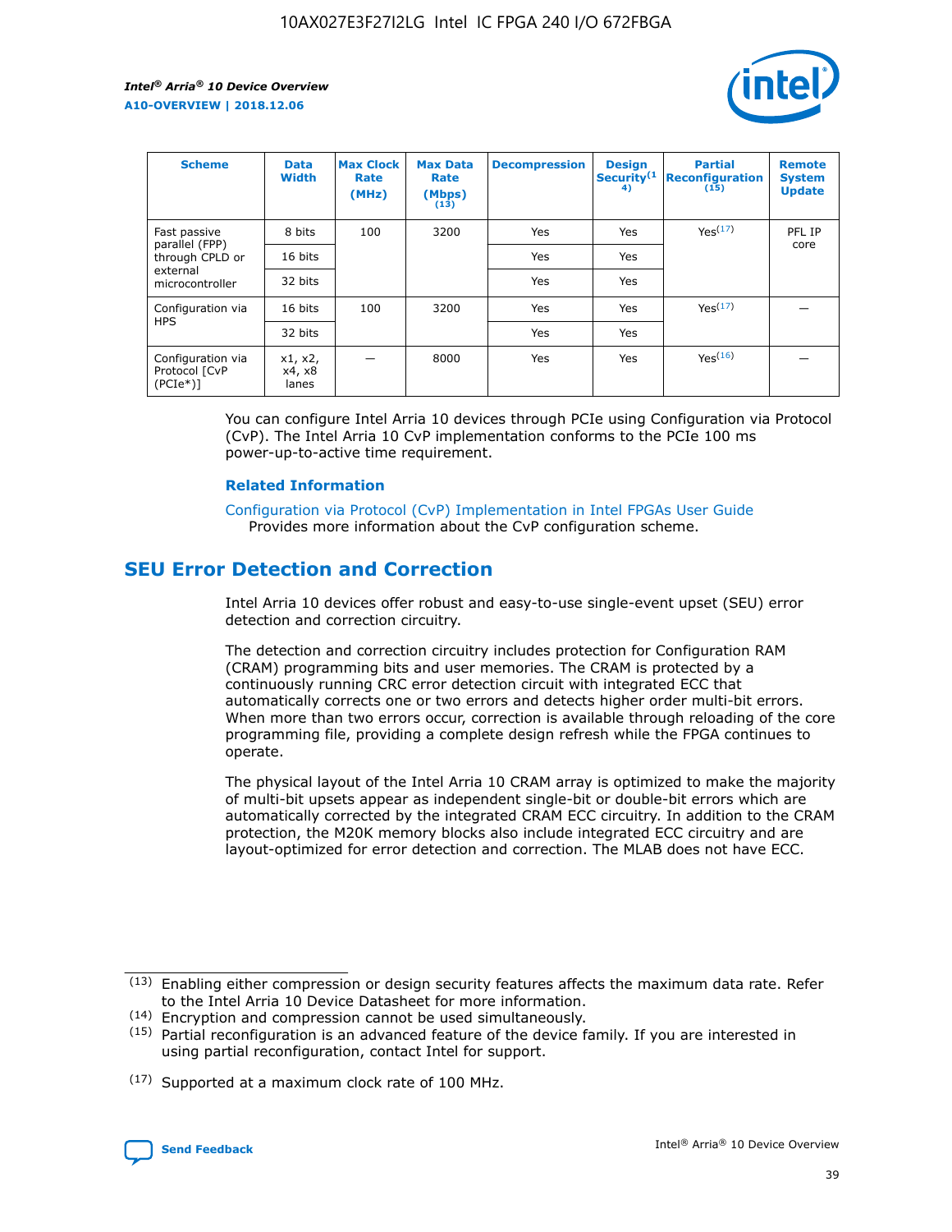| Scheme | Data Width | Max Clock Rate (MHz) | Max Data Rate (Mbps) (13) | Decompression | Design Security (14) | Partial Reconfiguration (15) | Remote System Update |
|---|---|---|---|---|---|---|---|
| Fast passive parallel (FPP) through CPLD or external microcontroller | 8 bits | 100 | 3200 | Yes | Yes | Yes (17) | PFL IP core |
| | 16 bits | | | Yes | Yes | | |
| | 32 bits | | | Yes | Yes | | |
| Configuration via HPS | 16 bits | 100 | 3200 | Yes | Yes | Yes (17) | — |
| | 32 bits | | | Yes | Yes | | |
| Configuration via Protocol [CvP (PCIe*)] | x1, x2, x4, x8 lanes | — | 8000 | Yes | Yes | Yes (16) | — |

You can configure Intel Arria 10 devices through PCIe using Configuration via Protocol (CvP). The Intel Arria 10 CvP implementation conforms to the PCIe 100 ms power-up-to-active time requirement.

### Related Information

Configuration via Protocol (CvP) Implementation in Intel FPGAs User Guide
Provides more information about the CvP configuration scheme.

## SEU Error Detection and Correction

Intel Arria 10 devices offer robust and easy-to-use single-event upset (SEU) error detection and correction circuitry.

The detection and correction circuitry includes protection for Configuration RAM (CRAM) programming bits and user memories. The CRAM is protected by a continuously running CRC error detection circuit with integrated ECC that automatically corrects one or two errors and detects higher order multi-bit errors. When more than two errors occur, correction is available through reloading of the core programming file, providing a complete design refresh while the FPGA continues to operate.

The physical layout of the Intel Arria 10 CRAM array is optimized to make the majority of multi-bit upsets appear as independent single-bit or double-bit errors which are automatically corrected by the integrated CRAM ECC circuitry. In addition to the CRAM protection, the M20K memory blocks also include integrated ECC circuitry and are layout-optimized for error detection and correction. The MLAB does not have ECC.

(13) Enabling either compression or design security features affects the maximum data rate. Refer to the Intel Arria 10 Device Datasheet for more information.

(14) Encryption and compression cannot be used simultaneously.

(15) Partial reconfiguration is an advanced feature of the device family. If you are interested in using partial reconfiguration, contact Intel for support.

(17) Supported at a maximum clock rate of 100 MHz.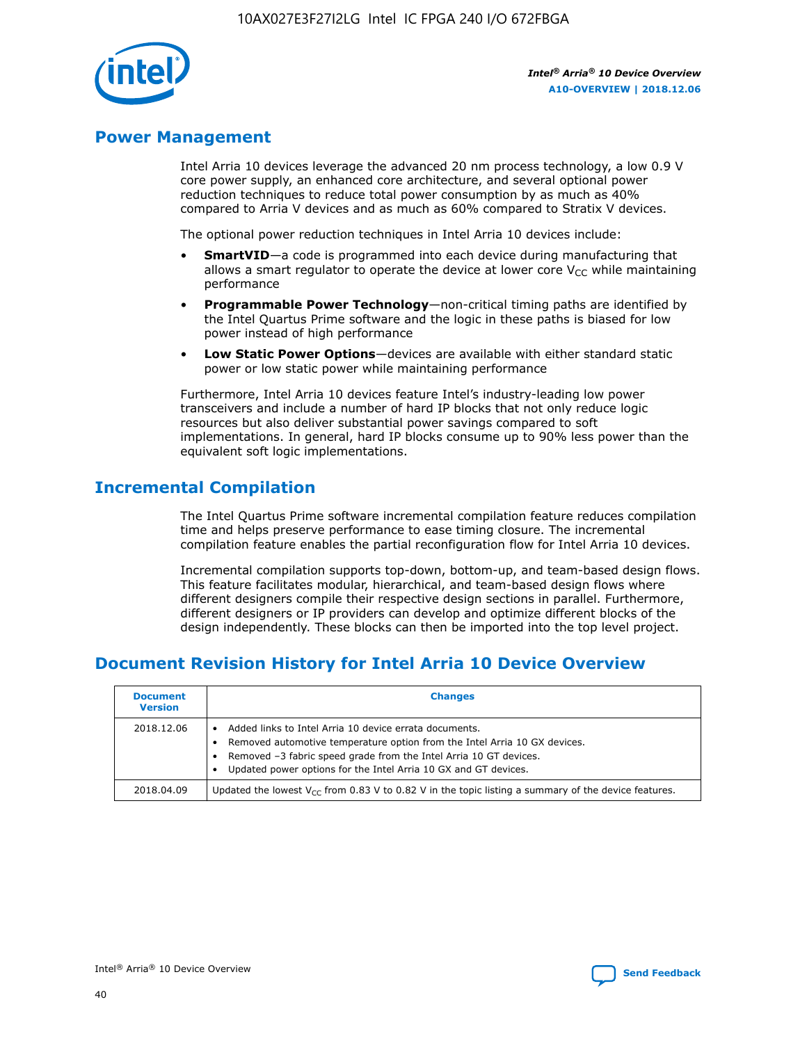## Power Management

Intel Arria 10 devices leverage the advanced 20 nm process technology, a low 0.9 V core power supply, an enhanced core architecture, and several optional power reduction techniques to reduce total power consumption by as much as 40% compared to Arria V devices and as much as 60% compared to Stratix V devices.

The optional power reduction techniques in Intel Arria 10 devices include:

- **SmartVID**—a code is programmed into each device during manufacturing that allows a smart regulator to operate the device at lower core $V_{CC}$ while maintaining performance
- **Programmable Power Technology**—non-critical timing paths are identified by the Intel Quartus Prime software and the logic in these paths is biased for low power instead of high performance
- **Low Static Power Options**—devices are available with either standard static power or low static power while maintaining performance

Furthermore, Intel Arria 10 devices feature Intel's industry-leading low power transceivers and include a number of hard IP blocks that not only reduce logic resources but also deliver substantial power savings compared to soft implementations. In general, hard IP blocks consume up to 90% less power than the equivalent soft logic implementations.

## Incremental Compilation

The Intel Quartus Prime software incremental compilation feature reduces compilation time and helps preserve performance to ease timing closure. The incremental compilation feature enables the partial reconfiguration flow for Intel Arria 10 devices.

Incremental compilation supports top-down, bottom-up, and team-based design flows. This feature facilitates modular, hierarchical, and team-based design flows where different designers compile their respective design sections in parallel. Furthermore, different designers or IP providers can develop and optimize different blocks of the design independently. These blocks can then be imported into the top level project.

## Document Revision History for Intel Arria 10 Device Overview

| Document Version | Changes |
| --- | --- |
| 2018.12.06 | • Added links to Intel Arria 10 device errata documents.<br>• Removed automotive temperature option from the Intel Arria 10 GX devices.<br>• Removed –3 fabric speed grade from the Intel Arria 10 GT devices.<br>• Updated power options for the Intel Arria 10 GX and GT devices. |
| 2018.04.09 | Updated the lowest $V_{CC}$ from 0.83 V to 0.82 V in the topic listing a summary of the device features. |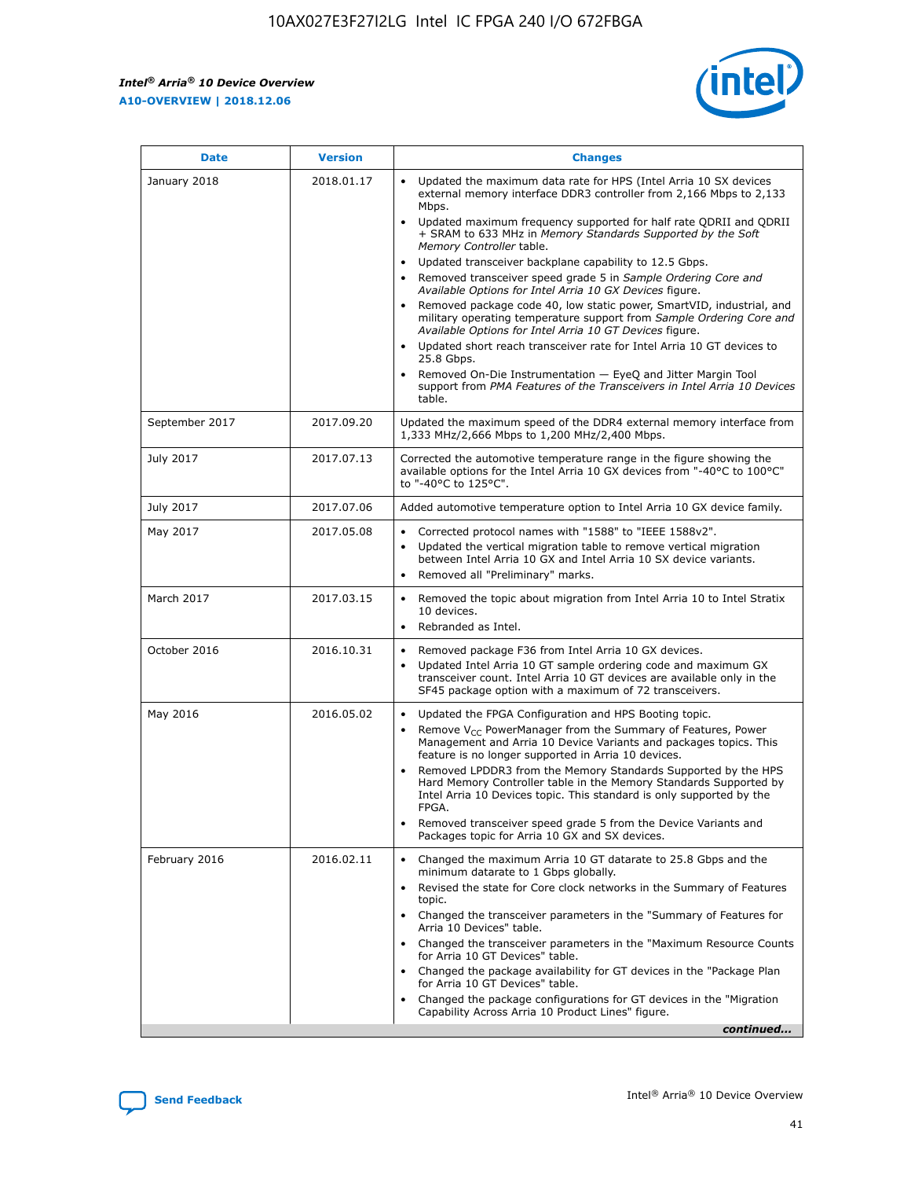| Date | Version | Changes |
| --- | --- | --- |
| January 2018 | 2018.01.17 | • Updated the maximum data rate for HPS (Intel Arria 10 SX devices external memory interface DDR3 controller from 2,166 Mbps to 2,133 Mbps.<br>• Updated maximum frequency supported for half rate QDRII and QDRII + SRAM to 633 MHz in *Memory Standards Supported by the Soft Memory Controller* table.<br>• Updated transceiver backplane capability to 12.5 Gbps.<br>• Removed transceiver speed grade 5 in *Sample Ordering Core and Available Options for Intel Arria 10 GX Devices* figure.<br>• Removed package code 40, low static power, SmartVID, industrial, and military operating temperature support from *Sample Ordering Core and Available Options for Intel Arria 10 GT Devices* figure.<br>• Updated short reach transceiver rate for Intel Arria 10 GT devices to 25.8 Gbps.<br>• Removed On-Die Instrumentation — EyeQ and Jitter Margin Tool support from *PMA Features of the Transceivers in Intel Arria 10 Devices* table. |
| September 2017 | 2017.09.20 | Updated the maximum speed of the DDR4 external memory interface from 1,333 MHz/2,666 Mbps to 1,200 MHz/2,400 Mbps. |
| July 2017 | 2017.07.13 | Corrected the automotive temperature range in the figure showing the available options for the Intel Arria 10 GX devices from "-40°C to 100°C" to "-40°C to 125°C". |
| July 2017 | 2017.07.06 | Added automotive temperature option to Intel Arria 10 GX device family. |
| May 2017 | 2017.05.08 | • Corrected protocol names with "1588" to "IEEE 1588v2".<br>• Updated the vertical migration table to remove vertical migration between Intel Arria 10 GX and Intel Arria 10 SX device variants.<br>• Removed all "Preliminary" marks. |
| March 2017 | 2017.03.15 | • Removed the topic about migration from Intel Arria 10 to Intel Stratix 10 devices.<br>• Rebranded as Intel. |
| October 2016 | 2016.10.31 | • Removed package F36 from Intel Arria 10 GX devices.<br>• Updated Intel Arria 10 GT sample ordering code and maximum GX transceiver count. Intel Arria 10 GT devices are available only in the SF45 package option with a maximum of 72 transceivers. |
| May 2016 | 2016.05.02 | • Updated the FPGA Configuration and HPS Booting topic.<br>• Remove $V_{CC}$ PowerManager from the Summary of Features, Power Management and Arria 10 Device Variants and packages topics. This feature is no longer supported in Arria 10 devices.<br>• Removed LPDDR3 from the Memory Standards Supported by the HPS Hard Memory Controller table in the Memory Standards Supported by Intel Arria 10 Devices topic. This standard is only supported by the FPGA.<br>• Removed transceiver speed grade 5 from the Device Variants and Packages topic for Arria 10 GX and SX devices. |
| February 2016 | 2016.02.11 | • Changed the maximum Arria 10 GT datarate to 25.8 Gbps and the minimum datarate to 1 Gbps globally.<br>• Revised the state for Core clock networks in the Summary of Features topic.<br>• Changed the transceiver parameters in the "Summary of Features for Arria 10 Devices" table.<br>• Changed the transceiver parameters in the "Maximum Resource Counts for Arria 10 GT Devices" table.<br>• Changed the package availability for GT devices in the "Package Plan for Arria 10 GT Devices" table.<br>• Changed the package configurations for GT devices in the "Migration Capability Across Arria 10 Product Lines" figure. |

*continued...*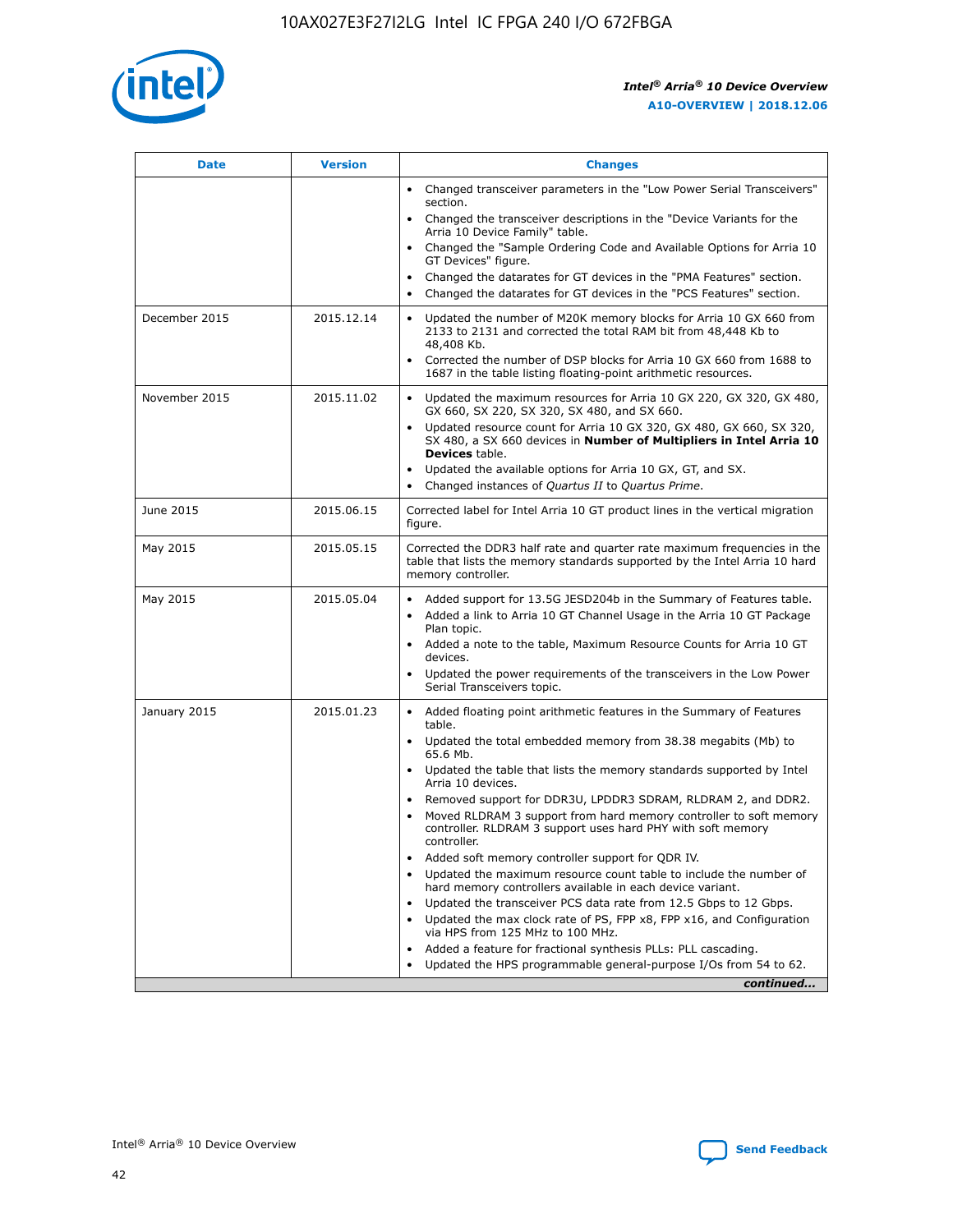| Date | Version | Changes |
|---|---|---|
| | | • Changed transceiver parameters in the "Low Power Serial Transceivers" section.<br>• Changed the transceiver descriptions in the "Device Variants for the Arria 10 Device Family" table.<br>• Changed the "Sample Ordering Code and Available Options for Arria 10 GT Devices" figure.<br>• Changed the datarates for GT devices in the "PMA Features" section.<br>• Changed the datarates for GT devices in the "PCS Features" section. |
| December 2015 | 2015.12.14 | • Updated the number of M20K memory blocks for Arria 10 GX 660 from 2133 to 2131 and corrected the total RAM bit from 48,448 Kb to 48,408 Kb.<br>• Corrected the number of DSP blocks for Arria 10 GX 660 from 1688 to 1687 in the table listing floating-point arithmetic resources. |
| November 2015 | 2015.11.02 | • Updated the maximum resources for Arria 10 GX 220, GX 320, GX 480, GX 660, SX 220, SX 320, SX 480, and SX 660.<br>• Updated resource count for Arria 10 GX 320, GX 480, GX 660, SX 320, SX 480, a SX 660 devices in **Number of Multipliers in Intel Arria 10 Devices** table.<br>• Updated the available options for Arria 10 GX, GT, and SX.<br>• Changed instances of *Quartus II* to *Quartus Prime*. |
| June 2015 | 2015.06.15 | Corrected label for Intel Arria 10 GT product lines in the vertical migration figure. |
| May 2015 | 2015.05.15 | Corrected the DDR3 half rate and quarter rate maximum frequencies in the table that lists the memory standards supported by the Intel Arria 10 hard memory controller. |
| May 2015 | 2015.05.04 | • Added support for 13.5G JESD204b in the Summary of Features table.<br>• Added a link to Arria 10 GT Channel Usage in the Arria 10 GT Package Plan topic.<br>• Added a note to the table, Maximum Resource Counts for Arria 10 GT devices.<br>• Updated the power requirements of the transceivers in the Low Power Serial Transceivers topic. |
| January 2015 | 2015.01.23 | • Added floating point arithmetic features in the Summary of Features table.<br>• Updated the total embedded memory from 38.38 megabits (Mb) to 65.6 Mb.<br>• Updated the table that lists the memory standards supported by Intel Arria 10 devices.<br>• Removed support for DDR3U, LPDDR3 SDRAM, RLDRAM 2, and DDR2.<br>• Moved RLDRAM 3 support from hard memory controller to soft memory controller. RLDRAM 3 support uses hard PHY with soft memory controller.<br>• Added soft memory controller support for QDR IV.<br>• Updated the maximum resource count table to include the number of hard memory controllers available in each device variant.<br>• Updated the transceiver PCS data rate from 12.5 Gbps to 12 Gbps.<br>• Updated the max clock rate of PS, FPP x8, FPP x16, and Configuration via HPS from 125 MHz to 100 MHz.<br>• Added a feature for fractional synthesis PLLs: PLL cascading.<br>• Updated the HPS programmable general-purpose I/Os from 54 to 62. |

*continued...*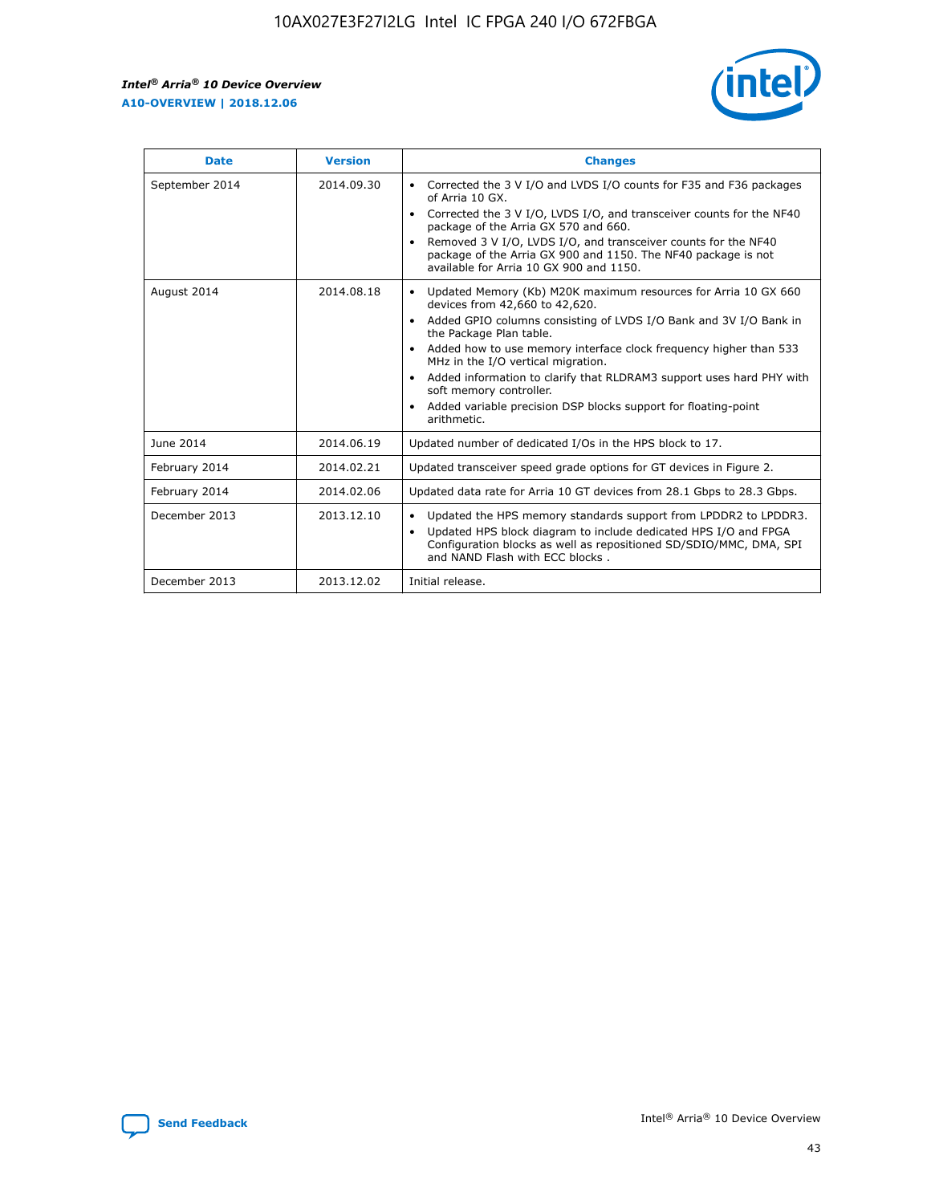| Date | Version | Changes |
| --- | --- | --- |
| September 2014 | 2014.09.30 | • Corrected the 3 V I/O and LVDS I/O counts for F35 and F36 packages of Arria 10 GX.<br>• Corrected the 3 V I/O, LVDS I/O, and transceiver counts for the NF40 package of the Arria GX 570 and 660.<br>• Removed 3 V I/O, LVDS I/O, and transceiver counts for the NF40 package of the Arria GX 900 and 1150. The NF40 package is not available for Arria 10 GX 900 and 1150. |
| August 2014 | 2014.08.18 | • Updated Memory (Kb) M20K maximum resources for Arria 10 GX 660 devices from 42,660 to 42,620.<br>• Added GPIO columns consisting of LVDS I/O Bank and 3V I/O Bank in the Package Plan table.<br>• Added how to use memory interface clock frequency higher than 533 MHz in the I/O vertical migration.<br>• Added information to clarify that RLDRAM3 support uses hard PHY with soft memory controller.<br>• Added variable precision DSP blocks support for floating-point arithmetic. |
| June 2014 | 2014.06.19 | Updated number of dedicated I/Os in the HPS block to 17. |
| February 2014 | 2014.02.21 | Updated transceiver speed grade options for GT devices in Figure 2. |
| February 2014 | 2014.02.06 | Updated data rate for Arria 10 GT devices from 28.1 Gbps to 28.3 Gbps. |
| December 2013 | 2013.12.10 | • Updated the HPS memory standards support from LPDDR2 to LPDDR3.<br>• Updated HPS block diagram to include dedicated HPS I/O and FPGA Configuration blocks as well as repositioned SD/SDIO/MMC, DMA, SPI and NAND Flash with ECC blocks . |
| December 2013 | 2013.12.02 | Initial release. |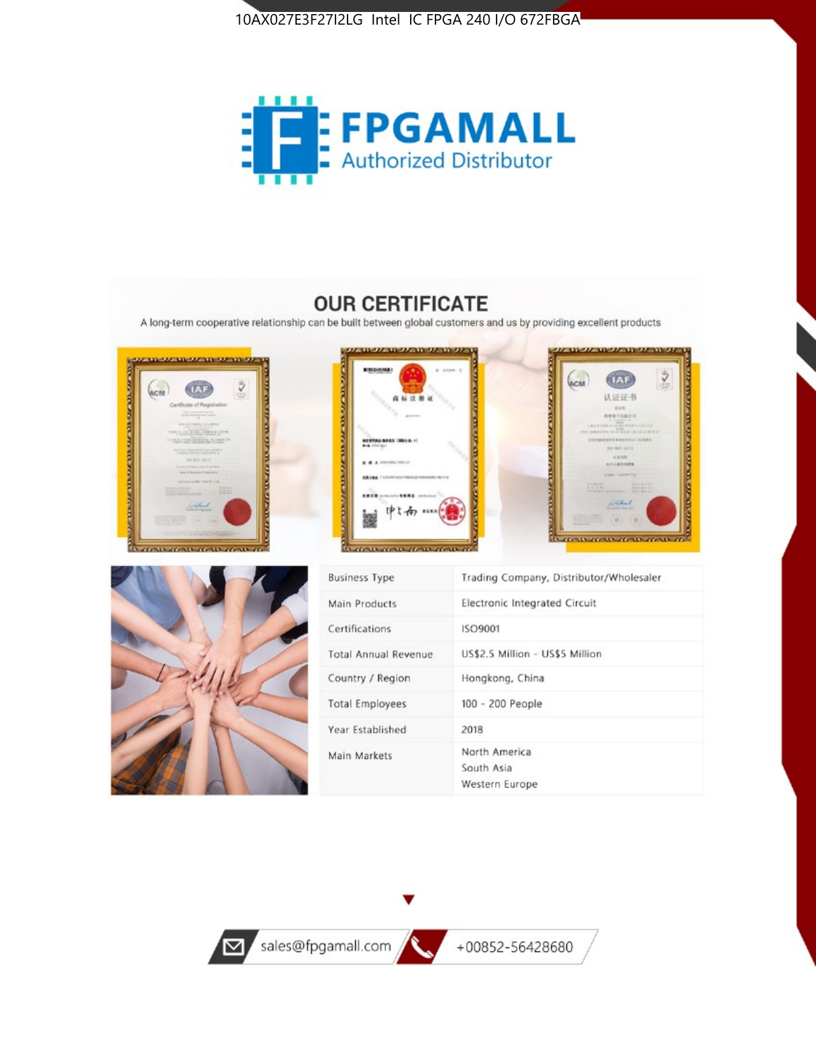FPGAMALL
Authorized Distributor

## OUR CERTIFICATE

A long-term cooperative relationship can be built between global customers and us by providing excellent products

| | |
|---|---|
| Business Type | Trading Company, Distributor/Wholesaler |
| Main Products | Electronic Integrated Circuit |
| Certifications | ISO9001 |
| Total Annual Revenue | US$2.5 Million - US$5 Million |
| Country / Region | Hongkong, China |
| Total Employees | 100 - 200 People |
| Year Established | 2018 |
| Main Markets | North America<br>South Asia<br>Western Europe |

sales@fpgamall.com

+00852-56428680